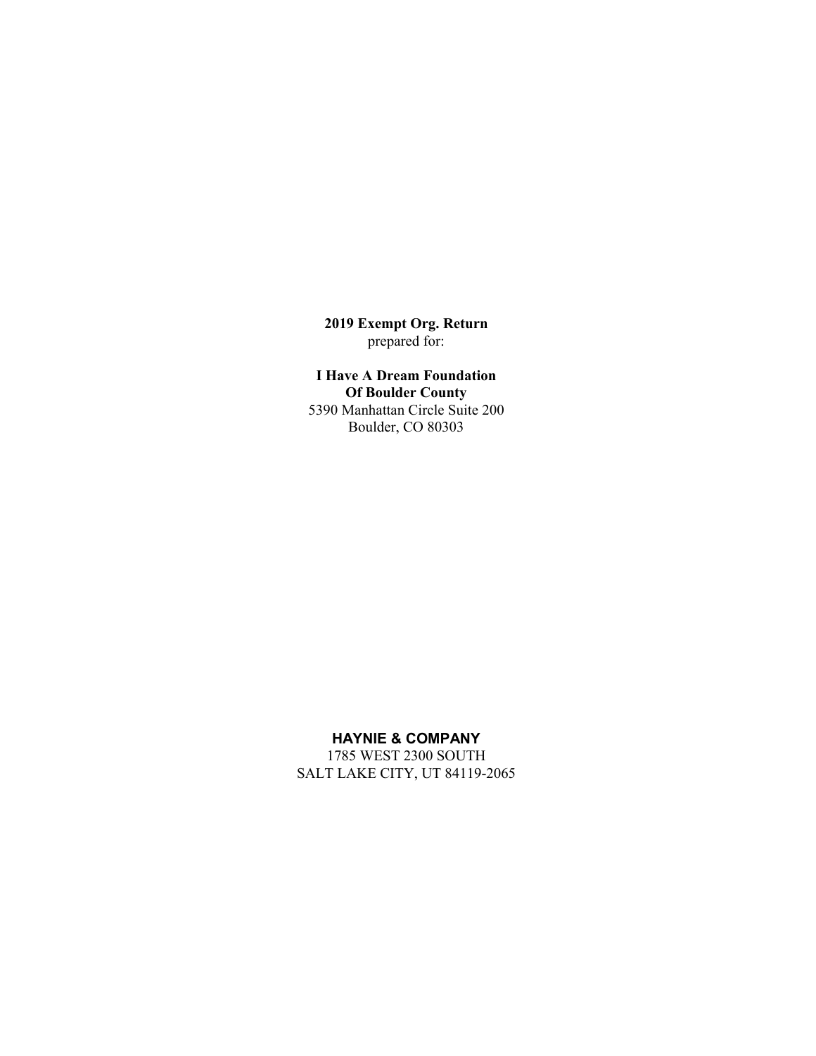**2019 Exempt Org. Return**
prepared for:

**I Have A Dream Foundation**
**Of Boulder County**
5390 Manhattan Circle Suite 200
Boulder, CO 80303

**HAYNIE & COMPANY**
1785 WEST 2300 SOUTH
SALT LAKE CITY, UT 84119-2065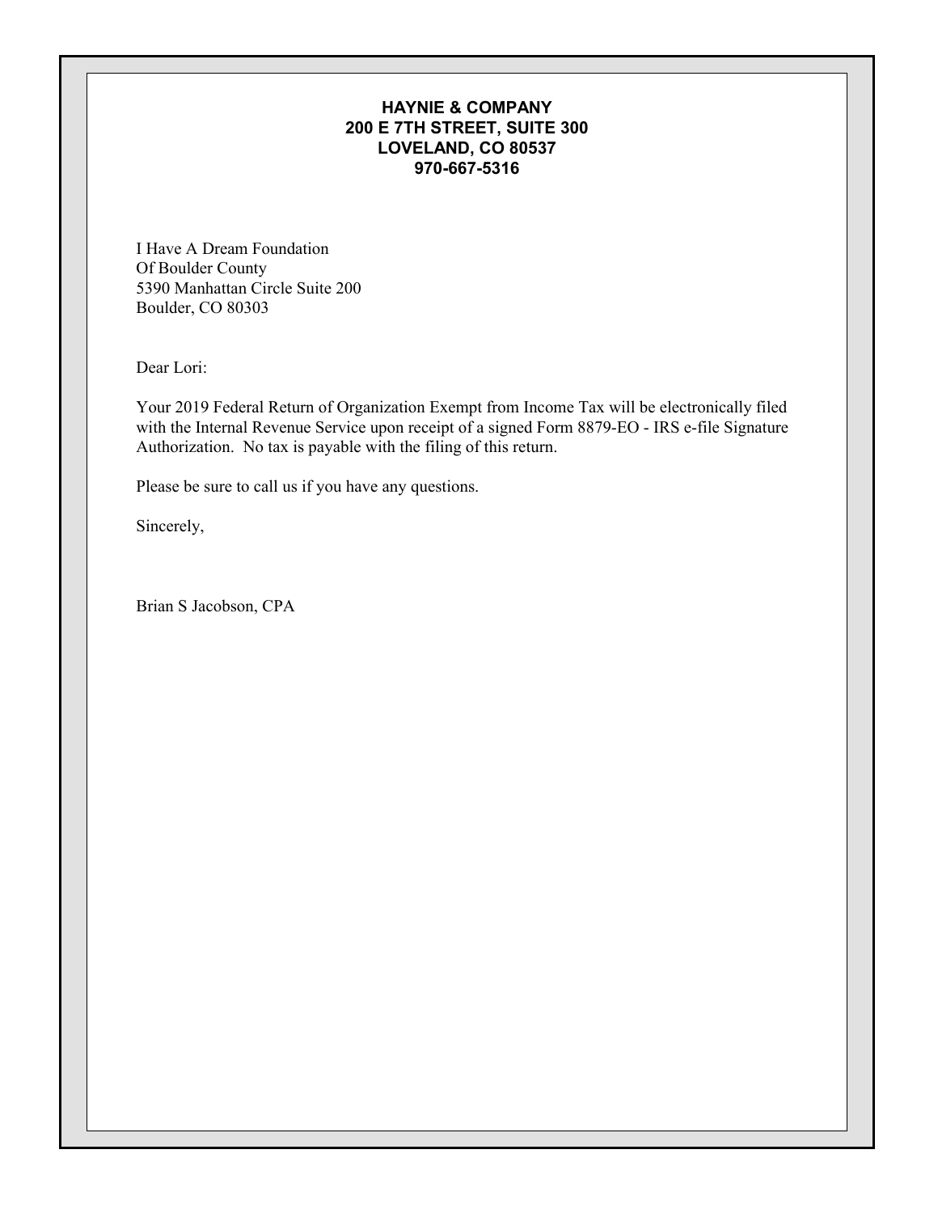**HAYNIE & COMPANY**
**200 E 7TH STREET, SUITE 300**
**LOVELAND, CO 80537**
**970-667-5316**

I Have A Dream Foundation
Of Boulder County
5390 Manhattan Circle Suite 200
Boulder, CO 80303

Dear Lori:

Your 2019 Federal Return of Organization Exempt from Income Tax will be electronically filed with the Internal Revenue Service upon receipt of a signed Form 8879-EO - IRS e-file Signature Authorization. No tax is payable with the filing of this return.

Please be sure to call us if you have any questions.

Sincerely,

Brian S Jacobson, CPA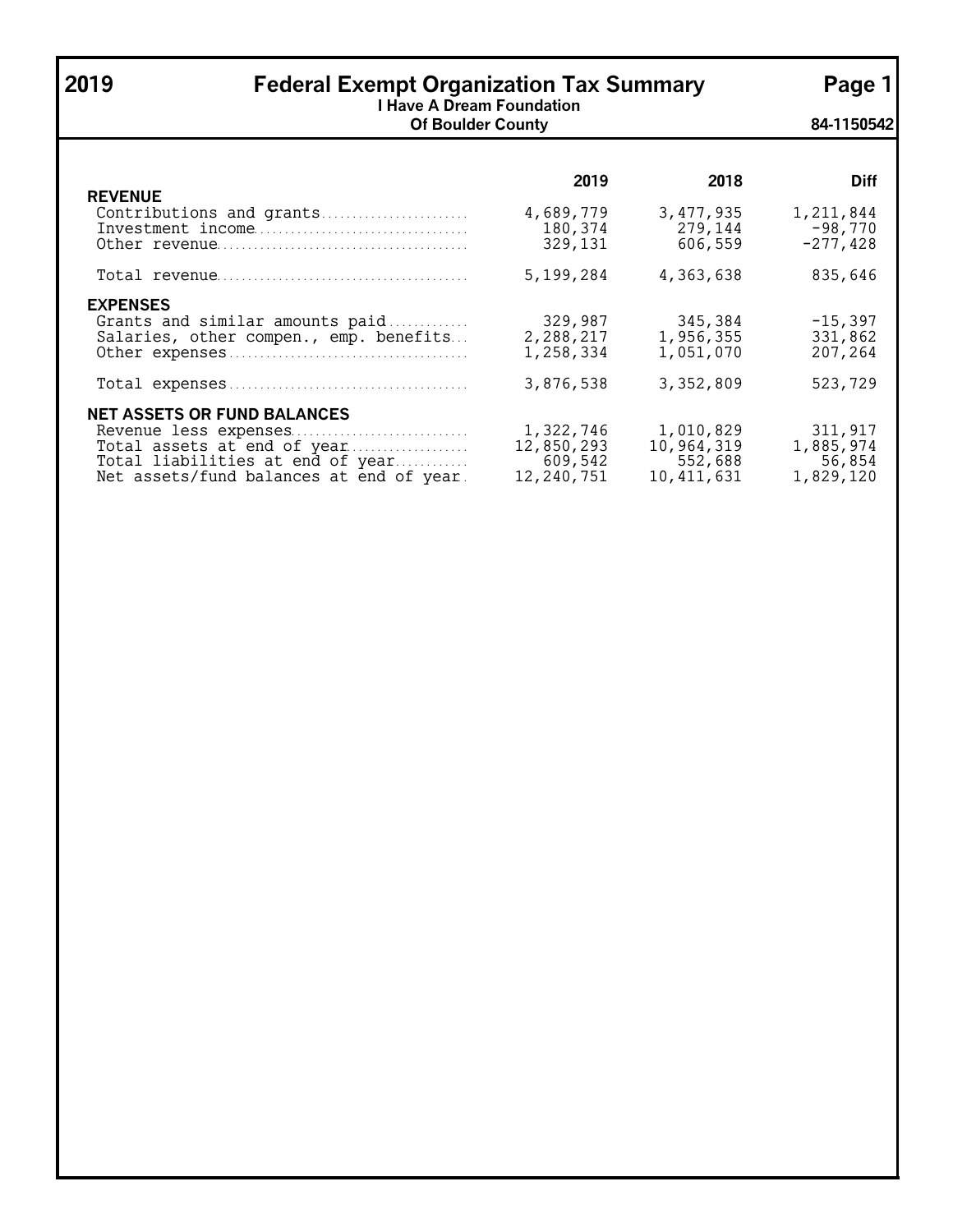# 2019 Federal Exempt Organization Tax Summary

**I Have A Dream Foundation Of Boulder County**

**84-1150542**

| | 2019 | 2018 | Diff |
|---|---|---|---|
| **REVENUE** | | | |
| Contributions and grants | 4,689,779 | 3,477,935 | 1,211,844 |
| Investment income | 180,374 | 279,144 | -98,770 |
| Other revenue | 329,131 | 606,559 | -277,428 |
| Total revenue | 5,199,284 | 4,363,638 | 835,646 |
| **EXPENSES** | | | |
| Grants and similar amounts paid | 329,987 | 345,384 | -15,397 |
| Salaries, other compen., emp. benefits | 2,288,217 | 1,956,355 | 331,862 |
| Other expenses | 1,258,334 | 1,051,070 | 207,264 |
| Total expenses | 3,876,538 | 3,352,809 | 523,729 |
| **NET ASSETS OR FUND BALANCES** | | | |
| Revenue less expenses | 1,322,746 | 1,010,829 | 311,917 |
| Total assets at end of year | 12,850,293 | 10,964,319 | 1,885,974 |
| Total liabilities at end of year | 609,542 | 552,688 | 56,854 |
| Net assets/fund balances at end of year | 12,240,751 | 10,411,631 | 1,829,120 |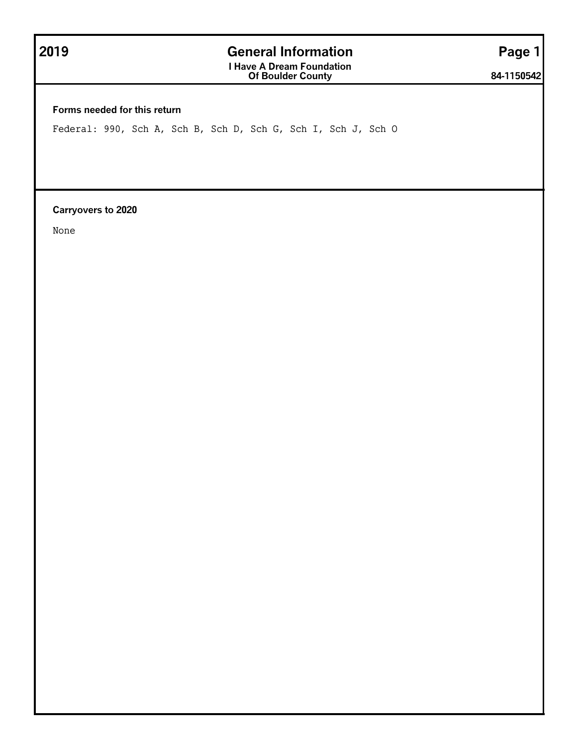# 2019 General Information

**I Have A Dream Foundation Of Boulder County**

**84-1150542**

**Forms needed for this return**

Federal: 990, Sch A, Sch B, Sch D, Sch G, Sch I, Sch J, Sch O

**Carryovers to 2020**

None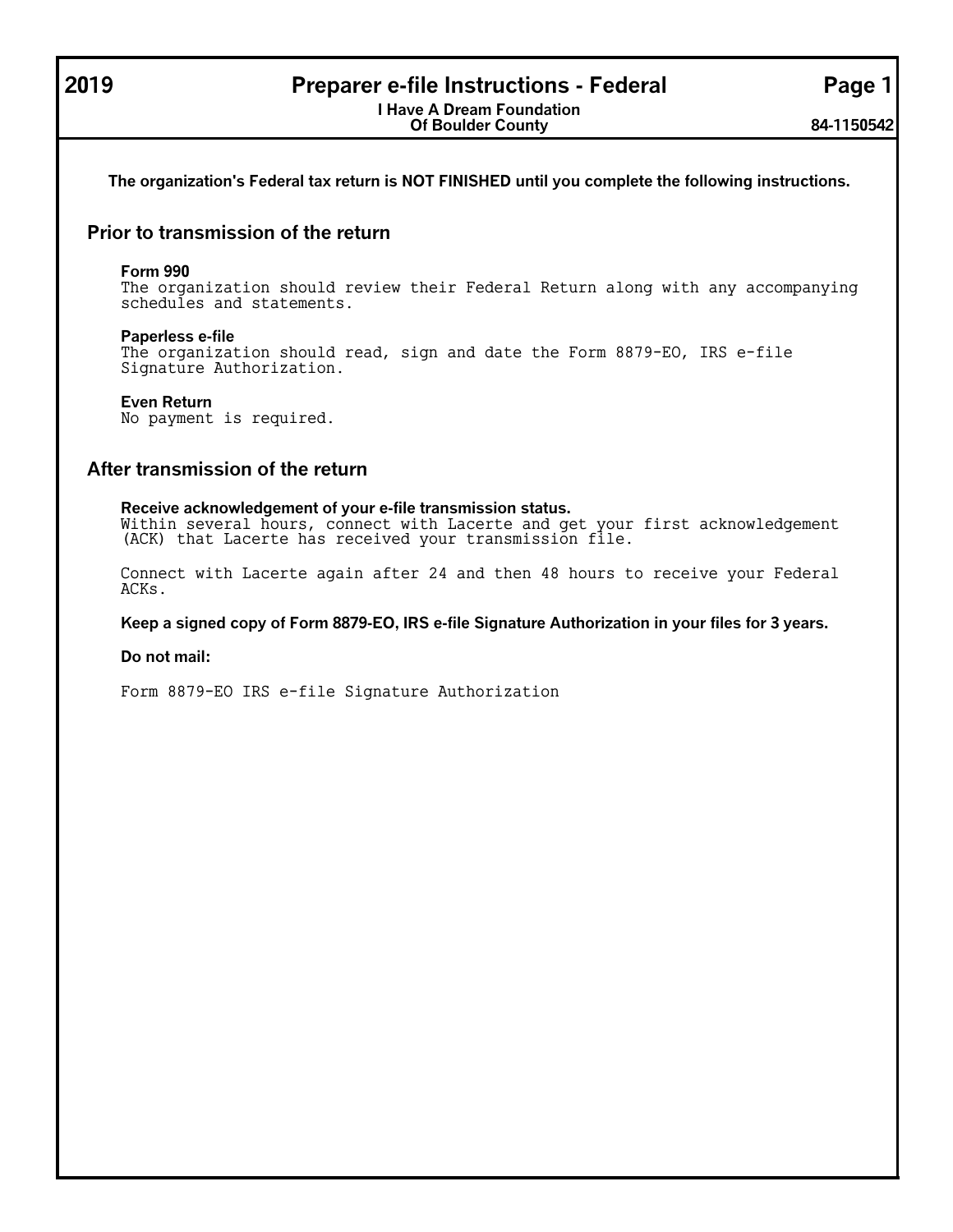# 2019 Preparer e-file Instructions - Federal

**I Have A Dream Foundation Of Boulder County** — **84-1150542**

**The organization's Federal tax return is NOT FINISHED until you complete the following instructions.**

## Prior to transmission of the return

**Form 990**
The organization should review their Federal Return along with any accompanying schedules and statements.

**Paperless e-file**
The organization should read, sign and date the Form 8879-EO, IRS e-file Signature Authorization.

**Even Return**
No payment is required.

## After transmission of the return

**Receive acknowledgement of your e-file transmission status.**
Within several hours, connect with Lacerte and get your first acknowledgement (ACK) that Lacerte has received your transmission file.

Connect with Lacerte again after 24 and then 48 hours to receive your Federal ACKs.

**Keep a signed copy of Form 8879-EO, IRS e-file Signature Authorization in your files for 3 years.**

**Do not mail:**

Form 8879-EO IRS e-file Signature Authorization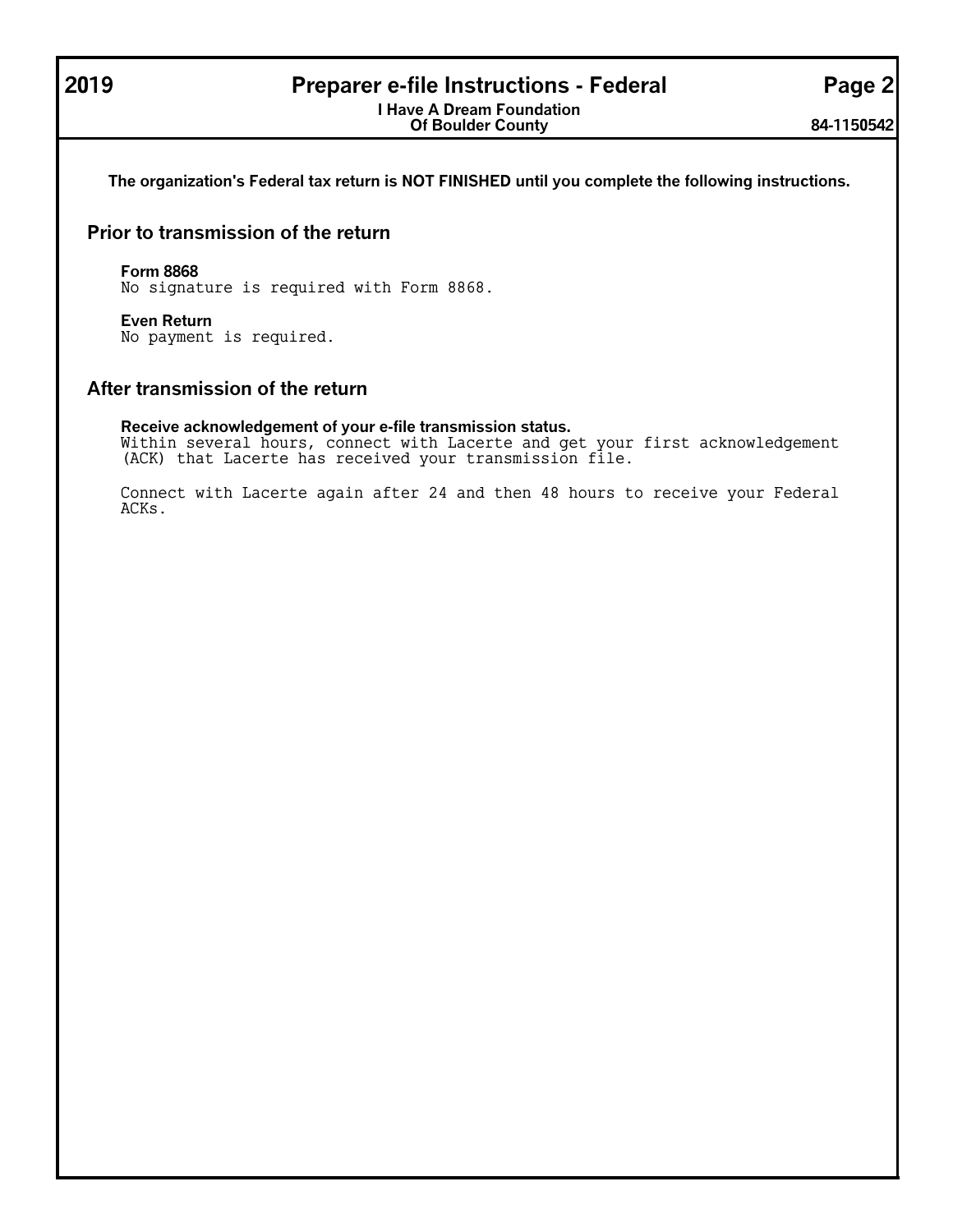# Preparer e-file Instructions - Federal

I Have A Dream Foundation
Of Boulder County

84-1150542

2019

**The organization's Federal tax return is NOT FINISHED until you complete the following instructions.**

## Prior to transmission of the return

**Form 8868**
No signature is required with Form 8868.

**Even Return**
No payment is required.

## After transmission of the return

**Receive acknowledgement of your e-file transmission status.**
Within several hours, connect with Lacerte and get your first acknowledgement (ACK) that Lacerte has received your transmission file.

Connect with Lacerte again after 24 and then 48 hours to receive your Federal ACKs.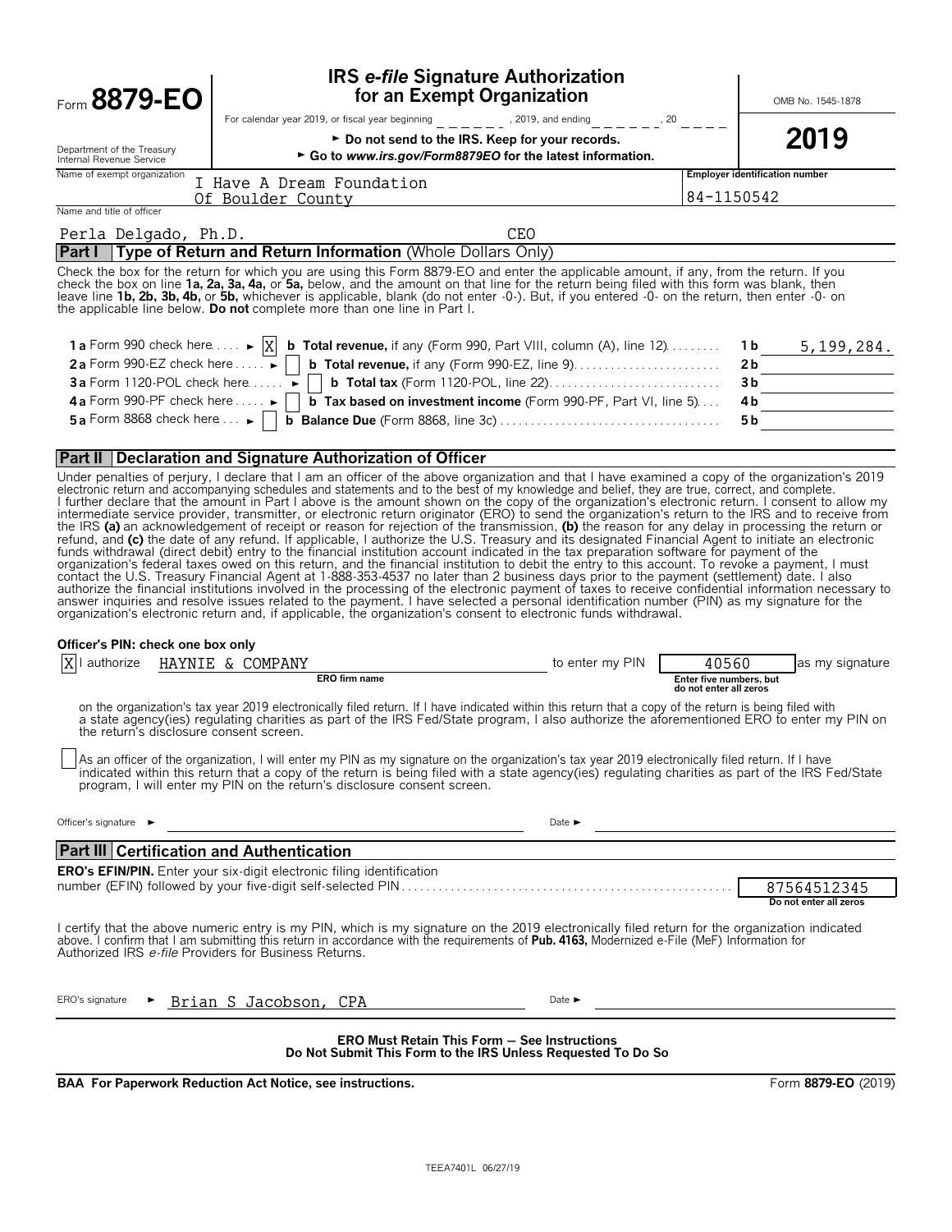Form **8879-EO**

# IRS *e-file* Signature Authorization for an Exempt Organization

For calendar year 2019, or fiscal year beginning ______, 2019, and ending ______, 20 ____

► Do not send to the IRS. Keep for your records.

► Go to *www.irs.gov/Form8879EO* for the latest information.

Department of the Treasury
Internal Revenue Service

OMB No. 1545-1878

**2019**

Name of exempt organization: I Have A Dream Foundation Of Boulder County

Employer identification number: 84-1150542

Name and title of officer: Perla Delgado, Ph.D. CEO

## Part I Type of Return and Return Information (Whole Dollars Only)

Check the box for the return for which you are using this Form 8879-EO and enter the applicable amount, if any, from the return. If you check the box on line **1a, 2a, 3a, 4a,** or **5a,** below, and the amount on that line for the return being filed with this form was blank, then leave line **1b, 2b, 3b, 4b,** or **5b,** whichever is applicable, blank (do not enter -0-). But, if you entered -0- on the return, then enter -0- on the applicable line below. **Do not** complete more than one line in Part I.

| | | | |
|---|---|---|---|
| **1 a** Form 990 check here ► [X] | **b Total revenue,** if any (Form 990, Part VIII, column (A), line 12) | **1 b** | 5,199,284. |
| **2 a** Form 990-EZ check here ► [ ] | **b Total revenue,** if any (Form 990-EZ, line 9) | **2 b** | |
| **3 a** Form 1120-POL check here ► [ ] | **b Total tax** (Form 1120-POL, line 22) | **3 b** | |
| **4 a** Form 990-PF check here ► [ ] | **b Tax based on investment income** (Form 990-PF, Part VI, line 5) | **4 b** | |
| **5 a** Form 8868 check here ► [ ] | **b Balance Due** (Form 8868, line 3c) | **5 b** | |

## Part II Declaration and Signature Authorization of Officer

Under penalties of perjury, I declare that I am an officer of the above organization and that I have examined a copy of the organization's 2019 electronic return and accompanying schedules and statements and to the best of my knowledge and belief, they are true, correct, and complete. I further declare that the amount in Part I above is the amount shown on the copy of the organization's electronic return. I consent to allow my intermediate service provider, transmitter, or electronic return originator (ERO) to send the organization's return to the IRS and to receive from the IRS **(a)** an acknowledgement of receipt or reason for rejection of the transmission, **(b)** the reason for any delay in processing the return or refund, and **(c)** the date of any refund. If applicable, I authorize the U.S. Treasury and its designated Financial Agent to initiate an electronic funds withdrawal (direct debit) entry to the financial institution account indicated in the tax preparation software for payment of the organization's federal taxes owed on this return, and the financial institution to debit the entry to this account. To revoke a payment, I must contact the U.S. Treasury Financial Agent at 1-888-353-4537 no later than 2 business days prior to the payment (settlement) date. I also authorize the financial institutions involved in the processing of the electronic payment of taxes to receive confidential information necessary to answer inquiries and resolve issues related to the payment. I have selected a personal identification number (PIN) as my signature for the organization's electronic return and, if applicable, the organization's consent to electronic funds withdrawal.

**Officer's PIN: check one box only**

[X] I authorize HAYNIE & COMPANY (ERO firm name) to enter my PIN 40560 (Enter five numbers, but do not enter all zeros) as my signature on the organization's tax year 2019 electronically filed return. If I have indicated within this return that a copy of the return is being filed with a state agency(ies) regulating charities as part of the IRS Fed/State program, I also authorize the aforementioned ERO to enter my PIN on the return's disclosure consent screen.

[ ] As an officer of the organization, I will enter my PIN as my signature on the organization's tax year 2019 electronically filed return. If I have indicated within this return that a copy of the return is being filed with a state agency(ies) regulating charities as part of the IRS Fed/State program, I will enter my PIN on the return's disclosure consent screen.

Officer's signature ► ______________________ Date ► ______________________

## Part III Certification and Authentication

**ERO's EFIN/PIN.** Enter your six-digit electronic filing identification number (EFIN) followed by your five-digit self-selected PIN: 87564512345 (Do not enter all zeros)

I certify that the above numeric entry is my PIN, which is my signature on the 2019 electronically filed return for the organization indicated above. I confirm that I am submitting this return in accordance with the requirements of **Pub. 4163,** Modernized e-File (MeF) Information for Authorized IRS *e-file* Providers for Business Returns.

ERO's signature ► Brian S Jacobson, CPA Date ► ______________________

**ERO Must Retain This Form — See Instructions**
**Do Not Submit This Form to the IRS Unless Requested To Do So**

**BAA For Paperwork Reduction Act Notice, see instructions.** Form **8879-EO** (2019)

TEEA7401L 06/27/19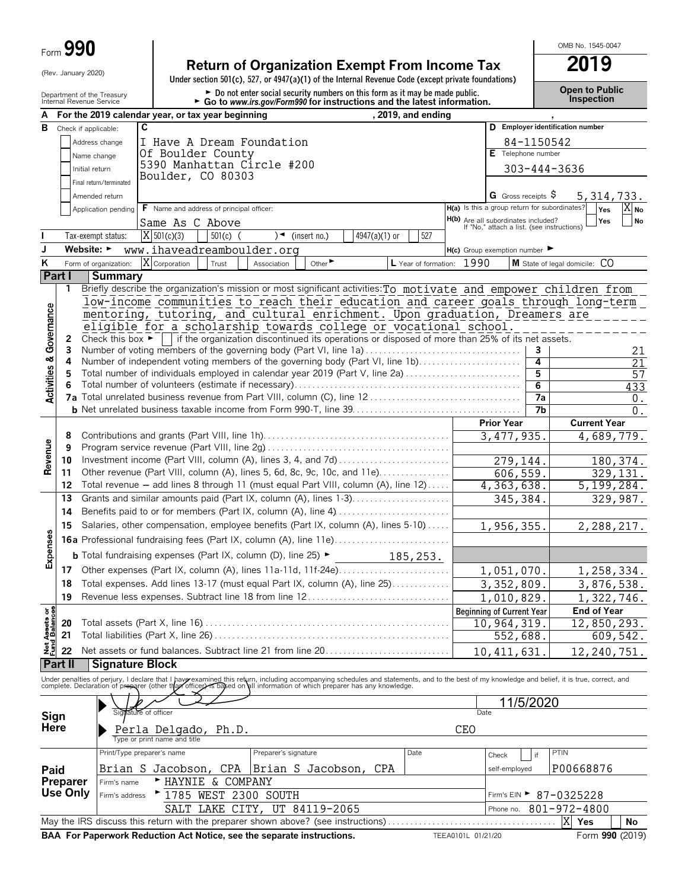Form **990**

(Rev. January 2020)

Department of the Treasury
Internal Revenue Service

# Return of Organization Exempt From Income Tax

**Under section 501(c), 527, or 4947(a)(1) of the Internal Revenue Code (except private foundations)**

► Do not enter social security numbers on this form as it may be made public.
► Go to *www.irs.gov/Form990* for instructions and the latest information.

OMB No. 1545-0047

**2019**

**Open to Public Inspection**

**A** For the 2019 calendar year, or tax year beginning , 2019, and ending ,

**B** Check if applicable:
- Address change
- Name change
- Initial return
- Final return/terminated
- Amended return
- Application pending

**C** I Have A Dream Foundation
Of Boulder County
5390 Manhattan Circle #200
Boulder, CO 80303

**D** Employer identification number: 84-1150542

**E** Telephone number: 303-444-3636

**G** Gross receipts $ 5,314,733.

**F** Name and address of principal officer: Same As C Above

**H(a)** Is this a group return for subordinates? Yes [ ] No [X]

**H(b)** Are all subordinates included? Yes [ ] No [ ]
If "No," attach a list. (see instructions)

**I** Tax-exempt status: [X] 501(c)(3) [ ] 501(c) ( ) ◄ (insert no.) [ ] 4947(a)(1) or [ ] 527

**J** Website: ► www.ihaveadreamboulder.org

**H(c)** Group exemption number ►

**K** Form of organization: [X] Corporation [ ] Trust [ ] Association [ ] Other ►

**L** Year of formation: 1990

**M** State of legal domicile: CO

## Part I Summary

**Activities & Governance**

1 Briefly describe the organization's mission or most significant activities: To motivate and empower children from low-income communities to reach their education and career goals through long-term mentoring, tutoring, and cultural enrichment. Upon graduation, Dreamers are eligible for a scholarship towards college or vocational school.

2 Check this box ► [ ] if the organization discontinued its operations or disposed of more than 25% of its net assets.

| | | Line | |
|---|---|---|---|
| 3 | Number of voting members of the governing body (Part VI, line 1a) | 3 | 21 |
| 4 | Number of independent voting members of the governing body (Part VI, line 1b) | 4 | 21 |
| 5 | Total number of individuals employed in calendar year 2019 (Part V, line 2a) | 5 | 57 |
| 6 | Total number of volunteers (estimate if necessary) | 6 | 433 |
| 7a | Total unrelated business revenue from Part VIII, column (C), line 12 | 7a | 0. |
| b | Net unrelated business taxable income from Form 990-T, line 39 | 7b | 0. |

| | | Prior Year | Current Year |
|---|---|---|---|
| **Revenue** | | | |
| 8 | Contributions and grants (Part VIII, line 1h) | 3,477,935. | 4,689,779. |
| 9 | Program service revenue (Part VIII, line 2g) | | |
| 10 | Investment income (Part VIII, column (A), lines 3, 4, and 7d) | 279,144. | 180,374. |
| 11 | Other revenue (Part VIII, column (A), lines 5, 6d, 8c, 9c, 10c, and 11e) | 606,559. | 329,131. |
| 12 | Total revenue — add lines 8 through 11 (must equal Part VIII, column (A), line 12) | 4,363,638. | 5,199,284. |
| **Expenses** | | | |
| 13 | Grants and similar amounts paid (Part IX, column (A), lines 1-3) | 345,384. | 329,987. |
| 14 | Benefits paid to or for members (Part IX, column (A), line 4) | | |
| 15 | Salaries, other compensation, employee benefits (Part IX, column (A), lines 5-10) | 1,956,355. | 2,288,217. |
| 16a | Professional fundraising fees (Part IX, column (A), line 11e) | | |
| b | Total fundraising expenses (Part IX, column (D), line 25) ► 185,253. | | |
| 17 | Other expenses (Part IX, column (A), lines 11a-11d, 11f-24e) | 1,051,070. | 1,258,334. |
| 18 | Total expenses. Add lines 13-17 (must equal Part IX, column (A), line 25) | 3,352,809. | 3,876,538. |
| 19 | Revenue less expenses. Subtract line 18 from line 12 | 1,010,829. | 1,322,746. |

| **Net Assets or Fund Balances** | | Beginning of Current Year | End of Year |
|---|---|---|---|
| 20 | Total assets (Part X, line 16) | 10,964,319. | 12,850,293. |
| 21 | Total liabilities (Part X, line 26) | 552,688. | 609,542. |
| 22 | Net assets or fund balances. Subtract line 21 from line 20 | 10,411,631. | 12,240,751. |

## Part II Signature Block

Under penalties of perjury, I declare that I have examined this return, including accompanying schedules and statements, and to the best of my knowledge and belief, it is true, correct, and complete. Declaration of preparer (other than officer) is based on all information of which preparer has any knowledge.

**Sign Here**

Signature of officer — Date: 11/5/2020

Perla Delgado, Ph.D. — CEO
Type or print name and title

**Paid Preparer Use Only**

| Print/Type preparer's name | Preparer's signature | Date | Check [ ] if self-employed | PTIN |
|---|---|---|---|---|
| Brian S Jacobson, CPA | Brian S Jacobson, CPA | | | P00668876 |

Firm's name ► HAYNIE & COMPANY

Firm's address ► 1785 WEST 2300 SOUTH, SALT LAKE CITY, UT 84119-2065

Firm's EIN ► 87-0325228

Phone no. 801-972-4800

May the IRS discuss this return with the preparer shown above? (see instructions) [X] Yes [ ] No

**BAA For Paperwork Reduction Act Notice, see the separate instructions.** TEEA0101L 01/21/20 Form **990** (2019)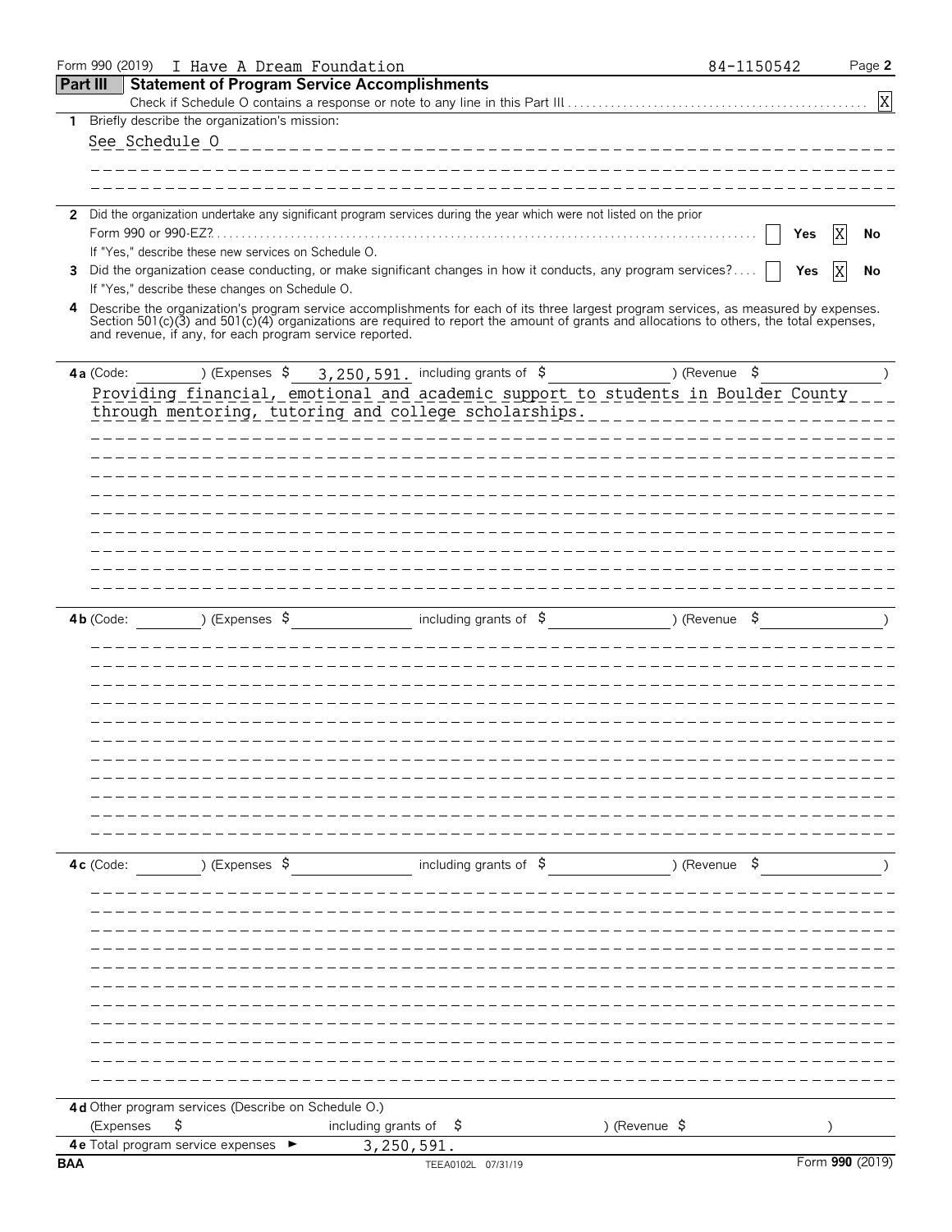Form 990 (2019) I Have A Dream Foundation 84-1150542 Page **2**

## Part III Statement of Program Service Accomplishments

Check if Schedule O contains a response or note to any line in this Part III . . . . . . . . . . . . . . . . . . . . . . . . . . . . . . . . . . [X]

**1** Briefly describe the organization's mission:

See Schedule O

**2** Did the organization undertake any significant program services during the year which were not listed on the prior Form 990 or 990-EZ? . . . . . . . . . . . . . . . . [ ] Yes [X] No

If "Yes," describe these new services on Schedule O.

**3** Did the organization cease conducting, or make significant changes in how it conducts, any program services? . . . . [ ] Yes [X] No

If "Yes," describe these changes on Schedule O.

**4** Describe the organization's program service accomplishments for each of its three largest program services, as measured by expenses. Section 501(c)(3) and 501(c)(4) organizations are required to report the amount of grants and allocations to others, the total expenses, and revenue, if any, for each program service reported.

**4a** (Code: ) (Expenses $ 3,250,591. including grants of $ ) (Revenue $ )

Providing financial, emotional and academic support to students in Boulder County through mentoring, tutoring and college scholarships.

**4b** (Code: ) (Expenses $ including grants of $ ) (Revenue $ )

**4c** (Code: ) (Expenses $ including grants of $ ) (Revenue $ )

**4d** Other program services (Describe on Schedule O.)

(Expenses $ including grants of $ ) (Revenue $ )

**4e** Total program service expenses ► 3,250,591.

BAA TEEA0102L 07/31/19 Form **990** (2019)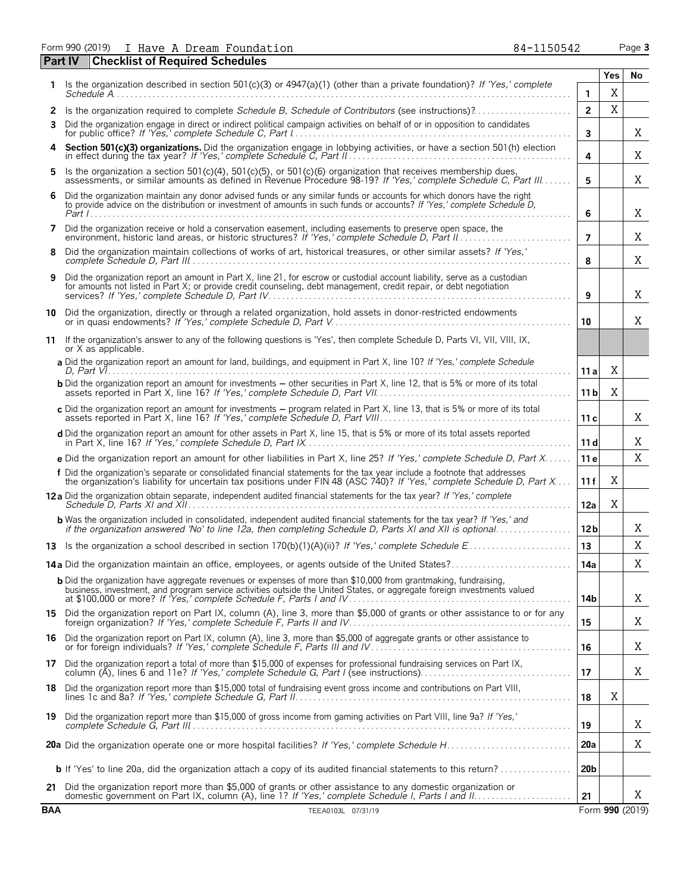Form 990 (2019) I Have A Dream Foundation 84-1150542

## Part IV Checklist of Required Schedules

| | | | Yes | No |
|---|---|---|---|---|
| **1** | Is the organization described in section 501(c)(3) or 4947(a)(1) (other than a private foundation)? *If 'Yes,' complete Schedule A* | **1** | X | |
| **2** | Is the organization required to complete *Schedule B, Schedule of Contributors* (see instructions)? | **2** | X | |
| **3** | Did the organization engage in direct or indirect political campaign activities on behalf of or in opposition to candidates for public office? *If 'Yes,' complete Schedule C, Part I* | **3** | | X |
| **4** | **Section 501(c)(3) organizations.** Did the organization engage in lobbying activities, or have a section 501(h) election in effect during the tax year? *If 'Yes,' complete Schedule C, Part II* | **4** | | X |
| **5** | Is the organization a section 501(c)(4), 501(c)(5), or 501(c)(6) organization that receives membership dues, assessments, or similar amounts as defined in Revenue Procedure 98-19? *If 'Yes,' complete Schedule C, Part III* | **5** | | X |
| **6** | Did the organization maintain any donor advised funds or any similar funds or accounts for which donors have the right to provide advice on the distribution or investment of amounts in such funds or accounts? *If 'Yes,' complete Schedule D, Part I* | **6** | | X |
| **7** | Did the organization receive or hold a conservation easement, including easements to preserve open space, the environment, historic land areas, or historic structures? *If 'Yes,' complete Schedule D, Part II* | **7** | | X |
| **8** | Did the organization maintain collections of works of art, historical treasures, or other similar assets? *If 'Yes,' complete Schedule D, Part III* | **8** | | X |
| **9** | Did the organization report an amount in Part X, line 21, for escrow or custodial account liability, serve as a custodian for amounts not listed in Part X; or provide credit counseling, debt management, credit repair, or debt negotiation services? *If 'Yes,' complete Schedule D, Part IV* | **9** | | X |
| **10** | Did the organization, directly or through a related organization, hold assets in donor-restricted endowments or in quasi endowments? *If 'Yes,' complete Schedule D, Part V* | **10** | | X |
| **11** | If the organization's answer to any of the following questions is 'Yes', then complete Schedule D, Parts VI, VII, VIII, IX, or X as applicable. | | | |
| | **a** Did the organization report an amount for land, buildings, and equipment in Part X, line 10? *If 'Yes,' complete Schedule D, Part VI* | **11a** | X | |
| | **b** Did the organization report an amount for investments – other securities in Part X, line 12, that is 5% or more of its total assets reported in Part X, line 16? *If 'Yes,' complete Schedule D, Part VII* | **11b** | X | |
| | **c** Did the organization report an amount for investments – program related in Part X, line 13, that is 5% or more of its total assets reported in Part X, line 16? *If 'Yes,' complete Schedule D, Part VIII* | **11c** | | X |
| | **d** Did the organization report an amount for other assets in Part X, line 15, that is 5% or more of its total assets reported in Part X, line 16? *If 'Yes,' complete Schedule D, Part IX* | **11d** | | X |
| | **e** Did the organization report an amount for other liabilities in Part X, line 25? *If 'Yes,' complete Schedule D, Part X* | **11e** | | X |
| | **f** Did the organization's separate or consolidated financial statements for the tax year include a footnote that addresses the organization's liability for uncertain tax positions under FIN 48 (ASC 740)? *If 'Yes,' complete Schedule D, Part X* | **11f** | X | |
| **12a** | Did the organization obtain separate, independent audited financial statements for the tax year? *If 'Yes,' complete Schedule D, Parts XI and XII* | **12a** | X | |
| | **b** Was the organization included in consolidated, independent audited financial statements for the tax year? *If 'Yes,' and if the organization answered 'No' to line 12a, then completing Schedule D, Parts XI and XII is optional* | **12b** | | X |
| **13** | Is the organization a school described in section 170(b)(1)(A)(ii)? *If 'Yes,' complete Schedule E* | **13** | | X |
| **14a** | Did the organization maintain an office, employees, or agents outside of the United States? | **14a** | | X |
| | **b** Did the organization have aggregate revenues or expenses of more than $10,000 from grantmaking, fundraising, business, investment, and program service activities outside the United States, or aggregate foreign investments valued at $100,000 or more? *If 'Yes,' complete Schedule F, Parts I and IV* | **14b** | | X |
| **15** | Did the organization report on Part IX, column (A), line 3, more than $5,000 of grants or other assistance to or for any foreign organization? *If 'Yes,' complete Schedule F, Parts II and IV* | **15** | | X |
| **16** | Did the organization report on Part IX, column (A), line 3, more than $5,000 of aggregate grants or other assistance to or for foreign individuals? *If 'Yes,' complete Schedule F, Parts III and IV* | **16** | | X |
| **17** | Did the organization report a total of more than $15,000 of expenses for professional fundraising services on Part IX, column (A), lines 6 and 11e? *If 'Yes,' complete Schedule G, Part I* (see instructions) | **17** | | X |
| **18** | Did the organization report more than $15,000 total of fundraising event gross income and contributions on Part VIII, lines 1c and 8a? *If 'Yes,' complete Schedule G, Part II* | **18** | X | |
| **19** | Did the organization report more than $15,000 of gross income from gaming activities on Part VIII, line 9a? *If 'Yes,' complete Schedule G, Part III* | **19** | | X |
| **20a** | Did the organization operate one or more hospital facilities? *If 'Yes,' complete Schedule H* | **20a** | | X |
| | **b** If 'Yes' to line 20a, did the organization attach a copy of its audited financial statements to this return? | **20b** | | |
| **21** | Did the organization report more than $5,000 of grants or other assistance to any domestic organization or domestic government on Part IX, column (A), line 1? *If 'Yes,' complete Schedule I, Parts I and II* | **21** | | X |

BAA TEEA0103L 07/31/19 Form **990** (2019)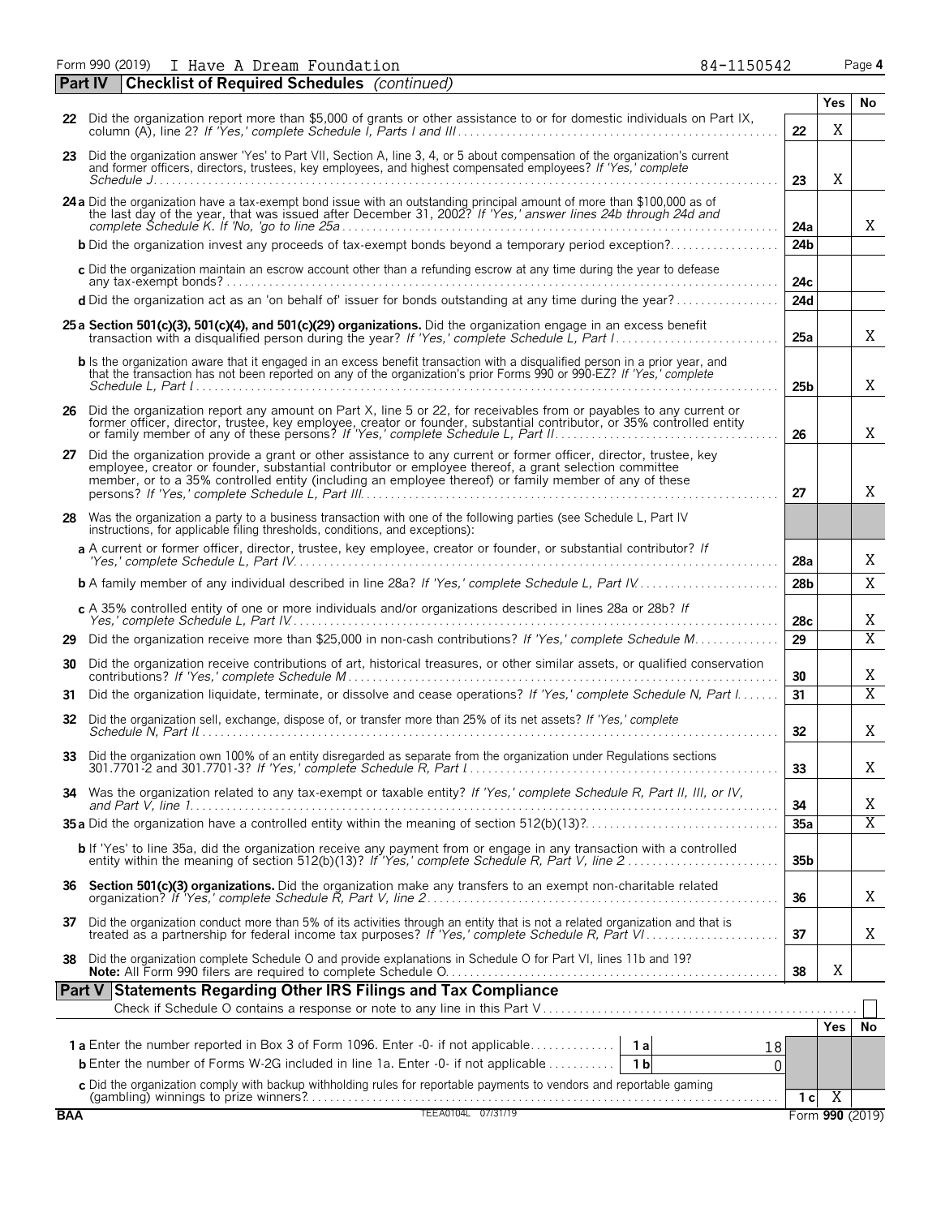Form 990 (2019) I Have A Dream Foundation 84-1150542 Page **4**

## Part IV Checklist of Required Schedules *(continued)*

| | | | Yes | No |
|---|---|---|---|---|
| **22** | Did the organization report more than $5,000 of grants or other assistance to or for domestic individuals on Part IX, column (A), line 2? *If 'Yes,' complete Schedule I, Parts I and III* | **22** | X | |
| **23** | Did the organization answer 'Yes' to Part VII, Section A, line 3, 4, or 5 about compensation of the organization's current and former officers, directors, trustees, key employees, and highest compensated employees? *If 'Yes,' complete Schedule J* | **23** | X | |
| **24a** | Did the organization have a tax-exempt bond issue with an outstanding principal amount of more than $100,000 as of the last day of the year, that was issued after December 31, 2002? *If 'Yes,' answer lines 24b through 24d and complete Schedule K. If 'No,' go to line 25a* | **24a** | | X |
| **b** | Did the organization invest any proceeds of tax-exempt bonds beyond a temporary period exception? | **24b** | | |
| **c** | Did the organization maintain an escrow account other than a refunding escrow at any time during the year to defease any tax-exempt bonds? | **24c** | | |
| **d** | Did the organization act as an 'on behalf of' issuer for bonds outstanding at any time during the year? | **24d** | | |
| **25a** | **Section 501(c)(3), 501(c)(4), and 501(c)(29) organizations.** Did the organization engage in an excess benefit transaction with a disqualified person during the year? *If 'Yes,' complete Schedule L, Part I* | **25a** | | X |
| **b** | Is the organization aware that it engaged in an excess benefit transaction with a disqualified person in a prior year, and that the transaction has not been reported on any of the organization's prior Forms 990 or 990-EZ? *If 'Yes,' complete Schedule L, Part I* | **25b** | | X |
| **26** | Did the organization report any amount on Part X, line 5 or 22, for receivables from or payables to any current or former officer, director, trustee, key employee, creator or founder, substantial contributor, or 35% controlled entity or family member of any of these persons? *If 'Yes,' complete Schedule L, Part II* | **26** | | X |
| **27** | Did the organization provide a grant or other assistance to any current or former officer, director, trustee, key employee, creator or founder, substantial contributor or employee thereof, a grant selection committee member, or to a 35% controlled entity (including an employee thereof) or family member of any of these persons? *If 'Yes,' complete Schedule L, Part III* | **27** | | X |
| **28** | Was the organization a party to a business transaction with one of the following parties (see Schedule L, Part IV instructions, for applicable filing thresholds, conditions, and exceptions): | | | |
| **a** | A current or former officer, director, trustee, key employee, creator or founder, or substantial contributor? *If 'Yes,' complete Schedule L, Part IV* | **28a** | | X |
| **b** | A family member of any individual described in line 28a? *If 'Yes,' complete Schedule L, Part IV* | **28b** | | X |
| **c** | A 35% controlled entity of one or more individuals and/or organizations described in lines 28a or 28b? *If Yes,' complete Schedule L, Part IV* | **28c** | | X |
| **29** | Did the organization receive more than $25,000 in non-cash contributions? *If 'Yes,' complete Schedule M* | **29** | | X |
| **30** | Did the organization receive contributions of art, historical treasures, or other similar assets, or qualified conservation contributions? *If 'Yes,' complete Schedule M* | **30** | | X |
| **31** | Did the organization liquidate, terminate, or dissolve and cease operations? *If 'Yes,' complete Schedule N, Part I* | **31** | | X |
| **32** | Did the organization sell, exchange, dispose of, or transfer more than 25% of its net assets? *If 'Yes,' complete Schedule N, Part II* | **32** | | X |
| **33** | Did the organization own 100% of an entity disregarded as separate from the organization under Regulations sections 301.7701-2 and 301.7701-3? *If 'Yes,' complete Schedule R, Part I* | **33** | | X |
| **34** | Was the organization related to any tax-exempt or taxable entity? *If 'Yes,' complete Schedule R, Part II, III, or IV, and Part V, line 1* | **34** | | X |
| **35a** | Did the organization have a controlled entity within the meaning of section 512(b)(13)? | **35a** | | X |
| **b** | If 'Yes' to line 35a, did the organization receive any payment from or engage in any transaction with a controlled entity within the meaning of section 512(b)(13)? *If 'Yes,' complete Schedule R, Part V, line 2* | **35b** | | |
| **36** | **Section 501(c)(3) organizations.** Did the organization make any transfers to an exempt non-charitable related organization? *If 'Yes,' complete Schedule R, Part V, line 2* | **36** | | X |
| **37** | Did the organization conduct more than 5% of its activities through an entity that is not a related organization and that is treated as a partnership for federal income tax purposes? *If 'Yes,' complete Schedule R, Part VI* | **37** | | X |
| **38** | Did the organization complete Schedule O and provide explanations in Schedule O for Part VI, lines 11b and 19? **Note:** All Form 990 filers are required to complete Schedule O. | **38** | X | |

## Part V Statements Regarding Other IRS Filings and Tax Compliance

Check if Schedule O contains a response or note to any line in this Part V ☐

| | | | | | Yes | No |
|---|---|---|---|---|---|---|
| **1a** | Enter the number reported in Box 3 of Form 1096. Enter -0- if not applicable | **1a** | 18 | | | |
| **b** | Enter the number of Forms W-2G included in line 1a. Enter -0- if not applicable | **1b** | 0 | | | |
| **c** | Did the organization comply with backup withholding rules for reportable payments to vendors and reportable gaming (gambling) winnings to prize winners? | | | **1c** | X | |

BAA TEEA0104L 07/31/19 Form **990** (2019)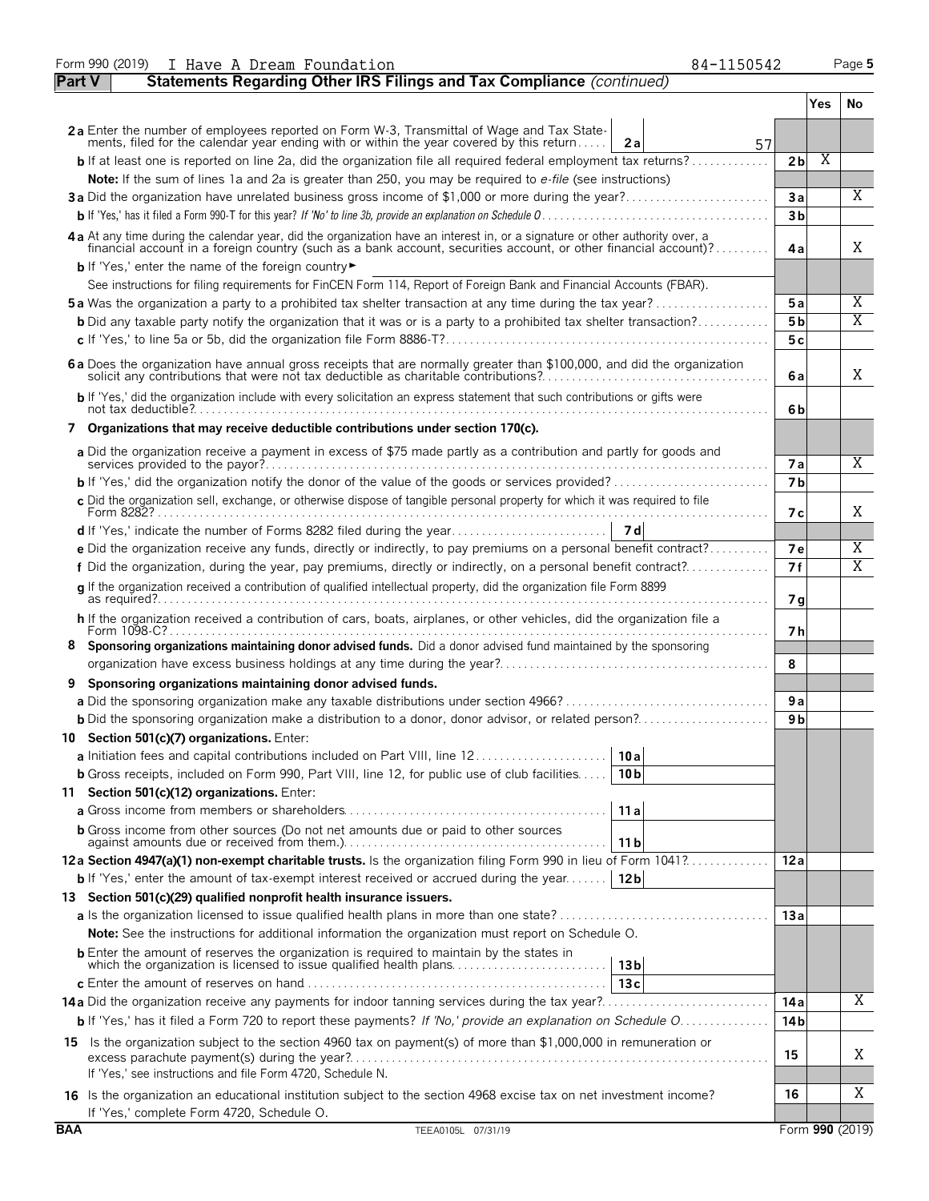Form 990 (2019) I Have A Dream Foundation 84-1150542 Page 5

**Part V Statements Regarding Other IRS Filings and Tax Compliance** *(continued)*

| | | | Yes | No |
|---|---|---|---|---|
| **2a** Enter the number of employees reported on Form W-3, Transmittal of Wage and Tax Statements, filed for the calendar year ending with or within the year covered by this return | **2a** 57 | | | |
| **b** If at least one is reported on line 2a, did the organization file all required federal employment tax returns? | | **2b** | X | |
| **Note:** If the sum of lines 1a and 2a is greater than 250, you may be required to *e-file* (see instructions) | | | | |
| **3a** Did the organization have unrelated business gross income of $1,000 or more during the year? | | **3a** | | X |
| **b** If 'Yes,' has it filed a Form 990-T for this year? *If 'No' to line 3b, provide an explanation on Schedule O* | | **3b** | | |
| **4a** At any time during the calendar year, did the organization have an interest in, or a signature or other authority over, a financial account in a foreign country (such as a bank account, securities account, or other financial account)? | | **4a** | | X |
| **b** If 'Yes,' enter the name of the foreign country ► | | | | |
| See instructions for filing requirements for FinCEN Form 114, Report of Foreign Bank and Financial Accounts (FBAR). | | | | |
| **5a** Was the organization a party to a prohibited tax shelter transaction at any time during the tax year? | | **5a** | | X |
| **b** Did any taxable party notify the organization that it was or is a party to a prohibited tax shelter transaction? | | **5b** | | X |
| **c** If 'Yes,' to line 5a or 5b, did the organization file Form 8886-T? | | **5c** | | |
| **6a** Does the organization have annual gross receipts that are normally greater than $100,000, and did the organization solicit any contributions that were not tax deductible as charitable contributions? | | **6a** | | X |
| **b** If 'Yes,' did the organization include with every solicitation an express statement that such contributions or gifts were not tax deductible? | | **6b** | | |
| **7 Organizations that may receive deductible contributions under section 170(c).** | | | | |
| **a** Did the organization receive a payment in excess of $75 made partly as a contribution and partly for goods and services provided to the payor? | | **7a** | | X |
| **b** If 'Yes,' did the organization notify the donor of the value of the goods or services provided? | | **7b** | | |
| **c** Did the organization sell, exchange, or otherwise dispose of tangible personal property for which it was required to file Form 8282? | | **7c** | | X |
| **d** If 'Yes,' indicate the number of Forms 8282 filed during the year | **7d** | | | |
| **e** Did the organization receive any funds, directly or indirectly, to pay premiums on a personal benefit contract? | | **7e** | | X |
| **f** Did the organization, during the year, pay premiums, directly or indirectly, on a personal benefit contract? | | **7f** | | X |
| **g** If the organization received a contribution of qualified intellectual property, did the organization file Form 8899 as required? | | **7g** | | |
| **h** If the organization received a contribution of cars, boats, airplanes, or other vehicles, did the organization file a Form 1098-C? | | **7h** | | |
| **8 Sponsoring organizations maintaining donor advised funds.** Did a donor advised fund maintained by the sponsoring organization have excess business holdings at any time during the year? | | **8** | | |
| **9 Sponsoring organizations maintaining donor advised funds.** | | | | |
| **a** Did the sponsoring organization make any taxable distributions under section 4966? | | **9a** | | |
| **b** Did the sponsoring organization make a distribution to a donor, donor advisor, or related person? | | **9b** | | |
| **10 Section 501(c)(7) organizations.** Enter: | | | | |
| **a** Initiation fees and capital contributions included on Part VIII, line 12 | **10a** | | | |
| **b** Gross receipts, included on Form 990, Part VIII, line 12, for public use of club facilities | **10b** | | | |
| **11 Section 501(c)(12) organizations.** Enter: | | | | |
| **a** Gross income from members or shareholders | **11a** | | | |
| **b** Gross income from other sources (Do not net amounts due or paid to other sources against amounts due or received from them.) | **11b** | | | |
| **12a Section 4947(a)(1) non-exempt charitable trusts.** Is the organization filing Form 990 in lieu of Form 1041? | | **12a** | | |
| **b** If 'Yes,' enter the amount of tax-exempt interest received or accrued during the year | **12b** | | | |
| **13 Section 501(c)(29) qualified nonprofit health insurance issuers.** | | | | |
| **a** Is the organization licensed to issue qualified health plans in more than one state? | | **13a** | | |
| **Note:** See the instructions for additional information the organization must report on Schedule O. | | | | |
| **b** Enter the amount of reserves the organization is required to maintain by the states in which the organization is licensed to issue qualified health plans | **13b** | | | |
| **c** Enter the amount of reserves on hand | **13c** | | | |
| **14a** Did the organization receive any payments for indoor tanning services during the tax year? | | **14a** | | X |
| **b** If 'Yes,' has it filed a Form 720 to report these payments? *If 'No,' provide an explanation on Schedule O* | | **14b** | | |
| **15** Is the organization subject to the section 4960 tax on payment(s) of more than $1,000,000 in remuneration or excess parachute payment(s) during the year? If 'Yes,' see instructions and file Form 4720, Schedule N. | | **15** | | X |
| **16** Is the organization an educational institution subject to the section 4968 excise tax on net investment income? If 'Yes,' complete Form 4720, Schedule O. | | **16** | | X |

BAA TEEA0105L 07/31/19 Form **990** (2019)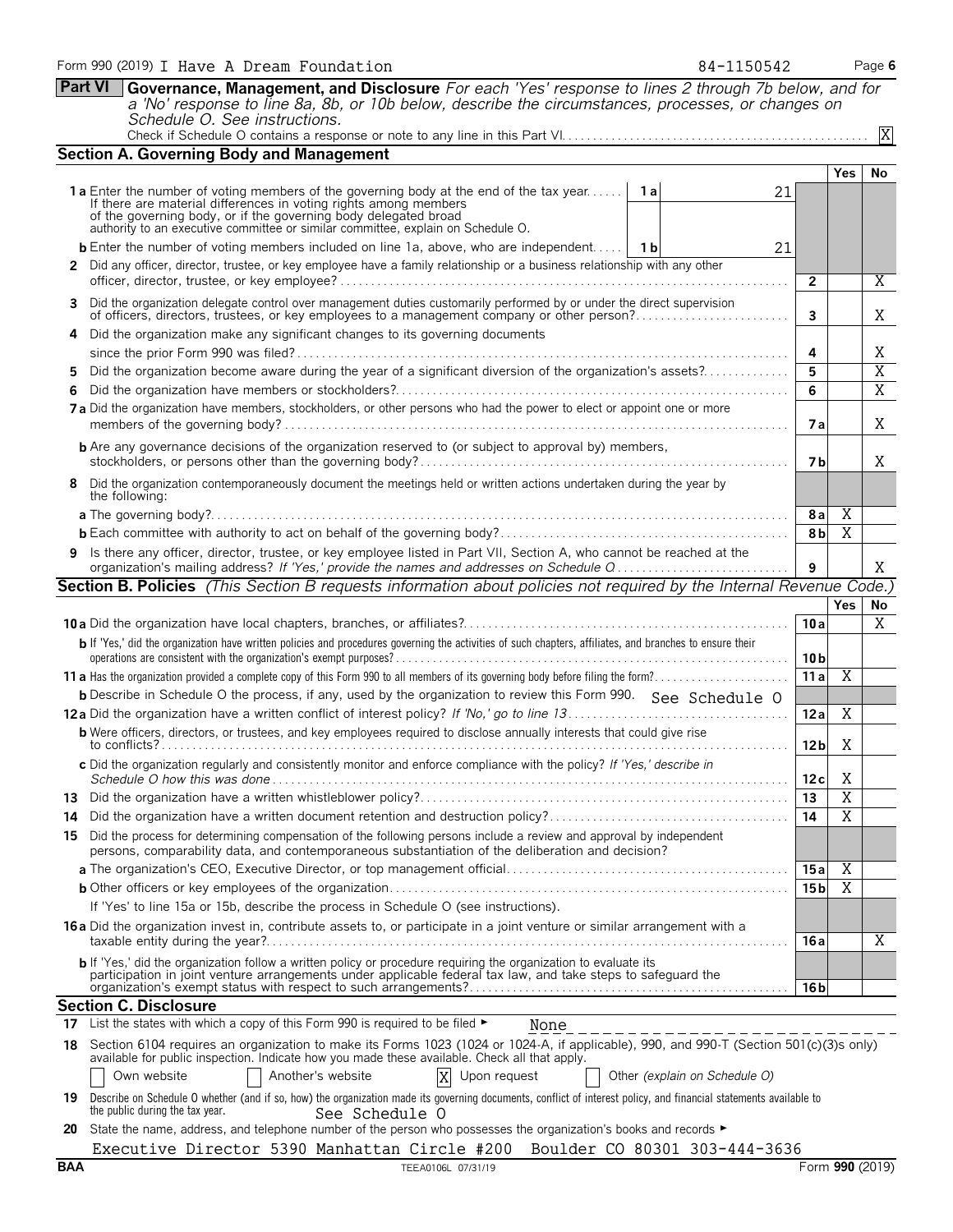Form 990 (2019) I Have A Dream Foundation 84-1150542 Page **6**

## Part VI Governance, Management, and Disclosure

*For each 'Yes' response to lines 2 through 7b below, and for a 'No' response to line 8a, 8b, or 10b below, describe the circumstances, processes, or changes on Schedule O. See instructions.*

Check if Schedule O contains a response or note to any line in this Part VI . . . . . X

### Section A. Governing Body and Management

| | | | Yes | No |
|---|---|---|---|---|
| **1a** Enter the number of voting members of the governing body at the end of the tax year. If there are material differences in voting rights among members of the governing body, or if the governing body delegated broad authority to an executive committee or similar committee, explain on Schedule O. | 1a: 21 | | | |
| **b** Enter the number of voting members included on line 1a, above, who are independent | 1b: 21 | | | |
| **2** Did any officer, director, trustee, or key employee have a family relationship or a business relationship with any other officer, director, trustee, or key employee? | | 2 | | X |
| **3** Did the organization delegate control over management duties customarily performed by or under the direct supervision of officers, directors, trustees, or key employees to a management company or other person? | | 3 | | X |
| **4** Did the organization make any significant changes to its governing documents since the prior Form 990 was filed? | | 4 | | X |
| **5** Did the organization become aware during the year of a significant diversion of the organization's assets? | | 5 | | X |
| **6** Did the organization have members or stockholders? | | 6 | | X |
| **7a** Did the organization have members, stockholders, or other persons who had the power to elect or appoint one or more members of the governing body? | | 7a | | X |
| **b** Are any governance decisions of the organization reserved to (or subject to approval by) members, stockholders, or persons other than the governing body? | | 7b | | X |
| **8** Did the organization contemporaneously document the meetings held or written actions undertaken during the year by the following: | | | | |
| **a** The governing body? | | 8a | X | |
| **b** Each committee with authority to act on behalf of the governing body? | | 8b | X | |
| **9** Is there any officer, director, trustee, or key employee listed in Part VII, Section A, who cannot be reached at the organization's mailing address? *If 'Yes,' provide the names and addresses on Schedule O* | | 9 | | X |

### Section B. Policies *(This Section B requests information about policies not required by the Internal Revenue Code.)*

| | | Yes | No |
|---|---|---|---|
| **10a** Did the organization have local chapters, branches, or affiliates? | 10a | | X |
| **b** If 'Yes,' did the organization have written policies and procedures governing the activities of such chapters, affiliates, and branches to ensure their operations are consistent with the organization's exempt purposes? | 10b | | |
| **11a** Has the organization provided a complete copy of this Form 990 to all members of its governing body before filing the form? | 11a | X | |
| **b** Describe in Schedule O the process, if any, used by the organization to review this Form 990. See Schedule O | | | |
| **12a** Did the organization have a written conflict of interest policy? *If 'No,' go to line 13* | 12a | X | |
| **b** Were officers, directors, or trustees, and key employees required to disclose annually interests that could give rise to conflicts? | 12b | X | |
| **c** Did the organization regularly and consistently monitor and enforce compliance with the policy? *If 'Yes,' describe in Schedule O how this was done* | 12c | X | |
| **13** Did the organization have a written whistleblower policy? | 13 | X | |
| **14** Did the organization have a written document retention and destruction policy? | 14 | X | |
| **15** Did the process for determining compensation of the following persons include a review and approval by independent persons, comparability data, and contemporaneous substantiation of the deliberation and decision? | | | |
| **a** The organization's CEO, Executive Director, or top management official | 15a | X | |
| **b** Other officers or key employees of the organization | 15b | X | |
| If 'Yes' to line 15a or 15b, describe the process in Schedule O (see instructions). | | | |
| **16a** Did the organization invest in, contribute assets to, or participate in a joint venture or similar arrangement with a taxable entity during the year? | 16a | | X |
| **b** If 'Yes,' did the organization follow a written policy or procedure requiring the organization to evaluate its participation in joint venture arrangements under applicable federal tax law, and take steps to safeguard the organization's exempt status with respect to such arrangements? | 16b | | |

### Section C. Disclosure

**17** List the states with which a copy of this Form 990 is required to be filed ► None

**18** Section 6104 requires an organization to make its Forms 1023 (1024 or 1024-A, if applicable), 990, and 990-T (Section 501(c)(3)s only) available for public inspection. Indicate how you made these available. Check all that apply.

☐ Own website ☐ Another's website ☒ Upon request ☐ Other *(explain on Schedule O)*

**19** Describe on Schedule O whether (and if so, how) the organization made its governing documents, conflict of interest policy, and financial statements available to the public during the tax year. See Schedule O

**20** State the name, address, and telephone number of the person who possesses the organization's books and records ►

Executive Director 5390 Manhattan Circle #200 Boulder CO 80301 303-444-3636

BAA TEEA0106L 07/31/19 Form **990** (2019)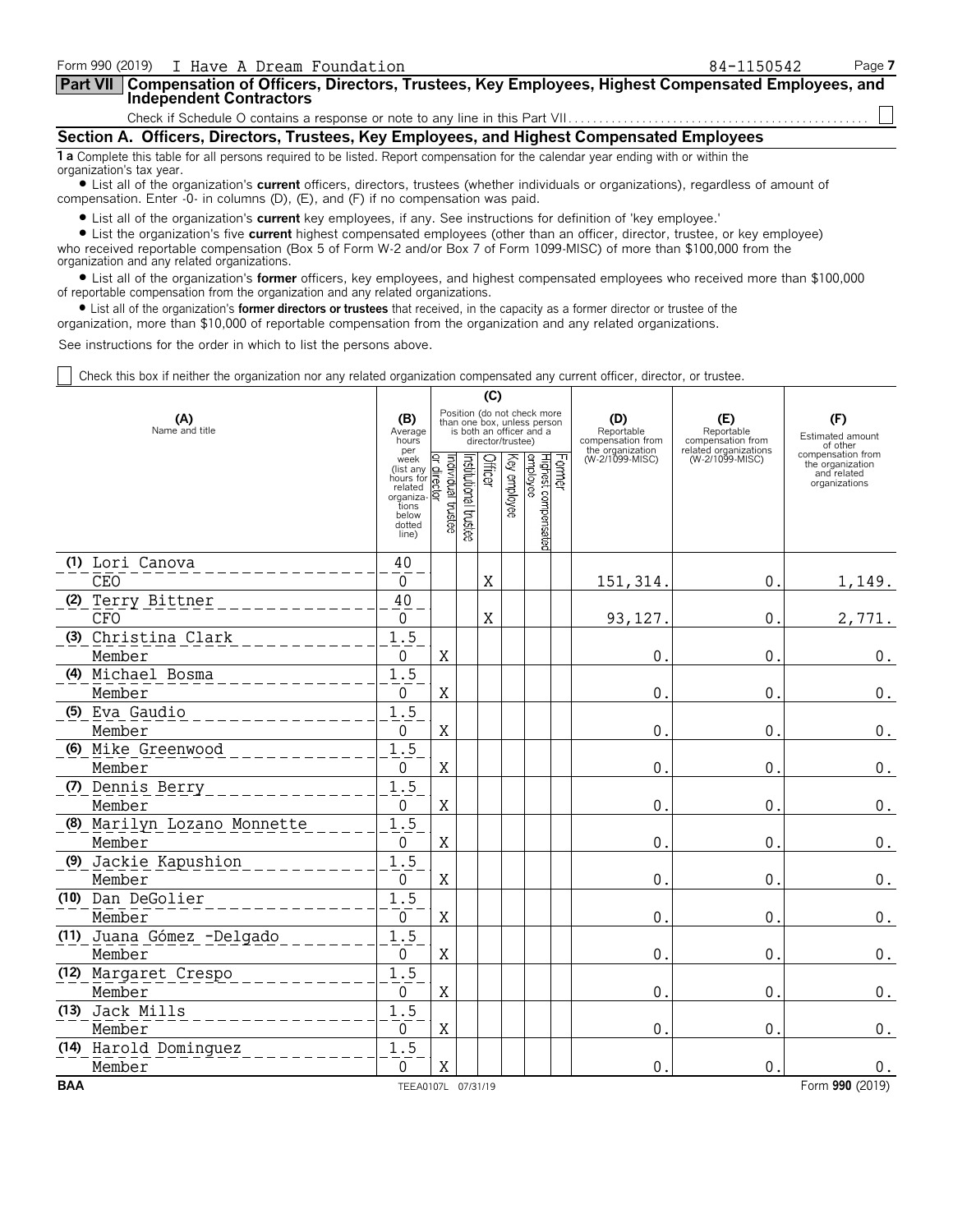Form 990 (2019) I Have A Dream Foundation 84-1150542 Page 7

**Part VII Compensation of Officers, Directors, Trustees, Key Employees, Highest Compensated Employees, and Independent Contractors**

Check if Schedule O contains a response or note to any line in this Part VII . . . . ☐

## Section A. Officers, Directors, Trustees, Key Employees, and Highest Compensated Employees

**1 a** Complete this table for all persons required to be listed. Report compensation for the calendar year ending with or within the organization's tax year.

- List all of the organization's **current** officers, directors, trustees (whether individuals or organizations), regardless of amount of compensation. Enter -0- in columns (D), (E), and (F) if no compensation was paid.
- List all of the organization's **current** key employees, if any. See instructions for definition of 'key employee.'
- List the organization's five **current** highest compensated employees (other than an officer, director, trustee, or key employee) who received reportable compensation (Box 5 of Form W-2 and/or Box 7 of Form 1099-MISC) of more than $100,000 from the organization and any related organizations.
- List all of the organization's **former** officers, key employees, and highest compensated employees who received more than $100,000 of reportable compensation from the organization and any related organizations.
- List all of the organization's **former directors or trustees** that received, in the capacity as a former director or trustee of the organization, more than $10,000 of reportable compensation from the organization and any related organizations.

See instructions for the order in which to list the persons above.

☐ Check this box if neither the organization nor any related organization compensated any current officer, director, or trustee.

| (A) Name and title | (B) Average hours per week (list any hours for related organizations below dotted line) | (C) Position (do not check more than one box, unless person is both an officer and a director/trustee): Individual trustee or director | Institutional trustee | Officer | Key employee | Highest compensated employee | Former | (D) Reportable compensation from the organization (W-2/1099-MISC) | (E) Reportable compensation from related organizations (W-2/1099-MISC) | (F) Estimated amount of other compensation from the organization and related organizations |
|---|---|---|---|---|---|---|---|---|---|---|
| (1) Lori Canova<br>CEO | 40<br>0 | | | X | | | | 151,314. | 0. | 1,149. |
| (2) Terry Bittner<br>CFO | 40<br>0 | | | X | | | | 93,127. | 0. | 2,771. |
| (3) Christina Clark<br>Member | 1.5<br>0 | X | | | | | | 0. | 0. | 0. |
| (4) Michael Bosma<br>Member | 1.5<br>0 | X | | | | | | 0. | 0. | 0. |
| (5) Eva Gaudio<br>Member | 1.5<br>0 | X | | | | | | 0. | 0. | 0. |
| (6) Mike Greenwood<br>Member | 1.5<br>0 | X | | | | | | 0. | 0. | 0. |
| (7) Dennis Berry<br>Member | 1.5<br>0 | X | | | | | | 0. | 0. | 0. |
| (8) Marilyn Lozano Monnette<br>Member | 1.5<br>0 | X | | | | | | 0. | 0. | 0. |
| (9) Jackie Kapushion<br>Member | 1.5<br>0 | X | | | | | | 0. | 0. | 0. |
| (10) Dan DeGolier<br>Member | 1.5<br>0 | X | | | | | | 0. | 0. | 0. |
| (11) Juana Gómez -Delgado<br>Member | 1.5<br>0 | X | | | | | | 0. | 0. | 0. |
| (12) Margaret Crespo<br>Member | 1.5<br>0 | X | | | | | | 0. | 0. | 0. |
| (13) Jack Mills<br>Member | 1.5<br>0 | X | | | | | | 0. | 0. | 0. |
| (14) Harold Dominguez<br>Member | 1.5<br>0 | X | | | | | | 0. | 0. | 0. |

BAA TEEA0107L 07/31/19 Form **990** (2019)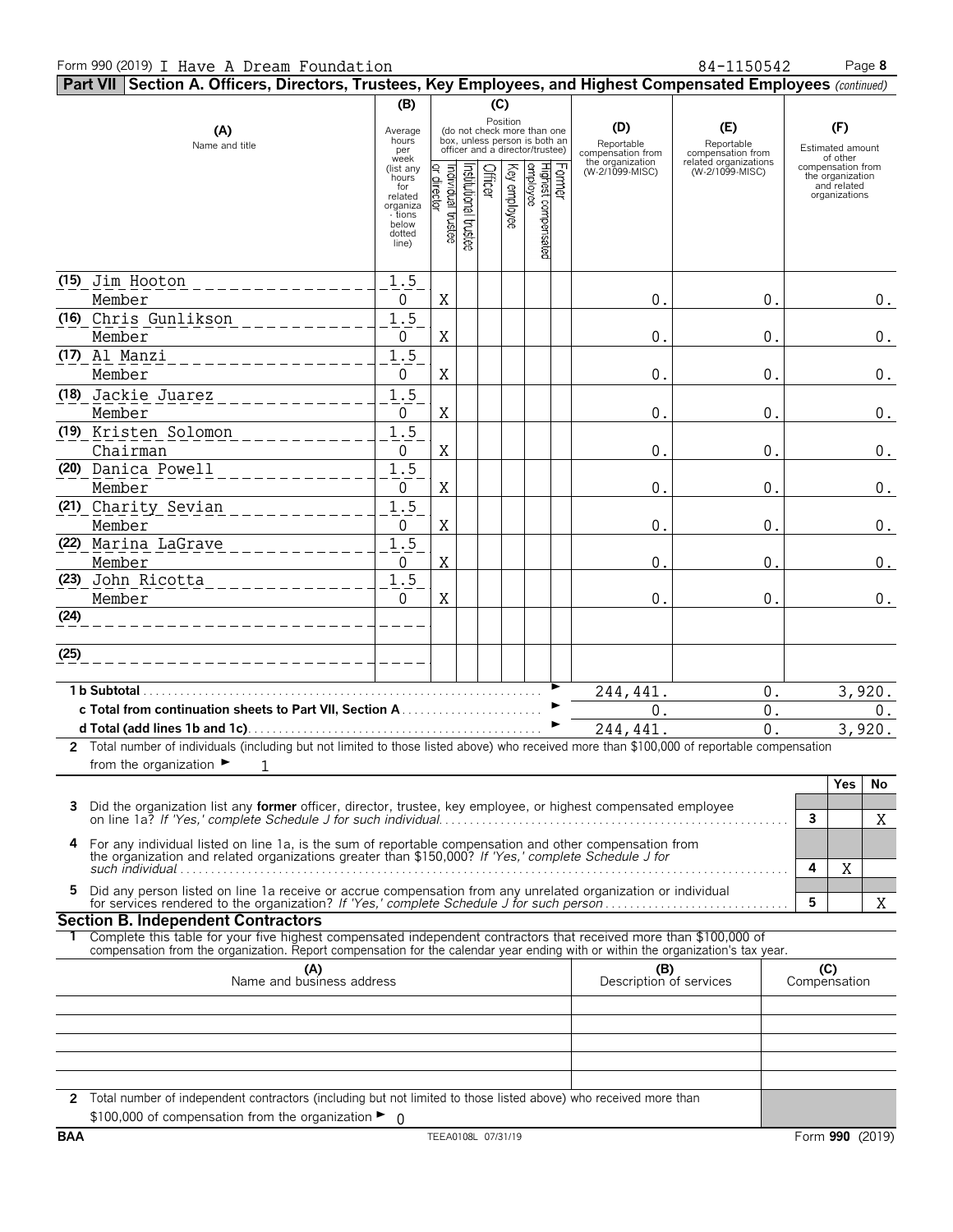Form 990 (2019) I Have A Dream Foundation 84-1150542

## Part VII Section A. Officers, Directors, Trustees, Key Employees, and Highest Compensated Employees *(continued)*

| (A) Name and title | (B) Average hours per week (list any hours for related organizations below dotted line) | (C) Individual trustee or director | Institutional trustee | Officer | Key employee | Highest compensated employee | Former | (D) Reportable compensation from the organization (W-2/1099-MISC) | (E) Reportable compensation from related organizations (W-2/1099-MISC) | (F) Estimated amount of other compensation from the organization and related organizations |
|---|---|---|---|---|---|---|---|---|---|---|
| (15) Jim Hooton<br>Member | 1.5<br>0 | X | | | | | | 0. | 0. | 0. |
| (16) Chris Gunlikson<br>Member | 1.5<br>0 | X | | | | | | 0. | 0. | 0. |
| (17) Al Manzi<br>Member | 1.5<br>0 | X | | | | | | 0. | 0. | 0. |
| (18) Jackie Juarez<br>Member | 1.5<br>0 | X | | | | | | 0. | 0. | 0. |
| (19) Kristen Solomon<br>Chairman | 1.5<br>0 | X | | | | | | 0. | 0. | 0. |
| (20) Danica Powell<br>Member | 1.5<br>0 | X | | | | | | 0. | 0. | 0. |
| (21) Charity Sevian<br>Member | 1.5<br>0 | X | | | | | | 0. | 0. | 0. |
| (22) Marina LaGrave<br>Member | 1.5<br>0 | X | | | | | | 0. | 0. | 0. |
| (23) John Ricotta<br>Member | 1.5<br>0 | X | | | | | | 0. | 0. | 0. |
| (24) | | | | | | | | | | |
| (25) | | | | | | | | | | |
| **1 b Subtotal** | | | | | | | | 244,441. | 0. | 3,920. |
| **c Total from continuation sheets to Part VII, Section A** | | | | | | | | 0. | 0. | 0. |
| **d Total (add lines 1b and 1c)** | | | | | | | | 244,441. | 0. | 3,920. |

**2** Total number of individuals (including but not limited to those listed above) who received more than $100,000 of reportable compensation from the organization ► 1

| | | | Yes | No |
|---|---|---|---|---|
| **3** | Did the organization list any **former** officer, director, trustee, key employee, or highest compensated employee on line 1a? *If 'Yes,' complete Schedule J for such individual* | 3 | | X |
| **4** | For any individual listed on line 1a, is the sum of reportable compensation and other compensation from the organization and related organizations greater than $150,000? *If 'Yes,' complete Schedule J for such individual* | 4 | X | |
| **5** | Did any person listed on line 1a receive or accrue compensation from any unrelated organization or individual for services rendered to the organization? *If 'Yes,' complete Schedule J for such person* | 5 | | X |

### Section B. Independent Contractors

**1** Complete this table for your five highest compensated independent contractors that received more than $100,000 of compensation from the organization. Report compensation for the calendar year ending with or within the organization's tax year.

| (A) Name and business address | (B) Description of services | (C) Compensation |
|---|---|---|
| | | |
| | | |
| | | |
| | | |
| | | |

**2** Total number of independent contractors (including but not limited to those listed above) who received more than $100,000 of compensation from the organization ► 0

BAA TEEA0108L 07/31/19 Form **990** (2019)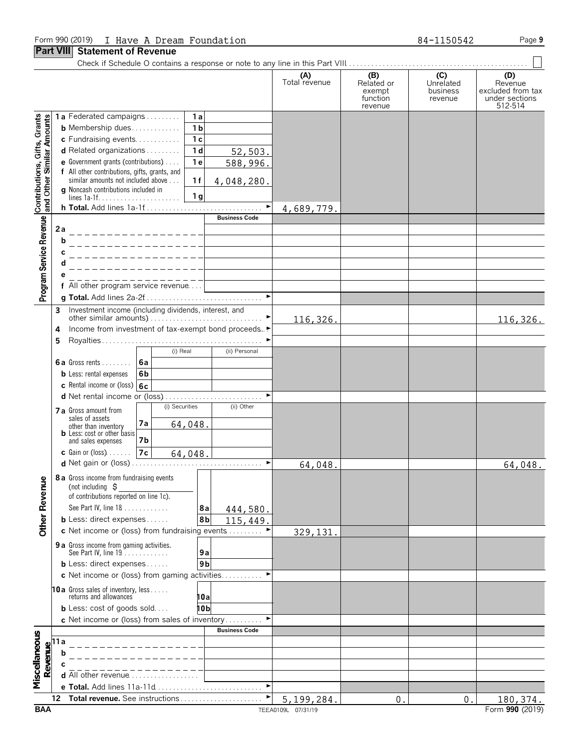Form 990 (2019) I Have A Dream Foundation 84-1150542

## Part VIII Statement of Revenue

Check if Schedule O contains a response or note to any line in this Part VIII . . . . ☐

| | | (A) Total revenue | (B) Related or exempt function revenue | (C) Unrelated business revenue | (D) Revenue excluded from tax under sections 512-514 |
|---|---|---|---|---|---|
| **Contributions, Gifts, Grants and Other Similar Amounts** | | | | | |
| 1a Federated campaigns | 1a | | | | |
| b Membership dues | 1b | | | | |
| c Fundraising events | 1c | | | | |
| d Related organizations | 1d 52,503. | | | | |
| e Government grants (contributions) | 1e 588,996. | | | | |
| f All other contributions, gifts, grants, and similar amounts not included above | 1f 4,048,280. | | | | |
| g Noncash contributions included in lines 1a-1f | 1g | | | | |
| h **Total.** Add lines 1a-1f | ► | 4,689,779. | | | |
| **Program Service Revenue** | Business Code | | | | |
| 2a | | | | | |
| b | | | | | |
| c | | | | | |
| d | | | | | |
| e | | | | | |
| f All other program service revenue | | | | | |
| g **Total.** Add lines 2a-2f | ► | | | | |
| **Other Revenue** | | | | | |
| 3 Investment income (including dividends, interest, and other similar amounts) | ► | 116,326. | | | 116,326. |
| 4 Income from investment of tax-exempt bond proceeds | ► | | | | |
| 5 Royalties | ► | | | | |
| 6a Gross rents | 6a (i) Real: ; (ii) Personal: | | | | |
| b Less: rental expenses | 6b | | | | |
| c Rental income or (loss) | 6c | | | | |
| d Net rental income or (loss) | ► | | | | |
| 7a Gross amount from sales of assets other than inventory | 7a (i) Securities: 64,048. ; (ii) Other: | | | | |
| b Less: cost or other basis and sales expenses | 7b | | | | |
| c Gain or (loss) | 7c (i) Securities: 64,048. | | | | |
| d Net gain or (loss) | ► | 64,048. | | | 64,048. |
| 8a Gross income from fundraising events (not including $ ____ of contributions reported on line 1c). See Part IV, line 18 | 8a 444,580. | | | | |
| b Less: direct expenses | 8b 115,449. | | | | |
| c Net income or (loss) from fundraising events | ► | 329,131. | | | |
| 9a Gross income from gaming activities. See Part IV, line 19 | 9a | | | | |
| b Less: direct expenses | 9b | | | | |
| c Net income or (loss) from gaming activities | ► | | | | |
| 10a Gross sales of inventory, less returns and allowances | 10a | | | | |
| b Less: cost of goods sold | 10b | | | | |
| c Net income or (loss) from sales of inventory | ► | | | | |
| **Miscellaneous Revenue** | Business Code | | | | |
| 11a | | | | | |
| b | | | | | |
| c | | | | | |
| d All other revenue | | | | | |
| e **Total.** Add lines 11a-11d | ► | | | | |
| 12 **Total revenue.** See instructions | ► | 5,199,284. | 0. | 0. | 180,374. |

BAA TEEA0109L 07/31/19 Form **990** (2019)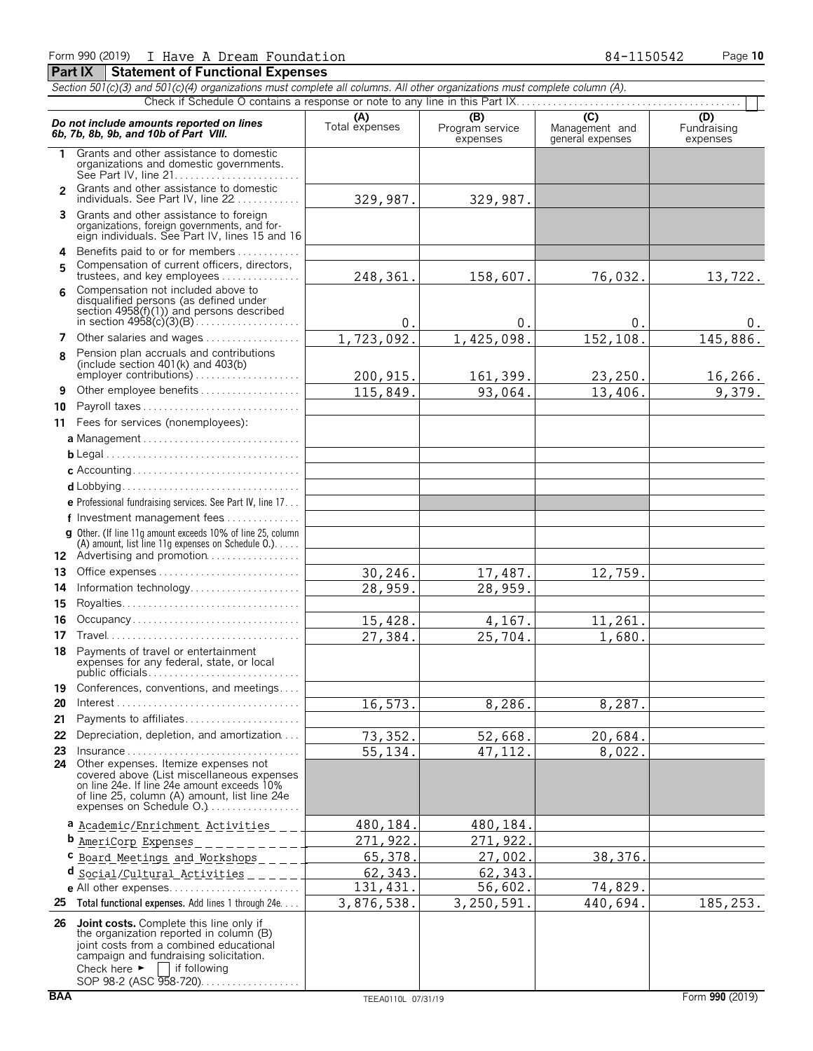Form 990 (2019) I Have A Dream Foundation 84-1150542

## Part IX Statement of Functional Expenses

*Section 501(c)(3) and 501(c)(4) organizations must complete all columns. All other organizations must complete column (A).*

Check if Schedule O contains a response or note to any line in this Part IX

| *Do not include amounts reported on lines 6b, 7b, 8b, 9b, and 10b of Part VIII.* | (A) Total expenses | (B) Program service expenses | (C) Management and general expenses | (D) Fundraising expenses |
|---|---|---|---|---|
| 1 Grants and other assistance to domestic organizations and domestic governments. See Part IV, line 21 | | | | |
| 2 Grants and other assistance to domestic individuals. See Part IV, line 22 | 329,987. | 329,987. | | |
| 3 Grants and other assistance to foreign organizations, foreign governments, and foreign individuals. See Part IV, lines 15 and 16 | | | | |
| 4 Benefits paid to or for members | | | | |
| 5 Compensation of current officers, directors, trustees, and key employees | 248,361. | 158,607. | 76,032. | 13,722. |
| 6 Compensation not included above to disqualified persons (as defined under section 4958(f)(1)) and persons described in section 4958(c)(3)(B) | 0. | 0. | 0. | 0. |
| 7 Other salaries and wages | 1,723,092. | 1,425,098. | 152,108. | 145,886. |
| 8 Pension plan accruals and contributions (include section 401(k) and 403(b) employer contributions) | 200,915. | 161,399. | 23,250. | 16,266. |
| 9 Other employee benefits | 115,849. | 93,064. | 13,406. | 9,379. |
| 10 Payroll taxes | | | | |
| 11 Fees for services (nonemployees): | | | | |
| a Management | | | | |
| b Legal | | | | |
| c Accounting | | | | |
| d Lobbying | | | | |
| e Professional fundraising services. See Part IV, line 17 | | | | |
| f Investment management fees | | | | |
| g Other. (If line 11g amount exceeds 10% of line 25, column (A) amount, list line 11g expenses on Schedule O.) | | | | |
| 12 Advertising and promotion | | | | |
| 13 Office expenses | 30,246. | 17,487. | 12,759. | |
| 14 Information technology | 28,959. | 28,959. | | |
| 15 Royalties | | | | |
| 16 Occupancy | 15,428. | 4,167. | 11,261. | |
| 17 Travel | 27,384. | 25,704. | 1,680. | |
| 18 Payments of travel or entertainment expenses for any federal, state, or local public officials | | | | |
| 19 Conferences, conventions, and meetings | | | | |
| 20 Interest | 16,573. | 8,286. | 8,287. | |
| 21 Payments to affiliates | | | | |
| 22 Depreciation, depletion, and amortization | 73,352. | 52,668. | 20,684. | |
| 23 Insurance | 55,134. | 47,112. | 8,022. | |
| 24 Other expenses. Itemize expenses not covered above (List miscellaneous expenses on line 24e. If line 24e amount exceeds 10% of line 25, column (A) amount, list line 24e expenses on Schedule O.) | | | | |
| a Academic/Enrichment Activities | 480,184. | 480,184. | | |
| b AmeriCorp Expenses | 271,922. | 271,922. | | |
| c Board Meetings and Workshops | 65,378. | 27,002. | 38,376. | |
| d Social/Cultural Activities | 62,343. | 62,343. | | |
| e All other expenses | 131,431. | 56,602. | 74,829. | |
| 25 **Total functional expenses.** Add lines 1 through 24e | 3,876,538. | 3,250,591. | 440,694. | 185,253. |
| 26 **Joint costs.** Complete this line only if the organization reported in column (B) joint costs from a combined educational campaign and fundraising solicitation. Check here ► ☐ if following SOP 98-2 (ASC 958-720) | | | | |

BAA TEEA0110L 07/31/19 Form **990** (2019)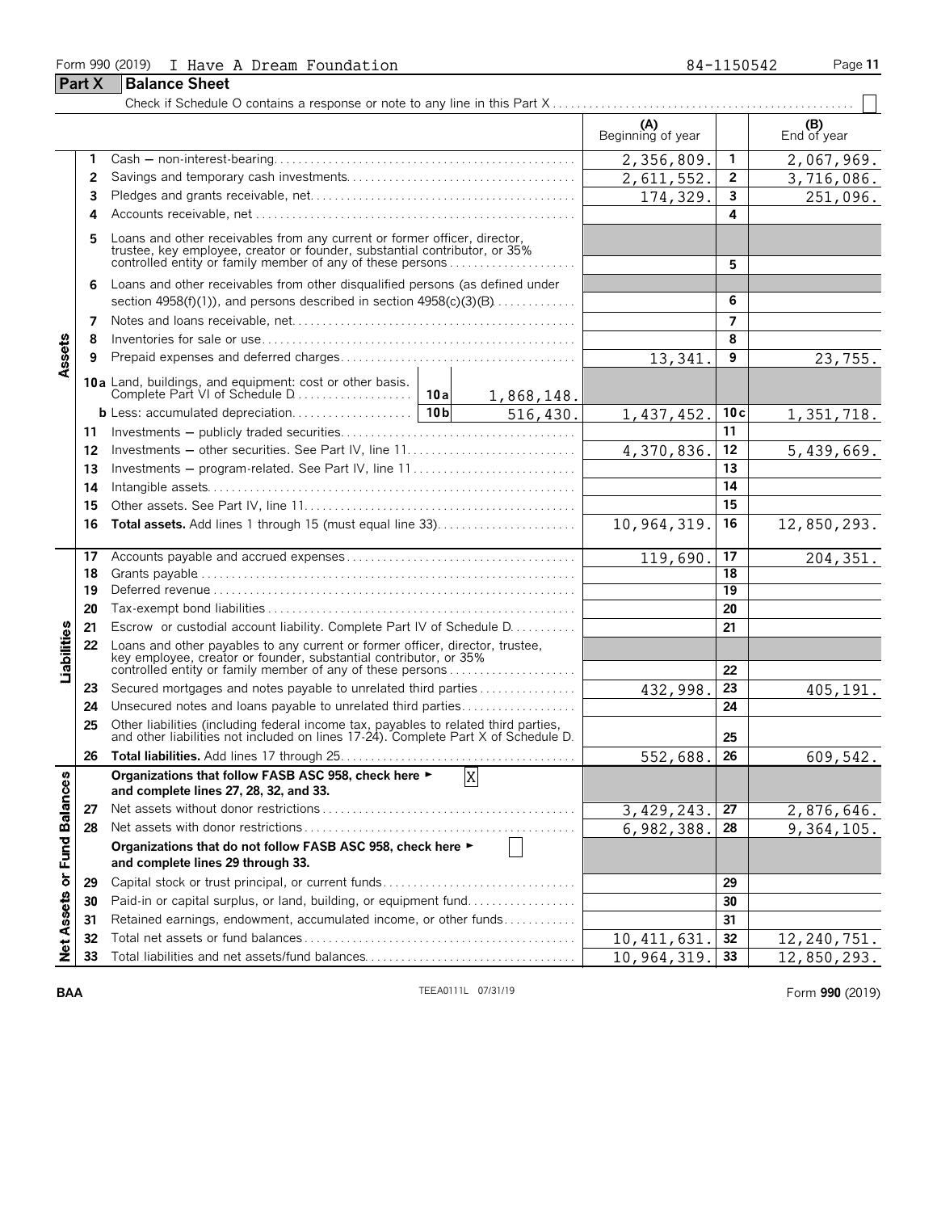Form 990 (2019) I Have A Dream Foundation 84-1150542 Page 11

## Part X Balance Sheet

Check if Schedule O contains a response or note to any line in this Part X

| | | | (A) Beginning of year | | (B) End of year |
|---|---|---|---|---|---|
| Assets | 1 | Cash — non-interest-bearing | 2,356,809. | 1 | 2,067,969. |
| | 2 | Savings and temporary cash investments | 2,611,552. | 2 | 3,716,086. |
| | 3 | Pledges and grants receivable, net | 174,329. | 3 | 251,096. |
| | 4 | Accounts receivable, net | | 4 | |
| | 5 | Loans and other receivables from any current or former officer, director, trustee, key employee, creator or founder, substantial contributor, or 35% controlled entity or family member of any of these persons | | 5 | |
| | 6 | Loans and other receivables from other disqualified persons (as defined under section 4958(f)(1)), and persons described in section 4958(c)(3)(B) | | 6 | |
| | 7 | Notes and loans receivable, net | | 7 | |
| | 8 | Inventories for sale or use | | 8 | |
| | 9 | Prepaid expenses and deferred charges | 13,341. | 9 | 23,755. |
| | 10a | Land, buildings, and equipment: cost or other basis. Complete Part VI of Schedule D — 10a: 1,868,148. | | | |
| | b | Less: accumulated depreciation — 10b: 516,430. | 1,437,452. | 10c | 1,351,718. |
| | 11 | Investments — publicly traded securities | | 11 | |
| | 12 | Investments — other securities. See Part IV, line 11 | 4,370,836. | 12 | 5,439,669. |
| | 13 | Investments — program-related. See Part IV, line 11 | | 13 | |
| | 14 | Intangible assets | | 14 | |
| | 15 | Other assets. See Part IV, line 11 | | 15 | |
| | 16 | **Total assets.** Add lines 1 through 15 (must equal line 33) | 10,964,319. | 16 | 12,850,293. |
| Liabilities | 17 | Accounts payable and accrued expenses | 119,690. | 17 | 204,351. |
| | 18 | Grants payable | | 18 | |
| | 19 | Deferred revenue | | 19 | |
| | 20 | Tax-exempt bond liabilities | | 20 | |
| | 21 | Escrow or custodial account liability. Complete Part IV of Schedule D | | 21 | |
| | 22 | Loans and other payables to any current or former officer, director, trustee, key employee, creator or founder, substantial contributor, or 35% controlled entity or family member of any of these persons | | 22 | |
| | 23 | Secured mortgages and notes payable to unrelated third parties | 432,998. | 23 | 405,191. |
| | 24 | Unsecured notes and loans payable to unrelated third parties | | 24 | |
| | 25 | Other liabilities (including federal income tax, payables to related third parties, and other liabilities not included on lines 17-24). Complete Part X of Schedule D | | 25 | |
| | 26 | **Total liabilities.** Add lines 17 through 25 | 552,688. | 26 | 609,542. |
| Net Assets or Fund Balances | | **Organizations that follow FASB ASC 958, check here ► [X] and complete lines 27, 28, 32, and 33.** | | | |
| | 27 | Net assets without donor restrictions | 3,429,243. | 27 | 2,876,646. |
| | 28 | Net assets with donor restrictions | 6,982,388. | 28 | 9,364,105. |
| | | **Organizations that do not follow FASB ASC 958, check here ► [ ] and complete lines 29 through 33.** | | | |
| | 29 | Capital stock or trust principal, or current funds | | 29 | |
| | 30 | Paid-in or capital surplus, or land, building, or equipment fund | | 30 | |
| | 31 | Retained earnings, endowment, accumulated income, or other funds | | 31 | |
| | 32 | Total net assets or fund balances | 10,411,631. | 32 | 12,240,751. |
| | 33 | Total liabilities and net assets/fund balances | 10,964,319. | 33 | 12,850,293. |

BAA TEEA0111L 07/31/19 Form **990** (2019)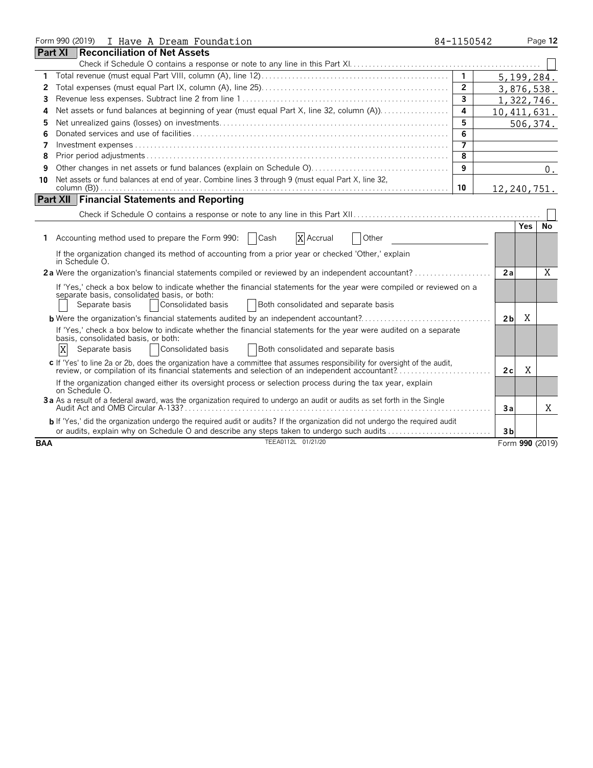Form 990 (2019) I Have A Dream Foundation 84-1150542

## Part XI Reconciliation of Net Assets

Check if Schedule O contains a response or note to any line in this Part XI. ☐

| | | | |
|---|---|---|---|
| 1 | Total revenue (must equal Part VIII, column (A), line 12) | 1 | 5,199,284. |
| 2 | Total expenses (must equal Part IX, column (A), line 25) | 2 | 3,876,538. |
| 3 | Revenue less expenses. Subtract line 2 from line 1 | 3 | 1,322,746. |
| 4 | Net assets or fund balances at beginning of year (must equal Part X, line 32, column (A)) | 4 | 10,411,631. |
| 5 | Net unrealized gains (losses) on investments | 5 | 506,374. |
| 6 | Donated services and use of facilities | 6 | |
| 7 | Investment expenses | 7 | |
| 8 | Prior period adjustments | 8 | |
| 9 | Other changes in net assets or fund balances (explain on Schedule O) | 9 | 0. |
| 10 | Net assets or fund balances at end of year. Combine lines 3 through 9 (must equal Part X, line 32, column (B)) | 10 | 12,240,751. |

## Part XII Financial Statements and Reporting

Check if Schedule O contains a response or note to any line in this Part XII ☐

| | | | Yes | No |
|---|---|---|---|---|
| 1 | Accounting method used to prepare the Form 990: ☐ Cash ☒ Accrual ☐ Other | | | |
| | If the organization changed its method of accounting from a prior year or checked 'Other,' explain in Schedule O. | | | |
| 2a | Were the organization's financial statements compiled or reviewed by an independent accountant? | 2a | | X |
| | If 'Yes,' check a box below to indicate whether the financial statements for the year were compiled or reviewed on a separate basis, consolidated basis, or both: ☐ Separate basis ☐ Consolidated basis ☐ Both consolidated and separate basis | | | |
| b | Were the organization's financial statements audited by an independent accountant? | 2b | X | |
| | If 'Yes,' check a box below to indicate whether the financial statements for the year were audited on a separate basis, consolidated basis, or both: ☒ Separate basis ☐ Consolidated basis ☐ Both consolidated and separate basis | | | |
| c | If 'Yes' to line 2a or 2b, does the organization have a committee that assumes responsibility for oversight of the audit, review, or compilation of its financial statements and selection of an independent accountant? | 2c | X | |
| | If the organization changed either its oversight process or selection process during the tax year, explain on Schedule O. | | | |
| 3a | As a result of a federal award, was the organization required to undergo an audit or audits as set forth in the Single Audit Act and OMB Circular A-133? | 3a | | X |
| b | If 'Yes,' did the organization undergo the required audit or audits? If the organization did not undergo the required audit or audits, explain why on Schedule O and describe any steps taken to undergo such audits | 3b | | |

BAA TEEA0112L 01/21/20 Form **990** (2019)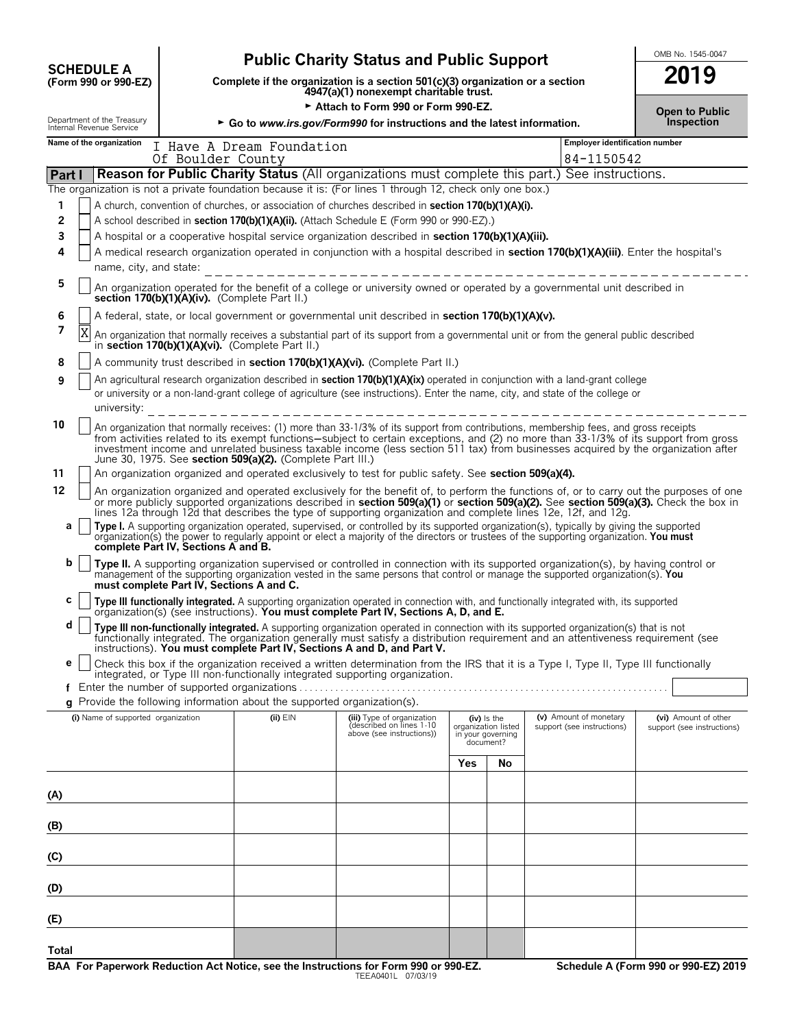**SCHEDULE A**
**(Form 990 or 990-EZ)**

Department of the Treasury
Internal Revenue Service

# Public Charity Status and Public Support

**Complete if the organization is a section 501(c)(3) organization or a section 4947(a)(1) nonexempt charitable trust.**

► Attach to Form 990 or Form 990-EZ.

► Go to *www.irs.gov/Form990* for instructions and the latest information.

OMB No. 1545-0047

**2019**

**Open to Public Inspection**

**Name of the organization:** I Have A Dream Foundation Of Boulder County

**Employer identification number:** 84-1150542

## Part I — Reason for Public Charity Status (All organizations must complete this part.) See instructions.

The organization is not a private foundation because it is: (For lines 1 through 12, check only one box.)

1. [ ] A church, convention of churches, or association of churches described in **section 170(b)(1)(A)(i).**
2. [ ] A school described in **section 170(b)(1)(A)(ii).** (Attach Schedule E (Form 990 or 990-EZ).)
3. [ ] A hospital or a cooperative hospital service organization described in **section 170(b)(1)(A)(iii).**
4. [ ] A medical research organization operated in conjunction with a hospital described in **section 170(b)(1)(A)(iii)**. Enter the hospital's name, city, and state:
5. [ ] An organization operated for the benefit of a college or university owned or operated by a governmental unit described in **section 170(b)(1)(A)(iv).** (Complete Part II.)
6. [ ] A federal, state, or local government or governmental unit described in **section 170(b)(1)(A)(v).**
7. [X] An organization that normally receives a substantial part of its support from a governmental unit or from the general public described in **section 170(b)(1)(A)(vi).** (Complete Part II.)
8. [ ] A community trust described in **section 170(b)(1)(A)(vi).** (Complete Part II.)
9. [ ] An agricultural research organization described in **section 170(b)(1)(A)(ix)** operated in conjunction with a land-grant college or university or a non-land-grant college of agriculture (see instructions). Enter the name, city, and state of the college or university:
10. [ ] An organization that normally receives: (1) more than 33-1/3% of its support from contributions, membership fees, and gross receipts from activities related to its exempt functions—subject to certain exceptions, and (2) no more than 33-1/3% of its support from gross investment income and unrelated business taxable income (less section 511 tax) from businesses acquired by the organization after June 30, 1975. See **section 509(a)(2).** (Complete Part III.)
11. [ ] An organization organized and operated exclusively to test for public safety. See **section 509(a)(4).**
12. [ ] An organization organized and operated exclusively for the benefit of, to perform the functions of, or to carry out the purposes of one or more publicly supported organizations described in **section 509(a)(1)** or **section 509(a)(2).** See **section 509(a)(3).** Check the box in lines 12a through 12d that describes the type of supporting organization and complete lines 12e, 12f, and 12g.
   - **a** [ ] **Type I.** A supporting organization operated, supervised, or controlled by its supported organization(s), typically by giving the supported organization(s) the power to regularly appoint or elect a majority of the directors or trustees of the supporting organization. **You must complete Part IV, Sections A and B.**
   - **b** [ ] **Type II.** A supporting organization supervised or controlled in connection with its supported organization(s), by having control or management of the supporting organization vested in the same persons that control or manage the supported organization(s). **You must complete Part IV, Sections A and C.**
   - **c** [ ] **Type III functionally integrated.** A supporting organization operated in connection with, and functionally integrated with, its supported organization(s) (see instructions). **You must complete Part IV, Sections A, D, and E.**
   - **d** [ ] **Type III non-functionally integrated.** A supporting organization operated in connection with its supported organization(s) that is not functionally integrated. The organization generally must satisfy a distribution requirement and an attentiveness requirement (see instructions). **You must complete Part IV, Sections A and D, and Part V.**
   - **e** [ ] Check this box if the organization received a written determination from the IRS that it is a Type I, Type II, Type III functionally integrated, or Type III non-functionally integrated supporting organization.
   - **f** Enter the number of supported organizations
   - **g** Provide the following information about the supported organization(s).

| (i) Name of supported organization | (ii) EIN | (iii) Type of organization (described on lines 1-10 above (see instructions)) | (iv) Is the organization listed in your governing document? Yes | No | (v) Amount of monetary support (see instructions) | (vi) Amount of other support (see instructions) |
|---|---|---|---|---|---|---|
| (A) | | | | | | |
| (B) | | | | | | |
| (C) | | | | | | |
| (D) | | | | | | |
| (E) | | | | | | |
| Total | | | | | | |

**BAA For Paperwork Reduction Act Notice, see the Instructions for Form 990 or 990-EZ.** TEEA0401L 07/03/19 **Schedule A (Form 990 or 990-EZ) 2019**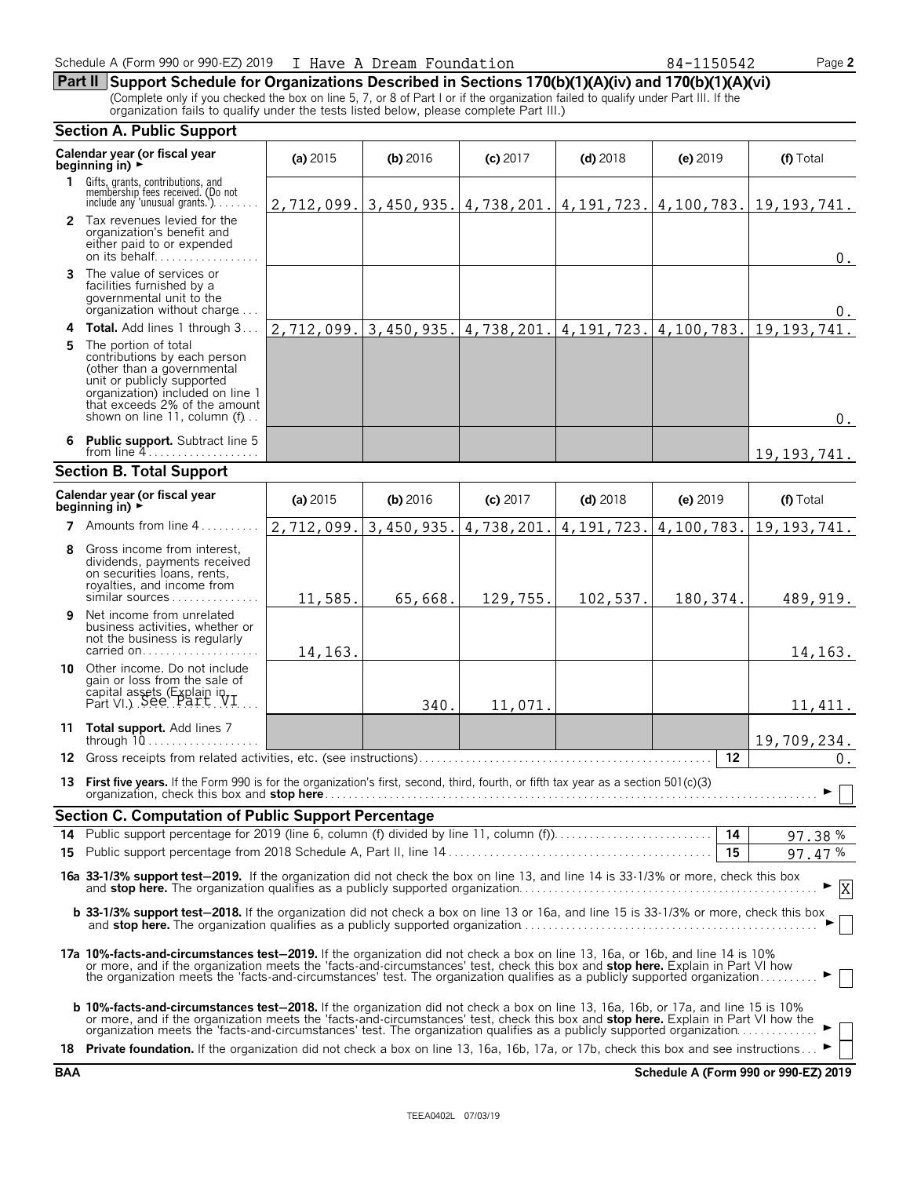Schedule A (Form 990 or 990-EZ) 2019 I Have A Dream Foundation 84-1150542

## Part II Support Schedule for Organizations Described in Sections 170(b)(1)(A)(iv) and 170(b)(1)(A)(vi)

(Complete only if you checked the box on line 5, 7, or 8 of Part I or if the organization failed to qualify under Part III. If the organization fails to qualify under the tests listed below, please complete Part III.)

### Section A. Public Support

| Calendar year (or fiscal year beginning in) ► | (a) 2015 | (b) 2016 | (c) 2017 | (d) 2018 | (e) 2019 | (f) Total |
|---|---|---|---|---|---|---|
| **1** Gifts, grants, contributions, and membership fees received. (Do not include any 'unusual grants.') | 2,712,099. | 3,450,935. | 4,738,201. | 4,191,723. | 4,100,783. | 19,193,741. |
| **2** Tax revenues levied for the organization's benefit and either paid to or expended on its behalf | | | | | | 0. |
| **3** The value of services or facilities furnished by a governmental unit to the organization without charge | | | | | | 0. |
| **4 Total.** Add lines 1 through 3 | 2,712,099. | 3,450,935. | 4,738,201. | 4,191,723. | 4,100,783. | 19,193,741. |
| **5** The portion of total contributions by each person (other than a governmental unit or publicly supported organization) included on line 1 that exceeds 2% of the amount shown on line 11, column (f) | | | | | | 0. |
| **6 Public support.** Subtract line 5 from line 4 | | | | | | 19,193,741. |

### Section B. Total Support

| Calendar year (or fiscal year beginning in) ► | (a) 2015 | (b) 2016 | (c) 2017 | (d) 2018 | (e) 2019 | (f) Total |
|---|---|---|---|---|---|---|
| **7** Amounts from line 4 | 2,712,099. | 3,450,935. | 4,738,201. | 4,191,723. | 4,100,783. | 19,193,741. |
| **8** Gross income from interest, dividends, payments received on securities loans, rents, royalties, and income from similar sources | 11,585. | 65,668. | 129,755. | 102,537. | 180,374. | 489,919. |
| **9** Net income from unrelated business activities, whether or not the business is regularly carried on | 14,163. | | | | | 14,163. |
| **10** Other income. Do not include gain or loss from the sale of capital assets (Explain in Part VI.) See Part VI | | 340. | 11,071. | | | 11,411. |
| **11 Total support.** Add lines 7 through 10 | | | | | | 19,709,234. |

**12** Gross receipts from related activities, etc. (see instructions) — **12** — 0.

**13 First five years.** If the Form 990 is for the organization's first, second, third, fourth, or fifth tax year as a section 501(c)(3) organization, check this box and **stop here** ► ☐

### Section C. Computation of Public Support Percentage

**14** Public support percentage for 2019 (line 6, column (f) divided by line 11, column (f)) — **14** — 97.38 %

**15** Public support percentage from 2018 Schedule A, Part II, line 14 — **15** — 97.47 %

**16a 33-1/3% support test–2019.** If the organization did not check the box on line 13, and line 14 is 33-1/3% or more, check this box and **stop here.** The organization qualifies as a publicly supported organization ► ☒

**b 33-1/3% support test–2018.** If the organization did not check a box on line 13 or 16a, and line 15 is 33-1/3% or more, check this box and **stop here.** The organization qualifies as a publicly supported organization ► ☐

**17a 10%-facts-and-circumstances test–2019.** If the organization did not check a box on line 13, 16a, or 16b, and line 14 is 10% or more, and if the organization meets the 'facts-and-circumstances' test, check this box and **stop here.** Explain in Part VI how the organization meets the 'facts-and-circumstances' test. The organization qualifies as a publicly supported organization ► ☐

**b 10%-facts-and-circumstances test–2018.** If the organization did not check a box on line 13, 16a, 16b, or 17a, and line 15 is 10% or more, and if the organization meets the 'facts-and-circumstances' test, check this box and **stop here.** Explain in Part VI how the organization meets the 'facts-and-circumstances' test. The organization qualifies as a publicly supported organization ► ☐

**18 Private foundation.** If the organization did not check a box on line 13, 16a, 16b, 17a, or 17b, check this box and see instructions ► ☐

BAA **Schedule A (Form 990 or 990-EZ) 2019**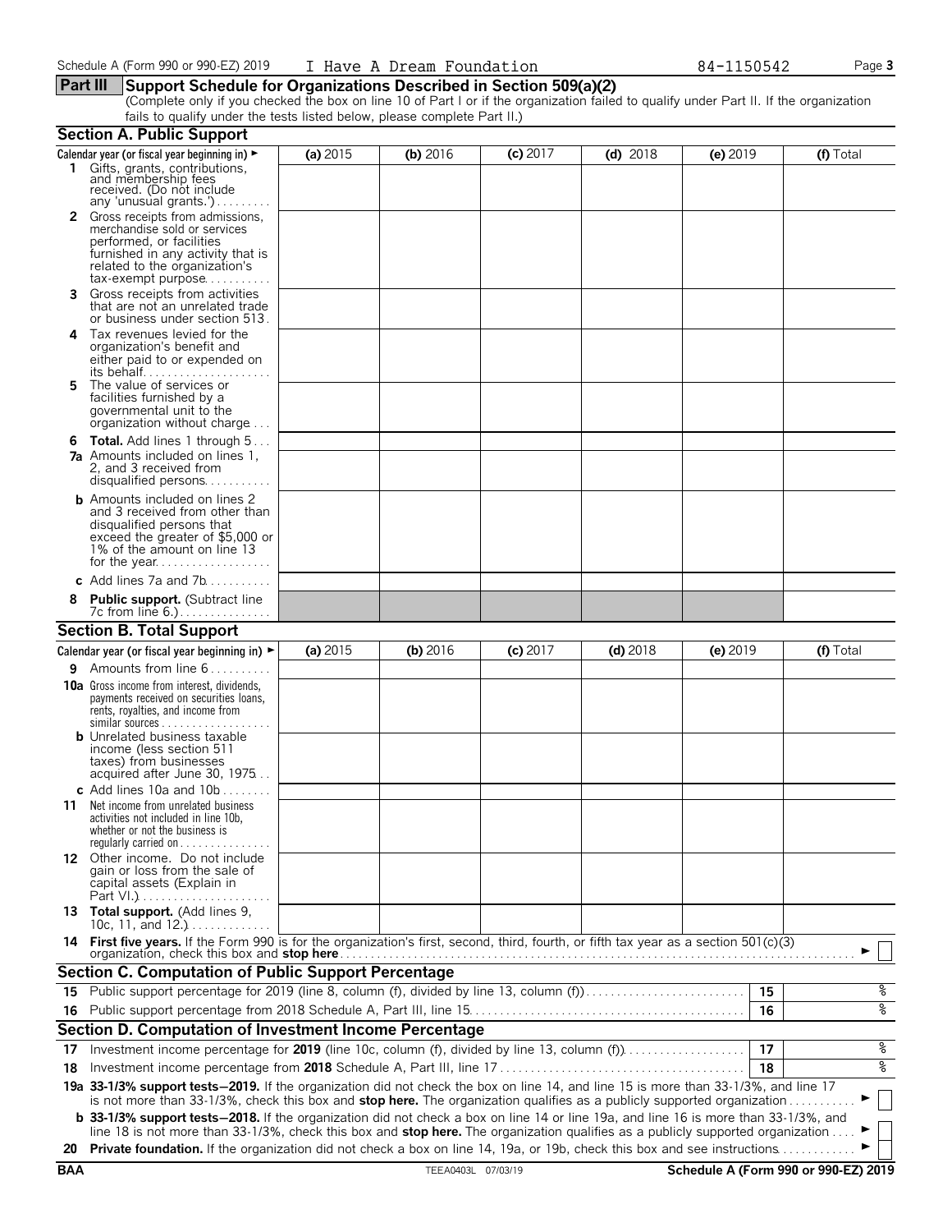Schedule A (Form 990 or 990-EZ) 2019 I Have A Dream Foundation 84-1150542

## Part III Support Schedule for Organizations Described in Section 509(a)(2)

(Complete only if you checked the box on line 10 of Part I or if the organization failed to qualify under Part II. If the organization fails to qualify under the tests listed below, please complete Part II.)

### Section A. Public Support

| Calendar year (or fiscal year beginning in) ► | (a) 2015 | (b) 2016 | (c) 2017 | (d) 2018 | (e) 2019 | (f) Total |
|---|---|---|---|---|---|---|
| **1** Gifts, grants, contributions, and membership fees received. (Do not include any 'unusual grants.') | | | | | | |
| **2** Gross receipts from admissions, merchandise sold or services performed, or facilities furnished in any activity that is related to the organization's tax-exempt purpose | | | | | | |
| **3** Gross receipts from activities that are not an unrelated trade or business under section 513 | | | | | | |
| **4** Tax revenues levied for the organization's benefit and either paid to or expended on its behalf | | | | | | |
| **5** The value of services or facilities furnished by a governmental unit to the organization without charge | | | | | | |
| **6 Total.** Add lines 1 through 5 | | | | | | |
| **7a** Amounts included on lines 1, 2, and 3 received from disqualified persons | | | | | | |
| **b** Amounts included on lines 2 and 3 received from other than disqualified persons that exceed the greater of $5,000 or 1% of the amount on line 13 for the year | | | | | | |
| **c** Add lines 7a and 7b | | | | | | |
| **8 Public support.** (Subtract line 7c from line 6.) | | | | | | |

### Section B. Total Support

| Calendar year (or fiscal year beginning in) ► | (a) 2015 | (b) 2016 | (c) 2017 | (d) 2018 | (e) 2019 | (f) Total |
|---|---|---|---|---|---|---|
| **9** Amounts from line 6 | | | | | | |
| **10a** Gross income from interest, dividends, payments received on securities loans, rents, royalties, and income from similar sources | | | | | | |
| **b** Unrelated business taxable income (less section 511 taxes) from businesses acquired after June 30, 1975 | | | | | | |
| **c** Add lines 10a and 10b | | | | | | |
| **11** Net income from unrelated business activities not included in line 10b, whether or not the business is regularly carried on | | | | | | |
| **12** Other income. Do not include gain or loss from the sale of capital assets (Explain in Part VI.) | | | | | | |
| **13 Total support.** (Add lines 9, 10c, 11, and 12.) | | | | | | |

**14 First five years.** If the Form 990 is for the organization's first, second, third, fourth, or fifth tax year as a section 501(c)(3) organization, check this box and **stop here** ► ☐

### Section C. Computation of Public Support Percentage

| | | | |
|---|---|---|---|
| **15** | Public support percentage for 2019 (line 8, column (f), divided by line 13, column (f)) | 15 | % |
| **16** | Public support percentage from 2018 Schedule A, Part III, line 15 | 16 | % |

### Section D. Computation of Investment Income Percentage

| | | | |
|---|---|---|---|
| **17** | Investment income percentage for **2019** (line 10c, column (f), divided by line 13, column (f)) | 17 | % |
| **18** | Investment income percentage from **2018** Schedule A, Part III, line 17 | 18 | % |

**19a 33-1/3% support tests—2019.** If the organization did not check the box on line 14, and line 15 is more than 33-1/3%, and line 17 is not more than 33-1/3%, check this box and **stop here.** The organization qualifies as a publicly supported organization ► ☐

**b 33-1/3% support tests—2018.** If the organization did not check a box on line 14 or line 19a, and line 16 is more than 33-1/3%, and line 18 is not more than 33-1/3%, check this box and **stop here.** The organization qualifies as a publicly supported organization ► ☐

**20 Private foundation.** If the organization did not check a box on line 14, 19a, or 19b, check this box and see instructions ► ☐

BAA TEEA0403L 07/03/19 Schedule A (Form 990 or 990-EZ) 2019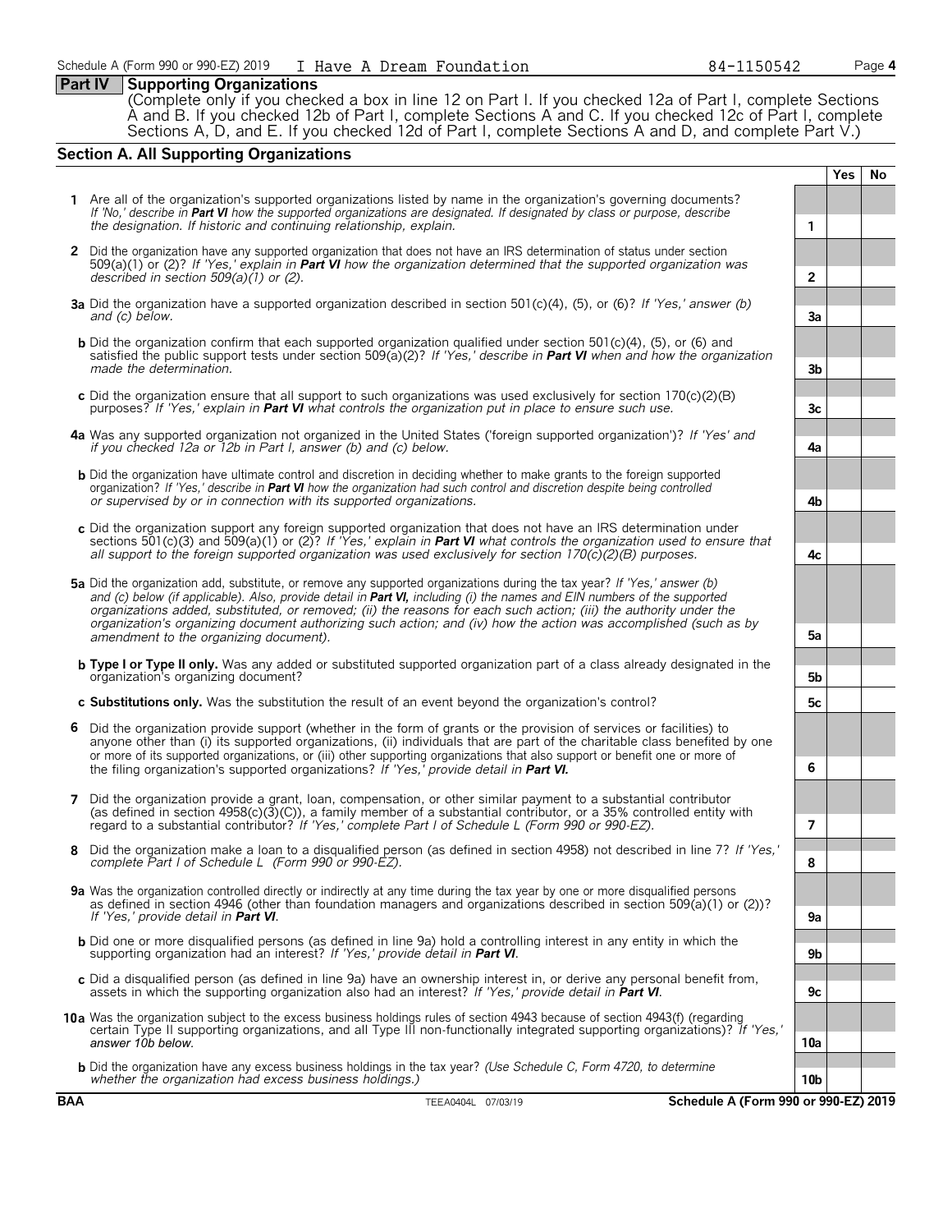Schedule A (Form 990 or 990-EZ) 2019 I Have A Dream Foundation 84-1150542

## Part IV Supporting Organizations

(Complete only if you checked a box in line 12 on Part I. If you checked 12a of Part I, complete Sections A and B. If you checked 12b of Part I, complete Sections A and C. If you checked 12c of Part I, complete Sections A, D, and E. If you checked 12d of Part I, complete Sections A and D, and complete Part V.)

### Section A. All Supporting Organizations

| | | | Yes | No |
|---|---|---|---|---|
| **1** | Are all of the organization's supported organizations listed by name in the organization's governing documents? *If 'No,' describe in **Part VI** how the supported organizations are designated. If designated by class or purpose, describe the designation. If historic and continuing relationship, explain.* | 1 | | |
| **2** | Did the organization have any supported organization that does not have an IRS determination of status under section 509(a)(1) or (2)? *If 'Yes,' explain in **Part VI** how the organization determined that the supported organization was described in section 509(a)(1) or (2).* | 2 | | |
| **3a** | Did the organization have a supported organization described in section 501(c)(4), (5), or (6)? *If 'Yes,' answer (b) and (c) below.* | 3a | | |
| **b** | Did the organization confirm that each supported organization qualified under section 501(c)(4), (5), or (6) and satisfied the public support tests under section 509(a)(2)? *If 'Yes,' describe in **Part VI** when and how the organization made the determination.* | 3b | | |
| **c** | Did the organization ensure that all support to such organizations was used exclusively for section 170(c)(2)(B) purposes? *If 'Yes,' explain in **Part VI** what controls the organization put in place to ensure such use.* | 3c | | |
| **4a** | Was any supported organization not organized in the United States ('foreign supported organization')? *If 'Yes' and if you checked 12a or 12b in Part I, answer (b) and (c) below.* | 4a | | |
| **b** | Did the organization have ultimate control and discretion in deciding whether to make grants to the foreign supported organization? *If 'Yes,' describe in **Part VI** how the organization had such control and discretion despite being controlled or supervised by or in connection with its supported organizations.* | 4b | | |
| **c** | Did the organization support any foreign supported organization that does not have an IRS determination under sections 501(c)(3) and 509(a)(1) or (2)? *If 'Yes,' explain in **Part VI** what controls the organization used to ensure that all support to the foreign supported organization was used exclusively for section 170(c)(2)(B) purposes.* | 4c | | |
| **5a** | Did the organization add, substitute, or remove any supported organizations during the tax year? *If 'Yes,' answer (b) and (c) below (if applicable). Also, provide detail in **Part VI,** including (i) the names and EIN numbers of the supported organizations added, substituted, or removed; (ii) the reasons for each such action; (iii) the authority under the organization's organizing document authorizing such action; and (iv) how the action was accomplished (such as by amendment to the organizing document).* | 5a | | |
| **b** | **Type I or Type II only.** Was any added or substituted supported organization part of a class already designated in the organization's organizing document? | 5b | | |
| **c** | **Substitutions only.** Was the substitution the result of an event beyond the organization's control? | 5c | | |
| **6** | Did the organization provide support (whether in the form of grants or the provision of services or facilities) to anyone other than (i) its supported organizations, (ii) individuals that are part of the charitable class benefited by one or more of its supported organizations, or (iii) other supporting organizations that also support or benefit one or more of the filing organization's supported organizations? *If 'Yes,' provide detail in **Part VI.*** | 6 | | |
| **7** | Did the organization provide a grant, loan, compensation, or other similar payment to a substantial contributor (as defined in section 4958(c)(3)(C)), a family member of a substantial contributor, or a 35% controlled entity with regard to a substantial contributor? *If 'Yes,' complete Part I of Schedule L (Form 990 or 990-EZ).* | 7 | | |
| **8** | Did the organization make a loan to a disqualified person (as defined in section 4958) not described in line 7? *If 'Yes,' complete Part I of Schedule L (Form 990 or 990-EZ).* | 8 | | |
| **9a** | Was the organization controlled directly or indirectly at any time during the tax year by one or more disqualified persons as defined in section 4946 (other than foundation managers and organizations described in section 509(a)(1) or (2))? *If 'Yes,' provide detail in **Part VI**.* | 9a | | |
| **b** | Did one or more disqualified persons (as defined in line 9a) hold a controlling interest in any entity in which the supporting organization had an interest? *If 'Yes,' provide detail in **Part VI**.* | 9b | | |
| **c** | Did a disqualified person (as defined in line 9a) have an ownership interest in, or derive any personal benefit from, assets in which the supporting organization also had an interest? *If 'Yes,' provide detail in **Part VI**.* | 9c | | |
| **10a** | Was the organization subject to the excess business holdings rules of section 4943 because of section 4943(f) (regarding certain Type II supporting organizations, and all Type III non-functionally integrated supporting organizations)? *If 'Yes,' answer 10b below.* | 10a | | |
| **b** | Did the organization have any excess business holdings in the tax year? *(Use Schedule C, Form 4720, to determine whether the organization had excess business holdings.)* | 10b | | |

**BAA** TEEA0404L 07/03/19 **Schedule A (Form 990 or 990-EZ) 2019**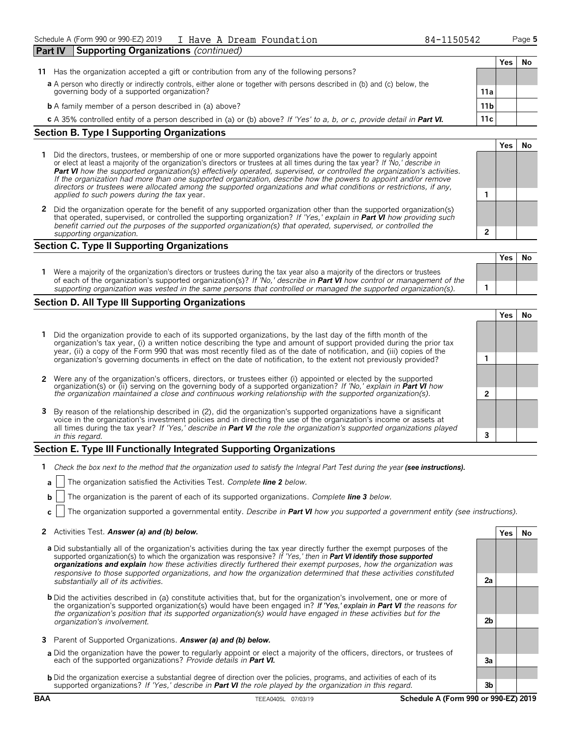## Part IV Supporting Organizations *(continued)*

| | | | Yes | No |
|---|---|---|---|---|
| **11** | Has the organization accepted a gift or contribution from any of the following persons? | | | |
| | **a** A person who directly or indirectly controls, either alone or together with persons described in (b) and (c) below, the governing body of a supported organization? | 11a | | |
| | **b** A family member of a person described in (a) above? | 11b | | |
| | **c** A 35% controlled entity of a person described in (a) or (b) above? *If 'Yes' to a, b, or c, provide detail in **Part VI.*** | 11c | | |

## Section B. Type I Supporting Organizations

| | | | Yes | No |
|---|---|---|---|---|
| **1** | Did the directors, trustees, or membership of one or more supported organizations have the power to regularly appoint or elect at least a majority of the organization's directors or trustees at all times during the tax year? *If 'No,' describe in **Part VI** how the supported organization(s) effectively operated, supervised, or controlled the organization's activities. If the organization had more than one supported organization, describe how the powers to appoint and/or remove directors or trustees were allocated among the supported organizations and what conditions or restrictions, if any, applied to such powers during the tax* year. | 1 | | |
| **2** | Did the organization operate for the benefit of any supported organization other than the supported organization(s) that operated, supervised, or controlled the supporting organization? *If 'Yes,' explain in **Part VI** how providing such benefit carried out the purposes of the supported organization(s) that operated, supervised, or controlled the supporting organization.* | 2 | | |

## Section C. Type II Supporting Organizations

| | | | Yes | No |
|---|---|---|---|---|
| **1** | Were a majority of the organization's directors or trustees during the tax year also a majority of the directors or trustees of each of the organization's supported organization(s)? *If 'No,' describe in **Part VI** how control or management of the supporting organization was vested in the same persons that controlled or managed the supported organization(s).* | 1 | | |

## Section D. All Type III Supporting Organizations

| | | | Yes | No |
|---|---|---|---|---|
| **1** | Did the organization provide to each of its supported organizations, by the last day of the fifth month of the organization's tax year, (i) a written notice describing the type and amount of support provided during the prior tax year, (ii) a copy of the Form 990 that was most recently filed as of the date of notification, and (iii) copies of the organization's governing documents in effect on the date of notification, to the extent not previously provided? | 1 | | |
| **2** | Were any of the organization's officers, directors, or trustees either (i) appointed or elected by the supported organization(s) or (ii) serving on the governing body of a supported organization? *If 'No,' explain in **Part VI** how the organization maintained a close and continuous working relationship with the supported organization(s).* | 2 | | |
| **3** | By reason of the relationship described in (2), did the organization's supported organizations have a significant voice in the organization's investment policies and in directing the use of the organization's income or assets at all times during the tax year? *If 'Yes,' describe in **Part VI** the role the organization's supported organizations played in this regard.* | 3 | | |

## Section E. Type III Functionally Integrated Supporting Organizations

**1** *Check the box next to the method that the organization used to satisfy the Integral Part Test during the year **(see instructions).***

**a** ☐ The organization satisfied the Activities Test. *Complete **line 2** below.*

**b** ☐ The organization is the parent of each of its supported organizations. *Complete **line 3** below.*

**c** ☐ The organization supported a governmental entity. *Describe in **Part VI** how you supported a government entity (see instructions).*

| | | | Yes | No |
|---|---|---|---|---|
| **2** | Activities Test. ***Answer (a) and (b) below.*** | | | |
| | **a** Did substantially all of the organization's activities during the tax year directly further the exempt purposes of the supported organization(s) to which the organization was responsive? *If 'Yes,' then in **Part VI identify those supported organizations and explain** how these activities directly furthered their exempt purposes, how the organization was responsive to those supported organizations, and how the organization determined that these activities constituted substantially all of its activities.* | 2a | | |
| | **b** Did the activities described in (a) constitute activities that, but for the organization's involvement, one or more of the organization's supported organization(s) would have been engaged in? ***If 'Yes,' explain in Part VI** the reasons for the organization's position that its supported organization(s) would have engaged in these activities but for the organization's involvement.* | 2b | | |
| **3** | Parent of Supported Organizations. ***Answer (a) and (b) below.*** | | | |
| | **a** Did the organization have the power to regularly appoint or elect a majority of the officers, directors, or trustees of each of the supported organizations? *Provide details in **Part VI.*** | 3a | | |
| | **b** Did the organization exercise a substantial degree of direction over the policies, programs, and activities of each of its supported organizations? *If 'Yes,' describe in **Part VI** the role played by the organization in this regard.* | 3b | | |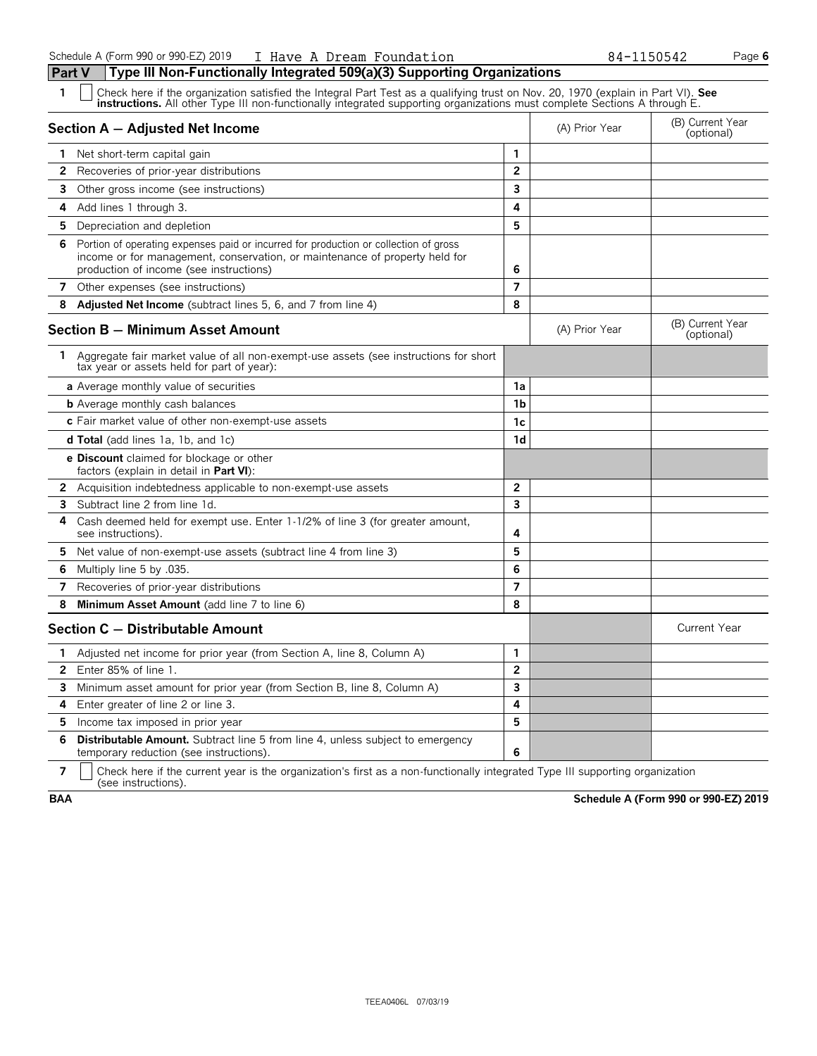Schedule A (Form 990 or 990-EZ) 2019 I Have A Dream Foundation 84-1150542

## Part V Type III Non-Functionally Integrated 509(a)(3) Supporting Organizations

**1** ☐ Check here if the organization satisfied the Integral Part Test as a qualifying trust on Nov. 20, 1970 (explain in Part VI). **See instructions.** All other Type III non-functionally integrated supporting organizations must complete Sections A through E.

| **Section A — Adjusted Net Income** | | (A) Prior Year | (B) Current Year (optional) |
|---|---|---|---|
| **1** Net short-term capital gain | 1 | | |
| **2** Recoveries of prior-year distributions | 2 | | |
| **3** Other gross income (see instructions) | 3 | | |
| **4** Add lines 1 through 3. | 4 | | |
| **5** Depreciation and depletion | 5 | | |
| **6** Portion of operating expenses paid or incurred for production or collection of gross income or for management, conservation, or maintenance of property held for production of income (see instructions) | 6 | | |
| **7** Other expenses (see instructions) | 7 | | |
| **8** **Adjusted Net Income** (subtract lines 5, 6, and 7 from line 4) | 8 | | |

| **Section B — Minimum Asset Amount** | | (A) Prior Year | (B) Current Year (optional) |
|---|---|---|---|
| **1** Aggregate fair market value of all non-exempt-use assets (see instructions for short tax year or assets held for part of year): | | | |
| **a** Average monthly value of securities | 1a | | |
| **b** Average monthly cash balances | 1b | | |
| **c** Fair market value of other non-exempt-use assets | 1c | | |
| **d Total** (add lines 1a, 1b, and 1c) | 1d | | |
| **e Discount** claimed for blockage or other factors (explain in detail in **Part VI**): | | | |
| **2** Acquisition indebtedness applicable to non-exempt-use assets | 2 | | |
| **3** Subtract line 2 from line 1d. | 3 | | |
| **4** Cash deemed held for exempt use. Enter 1-1/2% of line 3 (for greater amount, see instructions). | 4 | | |
| **5** Net value of non-exempt-use assets (subtract line 4 from line 3) | 5 | | |
| **6** Multiply line 5 by .035. | 6 | | |
| **7** Recoveries of prior-year distributions | 7 | | |
| **8** **Minimum Asset Amount** (add line 7 to line 6) | 8 | | |

| **Section C — Distributable Amount** | | | Current Year |
|---|---|---|---|
| **1** Adjusted net income for prior year (from Section A, line 8, Column A) | 1 | | |
| **2** Enter 85% of line 1. | 2 | | |
| **3** Minimum asset amount for prior year (from Section B, line 8, Column A) | 3 | | |
| **4** Enter greater of line 2 or line 3. | 4 | | |
| **5** Income tax imposed in prior year | 5 | | |
| **6** **Distributable Amount.** Subtract line 5 from line 4, unless subject to emergency temporary reduction (see instructions). | 6 | | |

**7** ☐ Check here if the current year is the organization's first as a non-functionally integrated Type III supporting organization (see instructions).

BAA **Schedule A (Form 990 or 990-EZ) 2019**

TEEA0406L 07/03/19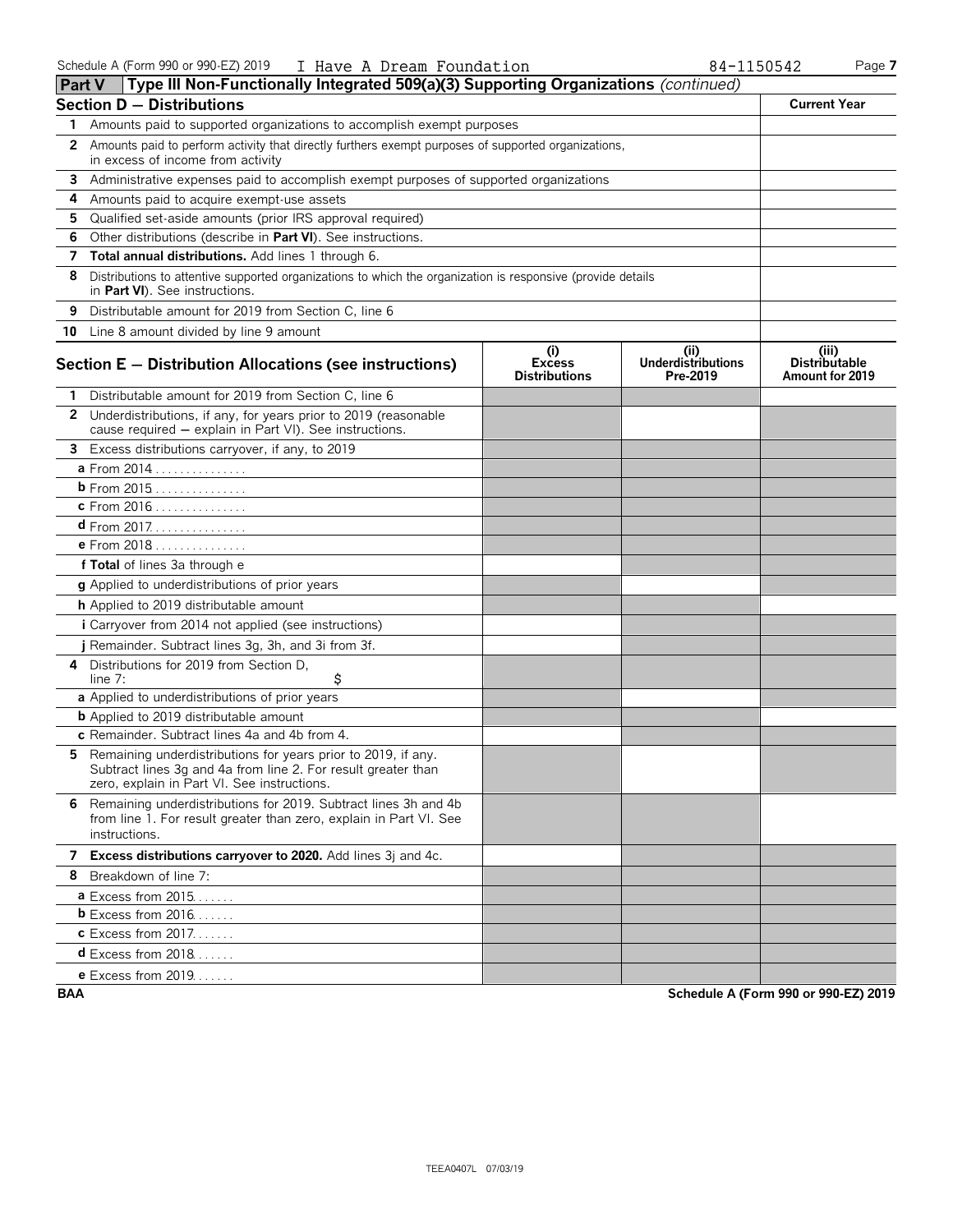Schedule A (Form 990 or 990-EZ) 2019 I Have A Dream Foundation 84-1150542

## Part V Type III Non-Functionally Integrated 509(a)(3) Supporting Organizations *(continued)*

| Section D — Distributions | Current Year |
|---|---|
| 1 Amounts paid to supported organizations to accomplish exempt purposes | |
| 2 Amounts paid to perform activity that directly furthers exempt purposes of supported organizations, in excess of income from activity | |
| 3 Administrative expenses paid to accomplish exempt purposes of supported organizations | |
| 4 Amounts paid to acquire exempt-use assets | |
| 5 Qualified set-aside amounts (prior IRS approval required) | |
| 6 Other distributions (describe in **Part VI**). See instructions. | |
| 7 **Total annual distributions.** Add lines 1 through 6. | |
| 8 Distributions to attentive supported organizations to which the organization is responsive (provide details in **Part VI**). See instructions. | |
| 9 Distributable amount for 2019 from Section C, line 6 | |
| 10 Line 8 amount divided by line 9 amount | |

| Section E — Distribution Allocations (see instructions) | (i) Excess Distributions | (ii) Underdistributions Pre-2019 | (iii) Distributable Amount for 2019 |
|---|---|---|---|
| 1 Distributable amount for 2019 from Section C, line 6 | | | |
| 2 Underdistributions, if any, for years prior to 2019 (reasonable cause required — explain in Part VI). See instructions. | | | |
| 3 Excess distributions carryover, if any, to 2019 | | | |
| a From 2014 | | | |
| b From 2015 | | | |
| c From 2016 | | | |
| d From 2017 | | | |
| e From 2018 | | | |
| f **Total** of lines 3a through e | | | |
| g Applied to underdistributions of prior years | | | |
| h Applied to 2019 distributable amount | | | |
| i Carryover from 2014 not applied (see instructions) | | | |
| j Remainder. Subtract lines 3g, 3h, and 3i from 3f. | | | |
| 4 Distributions for 2019 from Section D, line 7: $ | | | |
| a Applied to underdistributions of prior years | | | |
| b Applied to 2019 distributable amount | | | |
| c Remainder. Subtract lines 4a and 4b from 4. | | | |
| 5 Remaining underdistributions for years prior to 2019, if any. Subtract lines 3g and 4a from line 2. For result greater than zero, explain in Part VI. See instructions. | | | |
| 6 Remaining underdistributions for 2019. Subtract lines 3h and 4b from line 1. For result greater than zero, explain in Part VI. See instructions. | | | |
| 7 **Excess distributions carryover to 2020.** Add lines 3j and 4c. | | | |
| 8 Breakdown of line 7: | | | |
| a Excess from 2015 | | | |
| b Excess from 2016 | | | |
| c Excess from 2017 | | | |
| d Excess from 2018 | | | |
| e Excess from 2019 | | | |

BAA Schedule A (Form 990 or 990-EZ) 2019

TEEA0407L 07/03/19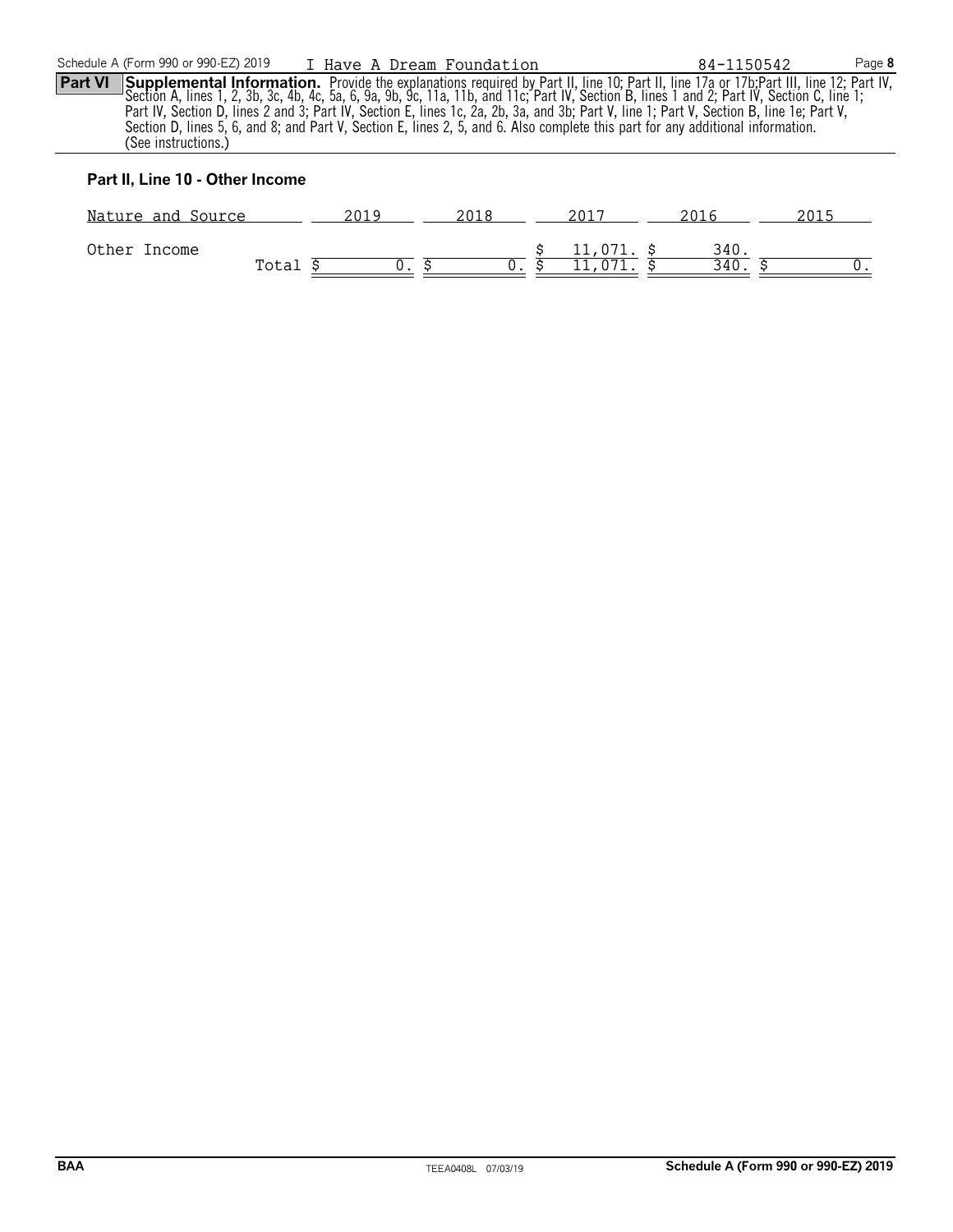Schedule A (Form 990 or 990-EZ) 2019 I Have A Dream Foundation 84-1150542 Page **8**

**Part VI** **Supplemental Information.** Provide the explanations required by Part II, line 10; Part II, line 17a or 17b;Part III, line 12; Part IV, Section A, lines 1, 2, 3b, 3c, 4b, 4c, 5a, 6, 9a, 9b, 9c, 11a, 11b, and 11c; Part IV, Section B, lines 1 and 2; Part IV, Section C, line 1; Part IV, Section D, lines 2 and 3; Part IV, Section E, lines 1c, 2a, 2b, 3a, and 3b; Part V, line 1; Part V, Section B, line 1e; Part V, Section D, lines 5, 6, and 8; and Part V, Section E, lines 2, 5, and 6. Also complete this part for any additional information. (See instructions.)

### Part II, Line 10 - Other Income

| Nature and Source | 2019 | 2018 | 2017 | 2016 | 2015 |
|---|---|---|---|---|---|
| Other Income | | | $ 11,071. | $ 340. | |
| Total | $ 0. | $ 0. | $ 11,071. | $ 340. | $ 0. |

BAA TEEA0408L 07/03/19 Schedule A (Form 990 or 990-EZ) 2019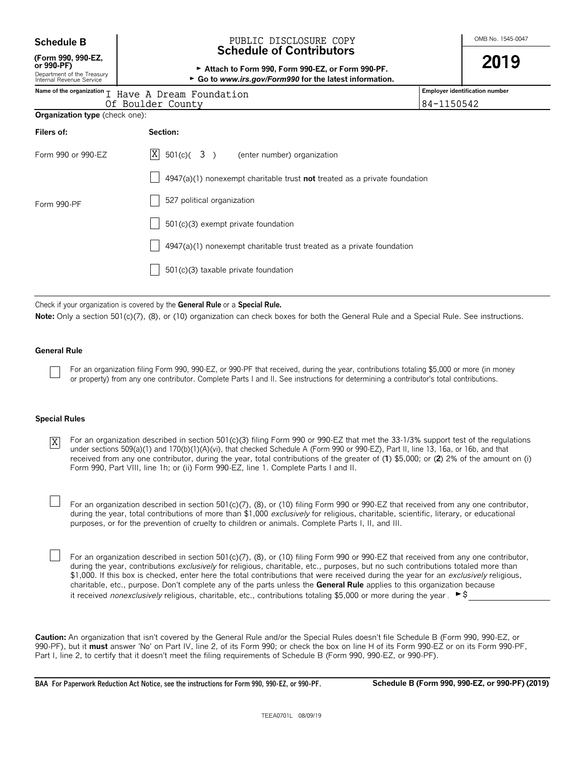**Schedule B**

**(Form 990, 990-EZ, or 990-PF)**
Department of the Treasury
Internal Revenue Service

PUBLIC DISCLOSURE COPY

# Schedule of Contributors

► **Attach to Form 990, Form 990-EZ, or Form 990-PF.**
► **Go to *www.irs.gov/Form990* for the latest information.**

OMB No. 1545-0047

**2019**

| Name of the organization | Employer identification number |
|---|---|
| I Have A Dream Foundation Of Boulder County | 84-1150542 |

**Organization type** (check one):

| Filers of: | Section: |
|---|---|
| Form 990 or 990-EZ | [X] 501(c)( 3 ) (enter number) organization |
| | [ ] 4947(a)(1) nonexempt charitable trust **not** treated as a private foundation |
| | [ ] 527 political organization |
| Form 990-PF | [ ] 501(c)(3) exempt private foundation |
| | [ ] 4947(a)(1) nonexempt charitable trust treated as a private foundation |
| | [ ] 501(c)(3) taxable private foundation |

Check if your organization is covered by the **General Rule** or a **Special Rule.**

**Note:** Only a section 501(c)(7), (8), or (10) organization can check boxes for both the General Rule and a Special Rule. See instructions.

**General Rule**

[ ] For an organization filing Form 990, 990-EZ, or 990-PF that received, during the year, contributions totaling $5,000 or more (in money or property) from any one contributor. Complete Parts I and II. See instructions for determining a contributor's total contributions.

**Special Rules**

[X] For an organization described in section 501(c)(3) filing Form 990 or 990-EZ that met the 33-1/3% support test of the regulations under sections 509(a)(1) and 170(b)(1)(A)(vi), that checked Schedule A (Form 990 or 990-EZ), Part II, line 13, 16a, or 16b, and that received from any one contributor, during the year, total contributions of the greater of (**1**) $5,000; or (**2**) 2% of the amount on (i) Form 990, Part VIII, line 1h; or (ii) Form 990-EZ, line 1. Complete Parts I and II.

[ ] For an organization described in section 501(c)(7), (8), or (10) filing Form 990 or 990-EZ that received from any one contributor, during the year, total contributions of more than $1,000 *exclusively* for religious, charitable, scientific, literary, or educational purposes, or for the prevention of cruelty to children or animals. Complete Parts I, II, and III.

[ ] For an organization described in section 501(c)(7), (8), or (10) filing Form 990 or 990-EZ that received from any one contributor, during the year, contributions *exclusively* for religious, charitable, etc., purposes, but no such contributions totaled more than $1,000. If this box is checked, enter here the total contributions that were received during the year for an *exclusively* religious, charitable, etc., purpose. Don't complete any of the parts unless the **General Rule** applies to this organization because it received *nonexclusively* religious, charitable, etc., contributions totaling $5,000 or more during the year . ►$ ____________

**Caution:** An organization that isn't covered by the General Rule and/or the Special Rules doesn't file Schedule B (Form 990, 990-EZ, or 990-PF), but it **must** answer 'No' on Part IV, line 2, of its Form 990; or check the box on line H of its Form 990-EZ or on its Form 990-PF, Part I, line 2, to certify that it doesn't meet the filing requirements of Schedule B (Form 990, 990-EZ, or 990-PF).

**BAA For Paperwork Reduction Act Notice, see the instructions for Form 990, 990-EZ, or 990-PF.** **Schedule B (Form 990, 990-EZ, or 990-PF) (2019)**

TEEA0701L 08/09/19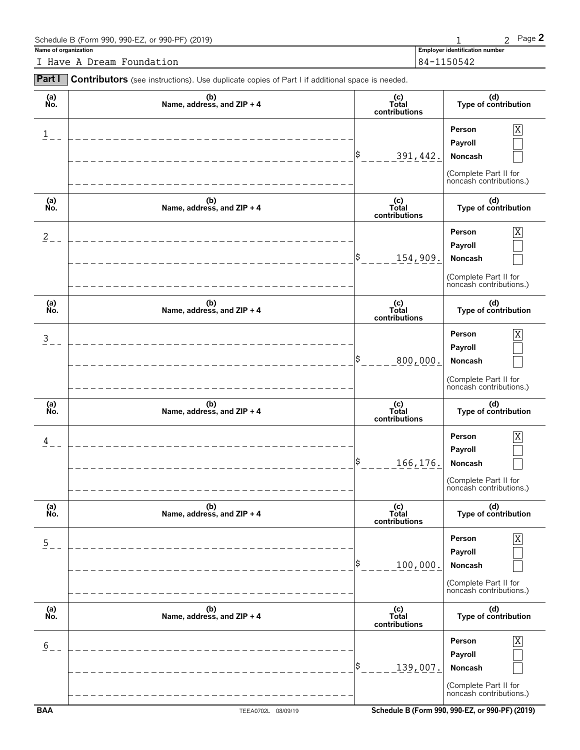Schedule B (Form 990, 990-EZ, or 990-PF) (2019)

| Name of organization | Employer identification number |
|---|---|
| I Have A Dream Foundation | 84-1150542 |

**Part I** **Contributors** (see instructions). Use duplicate copies of Part I if additional space is needed.

| (a) No. | (b) Name, address, and ZIP + 4 | (c) Total contributions | (d) Type of contribution |
|---|---|---|---|
| 1 | | $ 391,442. | Person [X] Payroll [ ] Noncash [ ] (Complete Part II for noncash contributions.) |
| 2 | | $ 154,909. | Person [X] Payroll [ ] Noncash [ ] (Complete Part II for noncash contributions.) |
| 3 | | $ 800,000. | Person [X] Payroll [ ] Noncash [ ] (Complete Part II for noncash contributions.) |
| 4 | | $ 166,176. | Person [X] Payroll [ ] Noncash [ ] (Complete Part II for noncash contributions.) |
| 5 | | $ 100,000. | Person [X] Payroll [ ] Noncash [ ] (Complete Part II for noncash contributions.) |
| 6 | | $ 139,007. | Person [X] Payroll [ ] Noncash [ ] (Complete Part II for noncash contributions.) |

BAA TEEA0702L 08/09/19 Schedule B (Form 990, 990-EZ, or 990-PF) (2019)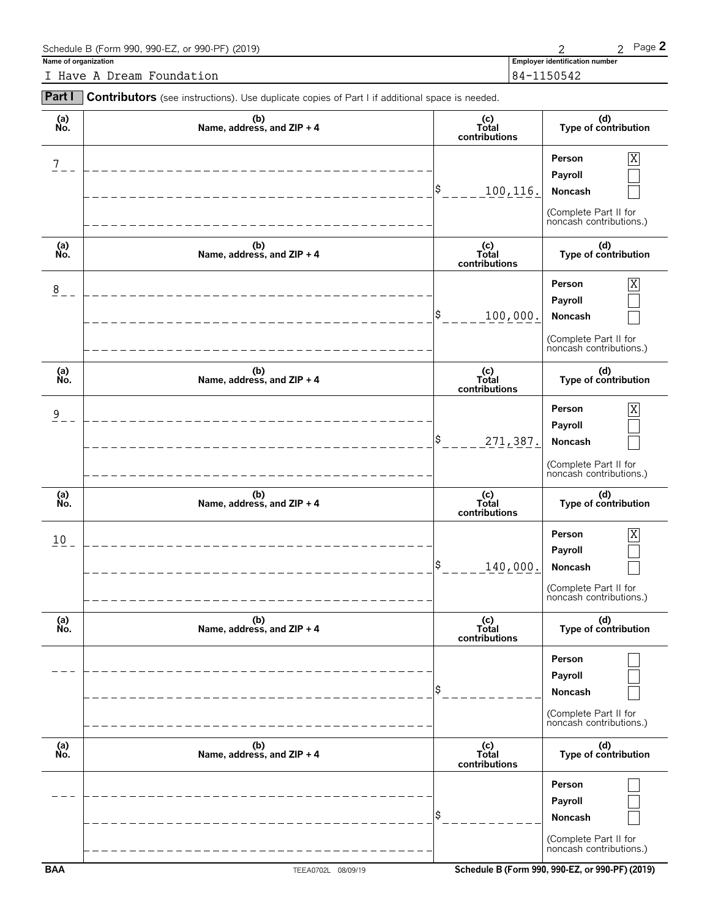Schedule B (Form 990, 990-EZ, or 990-PF) (2019)

**Name of organization**

I Have A Dream Foundation

**Employer identification number**

84-1150542

**Part I** **Contributors** (see instructions). Use duplicate copies of Part I if additional space is needed.

| (a) No. | (b) Name, address, and ZIP + 4 | (c) Total contributions | (d) Type of contribution |
|---|---|---|---|
| 7 | | $ 100,116. | Person [X] Payroll [ ] Noncash [ ] (Complete Part II for noncash contributions.) |
| 8 | | $ 100,000. | Person [X] Payroll [ ] Noncash [ ] (Complete Part II for noncash contributions.) |
| 9 | | $ 271,387. | Person [X] Payroll [ ] Noncash [ ] (Complete Part II for noncash contributions.) |
| 10 | | $ 140,000. | Person [X] Payroll [ ] Noncash [ ] (Complete Part II for noncash contributions.) |
| | | $ | Person [ ] Payroll [ ] Noncash [ ] (Complete Part II for noncash contributions.) |
| | | $ | Person [ ] Payroll [ ] Noncash [ ] (Complete Part II for noncash contributions.) |

BAA TEEA0702L 08/09/19 Schedule B (Form 990, 990-EZ, or 990-PF) (2019)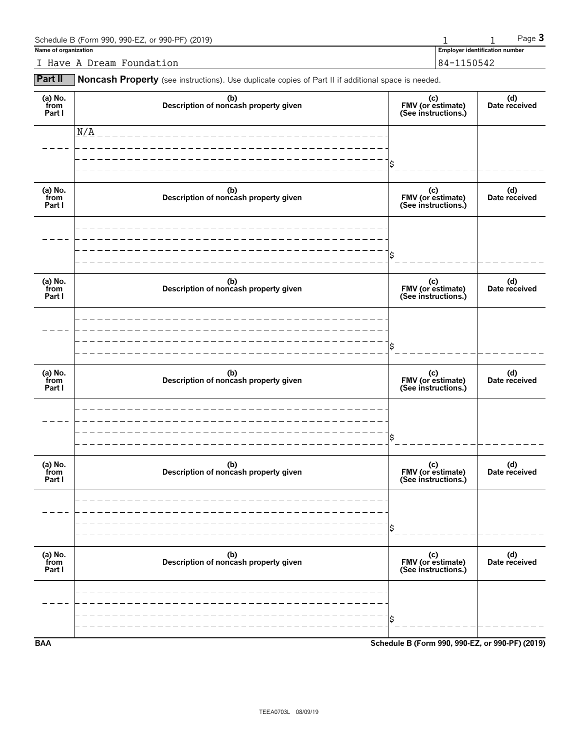Schedule B (Form 990, 990-EZ, or 990-PF) (2019) Page **3**

**Name of organization**

I Have A Dream Foundation

**Employer identification number**

84-1150542

**Part II** **Noncash Property** (see instructions). Use duplicate copies of Part II if additional space is needed.

| (a) No. from Part I | (b) Description of noncash property given | (c) FMV (or estimate) (See instructions.) | (d) Date received |
|---|---|---|---|
| | N/A | $ | |

| (a) No. from Part I | (b) Description of noncash property given | (c) FMV (or estimate) (See instructions.) | (d) Date received |
|---|---|---|---|
| | | $ | |

| (a) No. from Part I | (b) Description of noncash property given | (c) FMV (or estimate) (See instructions.) | (d) Date received |
|---|---|---|---|
| | | $ | |

| (a) No. from Part I | (b) Description of noncash property given | (c) FMV (or estimate) (See instructions.) | (d) Date received |
|---|---|---|---|
| | | $ | |

| (a) No. from Part I | (b) Description of noncash property given | (c) FMV (or estimate) (See instructions.) | (d) Date received |
|---|---|---|---|
| | | $ | |

| (a) No. from Part I | (b) Description of noncash property given | (c) FMV (or estimate) (See instructions.) | (d) Date received |
|---|---|---|---|
| | | $ | |

**BAA** **Schedule B (Form 990, 990-EZ, or 990-PF) (2019)**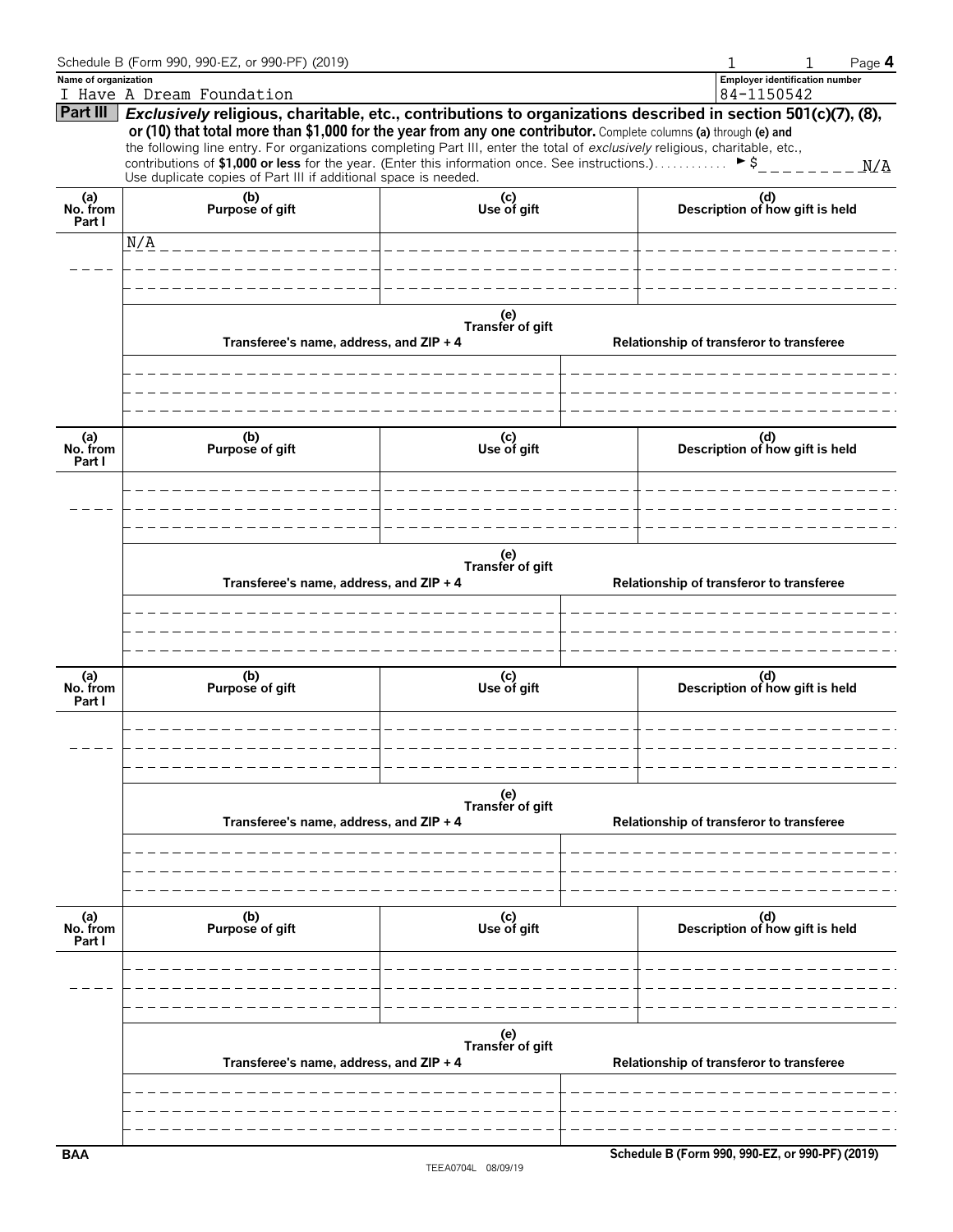Name of organization: I Have A Dream Foundation

Employer identification number: 84-1150542

## Part III ***Exclusively*** religious, charitable, etc., contributions to organizations described in section 501(c)(7), (8), or (10) that total more than $1,000 for the year from any one contributor.

Complete columns **(a)** through **(e)** and the following line entry. For organizations completing Part III, enter the total of *exclusively* religious, charitable, etc., contributions of **$1,000 or less** for the year. (Enter this information once. See instructions.) ► $ N/A

Use duplicate copies of Part III if additional space is needed.

| (a) No. from Part I | (b) Purpose of gift | (c) Use of gift | (d) Description of how gift is held |
|---|---|---|---|
| | N/A | | |

| (e) Transfer of gift | |
|---|---|
| Transferee's name, address, and ZIP + 4 | Relationship of transferor to transferee |
| | |

| (a) No. from Part I | (b) Purpose of gift | (c) Use of gift | (d) Description of how gift is held |
|---|---|---|---|
| | | | |

| (e) Transfer of gift | |
|---|---|
| Transferee's name, address, and ZIP + 4 | Relationship of transferor to transferee |
| | |

| (a) No. from Part I | (b) Purpose of gift | (c) Use of gift | (d) Description of how gift is held |
|---|---|---|---|
| | | | |

| (e) Transfer of gift | |
|---|---|
| Transferee's name, address, and ZIP + 4 | Relationship of transferor to transferee |
| | |

| (a) No. from Part I | (b) Purpose of gift | (c) Use of gift | (d) Description of how gift is held |
|---|---|---|---|
| | | | |

| (e) Transfer of gift | |
|---|---|
| Transferee's name, address, and ZIP + 4 | Relationship of transferor to transferee |
| | |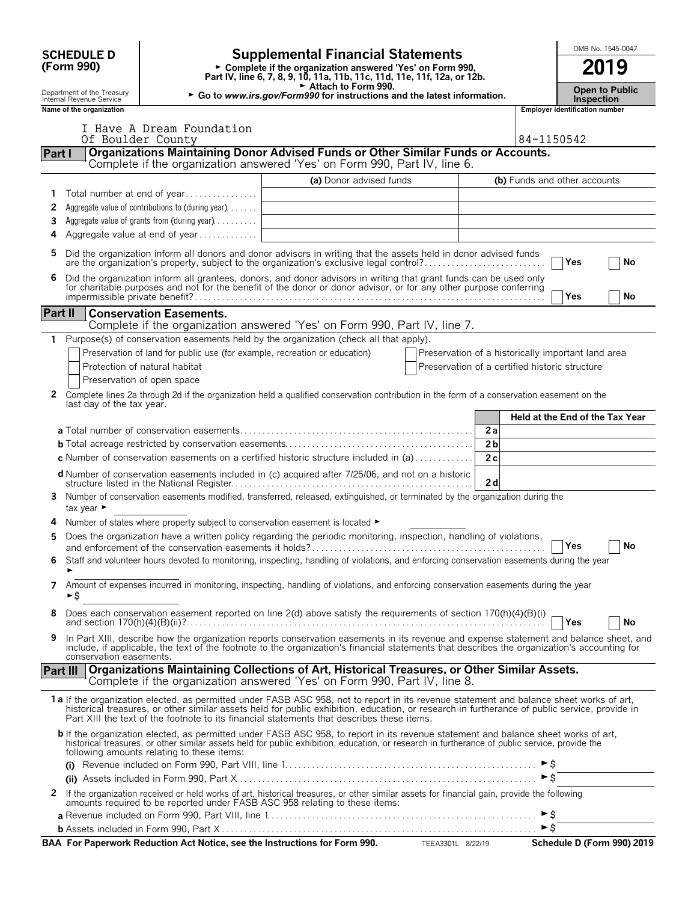**SCHEDULE D (Form 990)**

Department of the Treasury
Internal Revenue Service

# Supplemental Financial Statements

► Complete if the organization answered 'Yes' on Form 990, Part IV, line 6, 7, 8, 9, 10, 11a, 11b, 11c, 11d, 11e, 11f, 12a, or 12b.
► Attach to Form 990.
► Go to *www.irs.gov/Form990* for instructions and the latest information.

OMB No. 1545-0047

**2019**

**Open to Public Inspection**

**Name of the organization**
I Have A Dream Foundation
Of Boulder County

**Employer identification number**
84-1150542

## Part I Organizations Maintaining Donor Advised Funds or Other Similar Funds or Accounts.
Complete if the organization answered 'Yes' on Form 990, Part IV, line 6.

| | | (a) Donor advised funds | (b) Funds and other accounts |
|---|---|---|---|
| 1 | Total number at end of year | | |
| 2 | Aggregate value of contributions to (during year) | | |
| 3 | Aggregate value of grants from (during year) | | |
| 4 | Aggregate value at end of year | | |

5 Did the organization inform all donors and donor advisors in writing that the assets held in donor advised funds are the organization's property, subject to the organization's exclusive legal control? ☐ Yes ☐ No

6 Did the organization inform all grantees, donors, and donor advisors in writing that grant funds can be used only for charitable purposes and not for the benefit of the donor or donor advisor, or for any other purpose conferring impermissible private benefit? ☐ Yes ☐ No

## Part II Conservation Easements.
Complete if the organization answered 'Yes' on Form 990, Part IV, line 7.

1 Purpose(s) of conservation easements held by the organization (check all that apply).

☐ Preservation of land for public use (for example, recreation or education)
☐ Protection of natural habitat
☐ Preservation of open space
☐ Preservation of a historically important land area
☐ Preservation of a certified historic structure

2 Complete lines 2a through 2d if the organization held a qualified conservation contribution in the form of a conservation easement on the last day of the tax year.

| | | Held at the End of the Tax Year |
|---|---|---|
| **a** Total number of conservation easements | 2a | |
| **b** Total acreage restricted by conservation easements | 2b | |
| **c** Number of conservation easements on a certified historic structure included in (a) | 2c | |
| **d** Number of conservation easements included in (c) acquired after 7/25/06, and not on a historic structure listed in the National Register | 2d | |

3 Number of conservation easements modified, transferred, released, extinguished, or terminated by the organization during the tax year ►

4 Number of states where property subject to conservation easement is located ►

5 Does the organization have a written policy regarding the periodic monitoring, inspection, handling of violations, and enforcement of the conservation easements it holds? ☐ Yes ☐ No

6 Staff and volunteer hours devoted to monitoring, inspecting, handling of violations, and enforcing conservation easements during the year ►

7 Amount of expenses incurred in monitoring, inspecting, handling of violations, and enforcing conservation easements during the year ►$

8 Does each conservation easement reported on line 2(d) above satisfy the requirements of section 170(h)(4)(B)(i) and section 170(h)(4)(B)(ii)? ☐ Yes ☐ No

9 In Part XIII, describe how the organization reports conservation easements in its revenue and expense statement and balance sheet, and include, if applicable, the text of the footnote to the organization's financial statements that describes the organization's accounting for conservation easements.

## Part III Organizations Maintaining Collections of Art, Historical Treasures, or Other Similar Assets.
Complete if the organization answered 'Yes' on Form 990, Part IV, line 8.

**1a** If the organization elected, as permitted under FASB ASC 958, not to report in its revenue statement and balance sheet works of art, historical treasures, or other similar assets held for public exhibition, education, or research in furtherance of public service, provide in Part XIII the text of the footnote to its financial statements that describes these items.

**b** If the organization elected, as permitted under FASB ASC 958, to report in its revenue statement and balance sheet works of art, historical treasures, or other similar assets held for public exhibition, education, or research in furtherance of public service, provide the following amounts relating to these items:

**(i)** Revenue included on Form 990, Part VIII, line 1 ►$

**(ii)** Assets included in Form 990, Part X ►$

2 If the organization received or held works of art, historical treasures, or other similar assets for financial gain, provide the following amounts required to be reported under FASB ASC 958 relating to these items:

**a** Revenue included on Form 990, Part VIII, line 1 ►$

**b** Assets included in Form 990, Part X ►$

**BAA For Paperwork Reduction Act Notice, see the Instructions for Form 990.** TEEA3301L 8/22/19 **Schedule D (Form 990) 2019**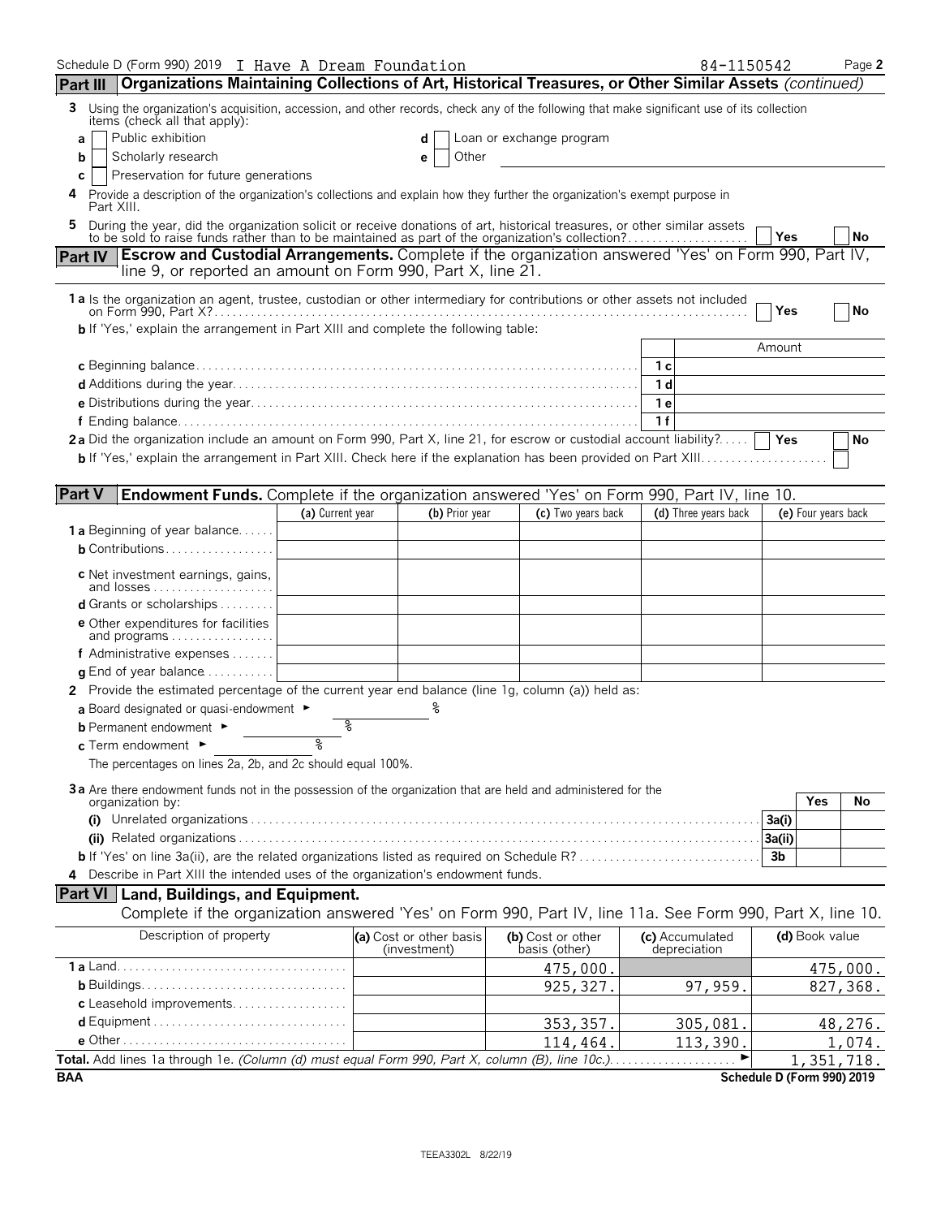Schedule D (Form 990) 2019 I Have A Dream Foundation 84-1150542 Page 2

## Part III Organizations Maintaining Collections of Art, Historical Treasures, or Other Similar Assets *(continued)*

**3** Using the organization's acquisition, accession, and other records, check any of the following that make significant use of its collection items (check all that apply):

- **a** ☐ Public exhibition
- **b** ☐ Scholarly research
- **c** ☐ Preservation for future generations
- **d** ☐ Loan or exchange program
- **e** ☐ Other

**4** Provide a description of the organization's collections and explain how they further the organization's exempt purpose in Part XIII.

**5** During the year, did the organization solicit or receive donations of art, historical treasures, or other similar assets to be sold to raise funds rather than to be maintained as part of the organization's collection? ☐ Yes ☐ No

## Part IV Escrow and Custodial Arrangements.

Complete if the organization answered 'Yes' on Form 990, Part IV, line 9, or reported an amount on Form 990, Part X, line 21.

**1a** Is the organization an agent, trustee, custodian or other intermediary for contributions or other assets not included on Form 990, Part X? ☐ Yes ☐ No

**b** If 'Yes,' explain the arrangement in Part XIII and complete the following table:

| | | Amount |
|---|---|---|
| **c** Beginning balance | 1c | |
| **d** Additions during the year | 1d | |
| **e** Distributions during the year | 1e | |
| **f** Ending balance | 1f | |

**2a** Did the organization include an amount on Form 990, Part X, line 21, for escrow or custodial account liability? ☐ Yes ☐ No

**b** If 'Yes,' explain the arrangement in Part XIII. Check here if the explanation has been provided on Part XIII ☐

## Part V Endowment Funds.

Complete if the organization answered 'Yes' on Form 990, Part IV, line 10.

| | (a) Current year | (b) Prior year | (c) Two years back | (d) Three years back | (e) Four years back |
|---|---|---|---|---|---|
| **1a** Beginning of year balance | | | | | |
| **b** Contributions | | | | | |
| **c** Net investment earnings, gains, and losses | | | | | |
| **d** Grants or scholarships | | | | | |
| **e** Other expenditures for facilities and programs | | | | | |
| **f** Administrative expenses | | | | | |
| **g** End of year balance | | | | | |

**2** Provide the estimated percentage of the current year end balance (line 1g, column (a)) held as:

- **a** Board designated or quasi-endowment ► %
- **b** Permanent endowment ► %
- **c** Term endowment ► %

The percentages on lines 2a, 2b, and 2c should equal 100%.

**3a** Are there endowment funds not in the possession of the organization that are held and administered for the organization by:

| | | Yes | No |
|---|---|---|---|
| **(i)** Unrelated organizations | 3a(i) | | |
| **(ii)** Related organizations | 3a(ii) | | |
| **b** If 'Yes' on line 3a(ii), are the related organizations listed as required on Schedule R? | 3b | | |

**4** Describe in Part XIII the intended uses of the organization's endowment funds.

## Part VI Land, Buildings, and Equipment.

Complete if the organization answered 'Yes' on Form 990, Part IV, line 11a. See Form 990, Part X, line 10.

| Description of property | (a) Cost or other basis (investment) | (b) Cost or other basis (other) | (c) Accumulated depreciation | (d) Book value |
|---|---|---|---|---|
| **1a** Land | | 475,000. | | 475,000. |
| **b** Buildings | | 925,327. | 97,959. | 827,368. |
| **c** Leasehold improvements | | | | |
| **d** Equipment | | 353,357. | 305,081. | 48,276. |
| **e** Other | | 114,464. | 113,390. | 1,074. |
| **Total.** Add lines 1a through 1e. *(Column (d) must equal Form 990, Part X, column (B), line 10c.)* ► | | | | 1,351,718. |

BAA Schedule D (Form 990) 2019

TEEA3302L 8/22/19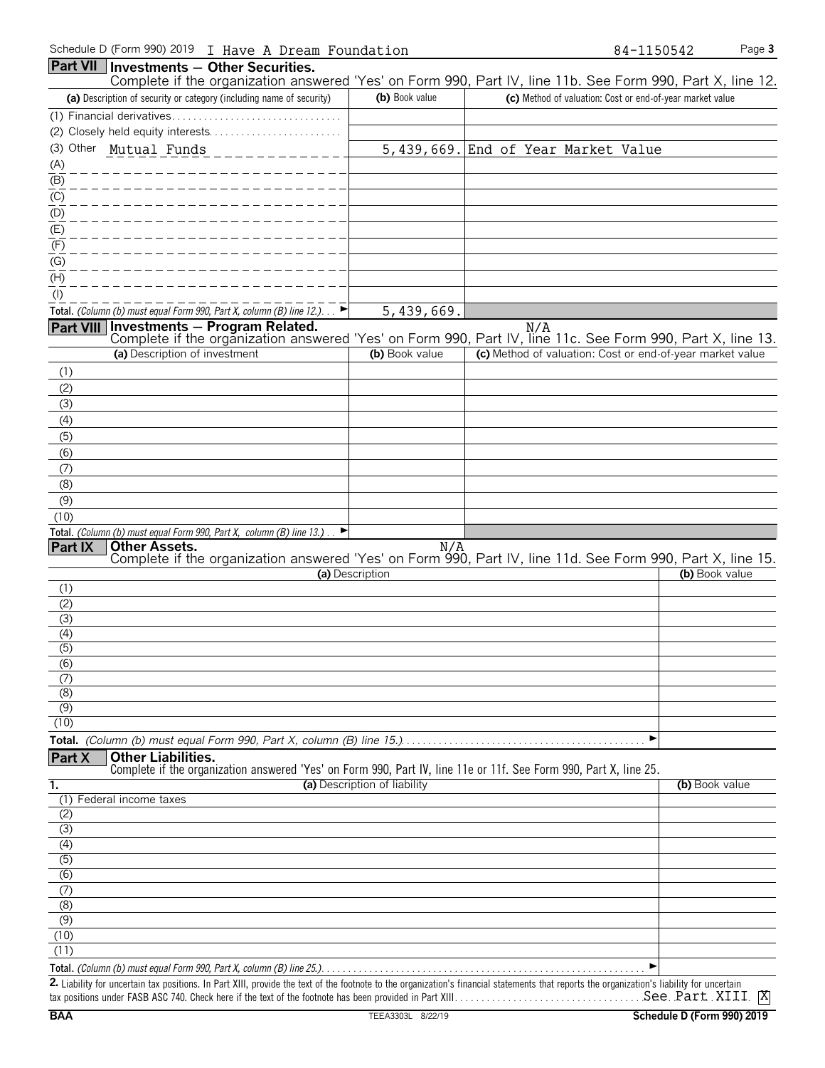Schedule D (Form 990) 2019 I Have A Dream Foundation 84-1150542

## Part VII Investments — Other Securities.

Complete if the organization answered 'Yes' on Form 990, Part IV, line 11b. See Form 990, Part X, line 12.

| (a) Description of security or category (including name of security) | (b) Book value | (c) Method of valuation: Cost or end-of-year market value |
|---|---|---|
| (1) Financial derivatives | | |
| (2) Closely held equity interests | | |
| (3) Other Mutual Funds | 5,439,669. | End of Year Market Value |
| (A) | | |
| (B) | | |
| (C) | | |
| (D) | | |
| (E) | | |
| (F) | | |
| (G) | | |
| (H) | | |
| (I) | | |
| **Total.** *(Column (b) must equal Form 990, Part X, column (B) line 12.)* ► | 5,439,669. | |

## Part VIII Investments — Program Related.

N/A

Complete if the organization answered 'Yes' on Form 990, Part IV, line 11c. See Form 990, Part X, line 13.

| (a) Description of investment | (b) Book value | (c) Method of valuation: Cost or end-of-year market value |
|---|---|---|
| (1) | | |
| (2) | | |
| (3) | | |
| (4) | | |
| (5) | | |
| (6) | | |
| (7) | | |
| (8) | | |
| (9) | | |
| (10) | | |
| **Total.** *(Column (b) must equal Form 990, Part X, column (B) line 13.)* ► | | |

## Part IX Other Assets.

N/A

Complete if the organization answered 'Yes' on Form 990, Part IV, line 11d. See Form 990, Part X, line 15.

| (a) Description | (b) Book value |
|---|---|
| (1) | |
| (2) | |
| (3) | |
| (4) | |
| (5) | |
| (6) | |
| (7) | |
| (8) | |
| (9) | |
| (10) | |
| **Total.** *(Column (b) must equal Form 990, Part X, column (B) line 15.)* ► | |

## Part X Other Liabilities.

Complete if the organization answered 'Yes' on Form 990, Part IV, line 11e or 11f. See Form 990, Part X, line 25.

| 1. (a) Description of liability | (b) Book value |
|---|---|
| (1) Federal income taxes | |
| (2) | |
| (3) | |
| (4) | |
| (5) | |
| (6) | |
| (7) | |
| (8) | |
| (9) | |
| (10) | |
| (11) | |
| **Total.** *(Column (b) must equal Form 990, Part X, column (B) line 25.)* ► | |

**2.** Liability for uncertain tax positions. In Part XIII, provide the text of the footnote to the organization's financial statements that reports the organization's liability for uncertain tax positions under FASB ASC 740. Check here if the text of the footnote has been provided in Part XIII. See Part XIII [X]

BAA TEEA3303L 8/22/19 Schedule D (Form 990) 2019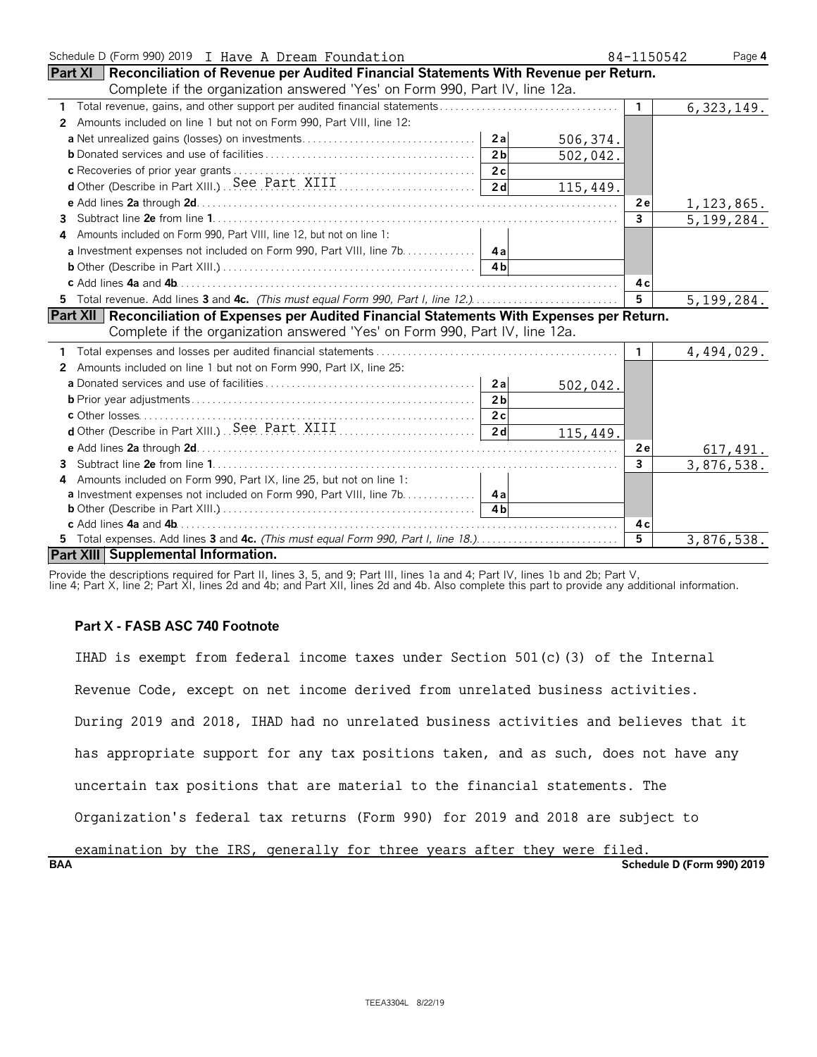Schedule D (Form 990) 2019 I Have A Dream Foundation 84-1150542

## Part XI Reconciliation of Revenue per Audited Financial Statements With Revenue per Return.

Complete if the organization answered 'Yes' on Form 990, Part IV, line 12a.

| | | | | |
|---|---|---|---|---|
| **1** Total revenue, gains, and other support per audited financial statements | | | 1 | 6,323,149. |
| **2** Amounts included on line 1 but not on Form 990, Part VIII, line 12: | | | | |
| **a** Net unrealized gains (losses) on investments | 2a | 506,374. | | |
| **b** Donated services and use of facilities | 2b | 502,042. | | |
| **c** Recoveries of prior year grants | 2c | | | |
| **d** Other (Describe in Part XIII.) See Part XIII | 2d | 115,449. | | |
| **e** Add lines **2a** through **2d** | | | 2e | 1,123,865. |
| **3** Subtract line **2e** from line **1** | | | 3 | 5,199,284. |
| **4** Amounts included on Form 990, Part VIII, line 12, but not on line 1: | | | | |
| **a** Investment expenses not included on Form 990, Part VIII, line 7b | 4a | | | |
| **b** Other (Describe in Part XIII.) | 4b | | | |
| **c** Add lines **4a** and **4b** | | | 4c | |
| **5** Total revenue. Add lines **3** and **4c.** *(This must equal Form 990, Part I, line 12.)* | | | 5 | 5,199,284. |

## Part XII Reconciliation of Expenses per Audited Financial Statements With Expenses per Return.

Complete if the organization answered 'Yes' on Form 990, Part IV, line 12a.

| | | | | |
|---|---|---|---|---|
| **1** Total expenses and losses per audited financial statements | | | 1 | 4,494,029. |
| **2** Amounts included on line 1 but not on Form 990, Part IX, line 25: | | | | |
| **a** Donated services and use of facilities | 2a | 502,042. | | |
| **b** Prior year adjustments | 2b | | | |
| **c** Other losses | 2c | | | |
| **d** Other (Describe in Part XIII.) See Part XIII | 2d | 115,449. | | |
| **e** Add lines **2a** through **2d** | | | 2e | 617,491. |
| **3** Subtract line **2e** from line **1** | | | 3 | 3,876,538. |
| **4** Amounts included on Form 990, Part IX, line 25, but not on line 1: | | | | |
| **a** Investment expenses not included on Form 990, Part VIII, line 7b | 4a | | | |
| **b** Other (Describe in Part XIII.) | 4b | | | |
| **c** Add lines **4a** and **4b** | | | 4c | |
| **5** Total expenses. Add lines **3** and **4c.** *(This must equal Form 990, Part I, line 18.)* | | | 5 | 3,876,538. |

## Part XIII Supplemental Information.

Provide the descriptions required for Part II, lines 3, 5, and 9; Part III, lines 1a and 4; Part IV, lines 1b and 2b; Part V, line 4; Part X, line 2; Part XI, lines 2d and 4b; and Part XII, lines 2d and 4b. Also complete this part to provide any additional information.

**Part X - FASB ASC 740 Footnote**

IHAD is exempt from federal income taxes under Section 501(c)(3) of the Internal Revenue Code, except on net income derived from unrelated business activities. During 2019 and 2018, IHAD had no unrelated business activities and believes that it has appropriate support for any tax positions taken, and as such, does not have any uncertain tax positions that are material to the financial statements. The Organization's federal tax returns (Form 990) for 2019 and 2018 are subject to examination by the IRS, generally for three years after they were filed.

BAA Schedule D (Form 990) 2019

TEEA3304L 8/22/19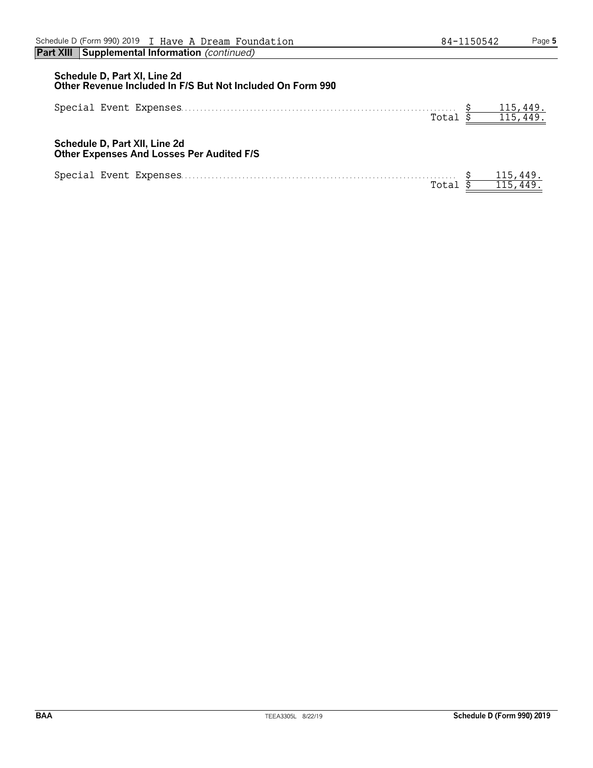**Part XIII Supplemental Information** *(continued)*

**Schedule D, Part XI, Line 2d**
**Other Revenue Included In F/S But Not Included On Form 990**

| | |
|---|---|
| Special Event Expenses | $ 115,449. |
| Total | $ 115,449. |

**Schedule D, Part XII, Line 2d**
**Other Expenses And Losses Per Audited F/S**

| | |
|---|---|
| Special Event Expenses | $ 115,449. |
| Total | $ 115,449. |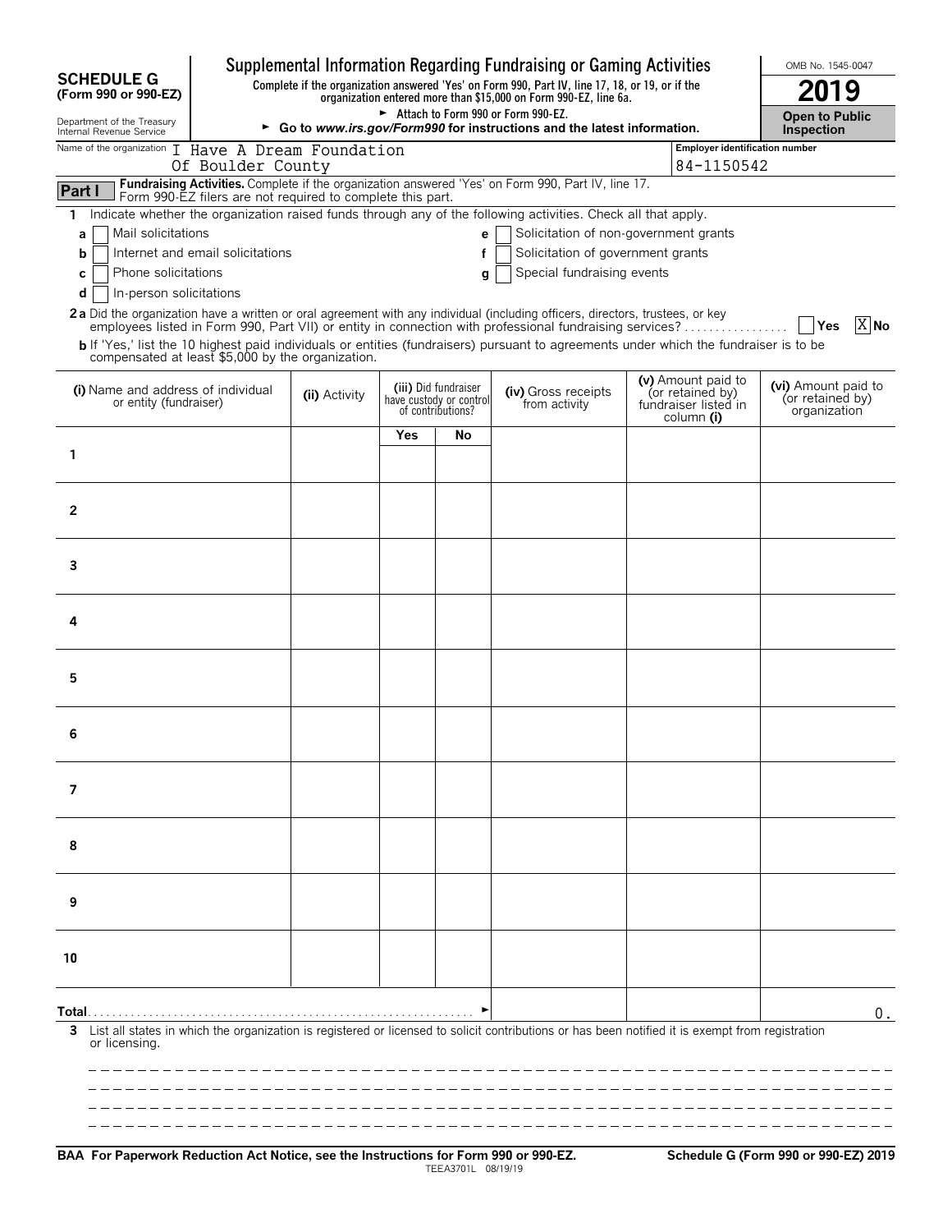# SCHEDULE G (Form 990 or 990-EZ)

Department of the Treasury
Internal Revenue Service

## Supplemental Information Regarding Fundraising or Gaming Activities

**Complete if the organization answered 'Yes' on Form 990, Part IV, line 17, 18, or 19, or if the organization entered more than $15,000 on Form 990-EZ, line 6a.**

► Attach to Form 990 or Form 990-EZ.

► Go to *www.irs.gov/Form990* for instructions and the latest information.

OMB No. 1545-0047

**2019**

**Open to Public Inspection**

Name of the organization: I Have A Dream Foundation Of Boulder County

Employer identification number: 84-1150542

**Part I** **Fundraising Activities.** Complete if the organization answered 'Yes' on Form 990, Part IV, line 17. Form 990-EZ filers are not required to complete this part.

1 Indicate whether the organization raised funds through any of the following activities. Check all that apply.

- a [ ] Mail solicitations
- b [ ] Internet and email solicitations
- c [ ] Phone solicitations
- d [ ] In-person solicitations
- e [ ] Solicitation of non-government grants
- f [ ] Solicitation of government grants
- g [ ] Special fundraising events

**2a** Did the organization have a written or oral agreement with any individual (including officers, directors, trustees, or key employees listed in Form 990, Part VII) or entity in connection with professional fundraising services? [ ] Yes [X] No

**b** If 'Yes,' list the 10 highest paid individuals or entities (fundraisers) pursuant to agreements under which the fundraiser is to be compensated at least $5,000 by the organization.

| | (i) Name and address of individual or entity (fundraiser) | (ii) Activity | (iii) Did fundraiser have custody or control of contributions? Yes | No | (iv) Gross receipts from activity | (v) Amount paid to (or retained by) fundraiser listed in column (i) | (vi) Amount paid to (or retained by) organization |
|---|---|---|---|---|---|---|---|
| 1 | | | | | | | |
| 2 | | | | | | | |
| 3 | | | | | | | |
| 4 | | | | | | | |
| 5 | | | | | | | |
| 6 | | | | | | | |
| 7 | | | | | | | |
| 8 | | | | | | | |
| 9 | | | | | | | |
| 10 | | | | | | | |
| **Total** ► | | | | | | | 0. |

**3** List all states in which the organization is registered or licensed to solicit contributions or has been notified it is exempt from registration or licensing.

**BAA For Paperwork Reduction Act Notice, see the Instructions for Form 990 or 990-EZ.** TEEA3701L 08/19/19 **Schedule G (Form 990 or 990-EZ) 2019**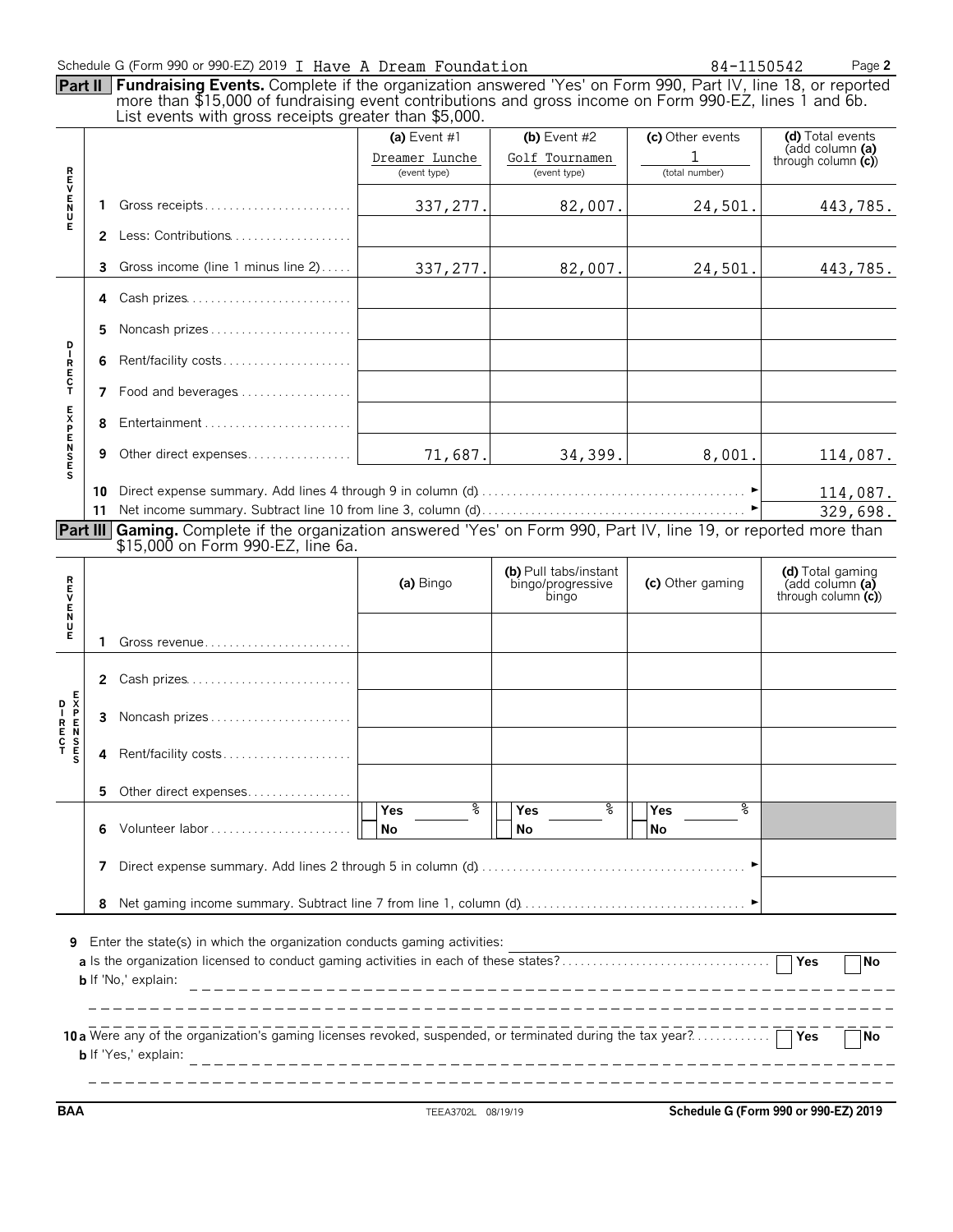Schedule G (Form 990 or 990-EZ) 2019 I Have A Dream Foundation 84-1150542 Page 2

**Part II** **Fundraising Events.** Complete if the organization answered 'Yes' on Form 990, Part IV, line 18, or reported more than $15,000 of fundraising event contributions and gross income on Form 990-EZ, lines 1 and 6b. List events with gross receipts greater than $5,000.

| | | | (a) Event #1 | (b) Event #2 | (c) Other events | (d) Total events (add column (a) through column (c)) |
|---|---|---|---|---|---|---|
| | | | Dreamer Lunche (event type) | Golf Tournamen (event type) | 1 (total number) | |
| REVENUE | 1 | Gross receipts | 337,277. | 82,007. | 24,501. | 443,785. |
| | 2 | Less: Contributions | | | | |
| | 3 | Gross income (line 1 minus line 2) | 337,277. | 82,007. | 24,501. | 443,785. |
| DIRECT EXPENSES | 4 | Cash prizes | | | | |
| | 5 | Noncash prizes | | | | |
| | 6 | Rent/facility costs | | | | |
| | 7 | Food and beverages | | | | |
| | 8 | Entertainment | | | | |
| | 9 | Other direct expenses | 71,687. | 34,399. | 8,001. | 114,087. |
| | 10 | Direct expense summary. Add lines 4 through 9 in column (d) ► | | | | 114,087. |
| | 11 | Net income summary. Subtract line 10 from line 3, column (d) ► | | | | 329,698. |

**Part III** **Gaming.** Complete if the organization answered 'Yes' on Form 990, Part IV, line 19, or reported more than $15,000 on Form 990-EZ, line 6a.

| | | | (a) Bingo | (b) Pull tabs/instant bingo/progressive bingo | (c) Other gaming | (d) Total gaming (add column (a) through column (c)) |
|---|---|---|---|---|---|---|
| REVENUE | 1 | Gross revenue | | | | |
| DIRECT EXPENSES | 2 | Cash prizes | | | | |
| | 3 | Noncash prizes | | | | |
| | 4 | Rent/facility costs | | | | |
| | 5 | Other direct expenses | | | | |
| | 6 | Volunteer labor | Yes % / No | Yes % / No | Yes % / No | |
| | 7 | Direct expense summary. Add lines 2 through 5 in column (d) ► | | | | |
| | 8 | Net gaming income summary. Subtract line 7 from line 1, column (d) ► | | | | |

**9** Enter the state(s) in which the organization conducts gaming activities:

**a** Is the organization licensed to conduct gaming activities in each of these states? ☐ Yes ☐ No

**b** If 'No,' explain:

**10a** Were any of the organization's gaming licenses revoked, suspended, or terminated during the tax year? ☐ Yes ☐ No

**b** If 'Yes,' explain:

BAA TEEA3702L 08/19/19 Schedule G (Form 990 or 990-EZ) 2019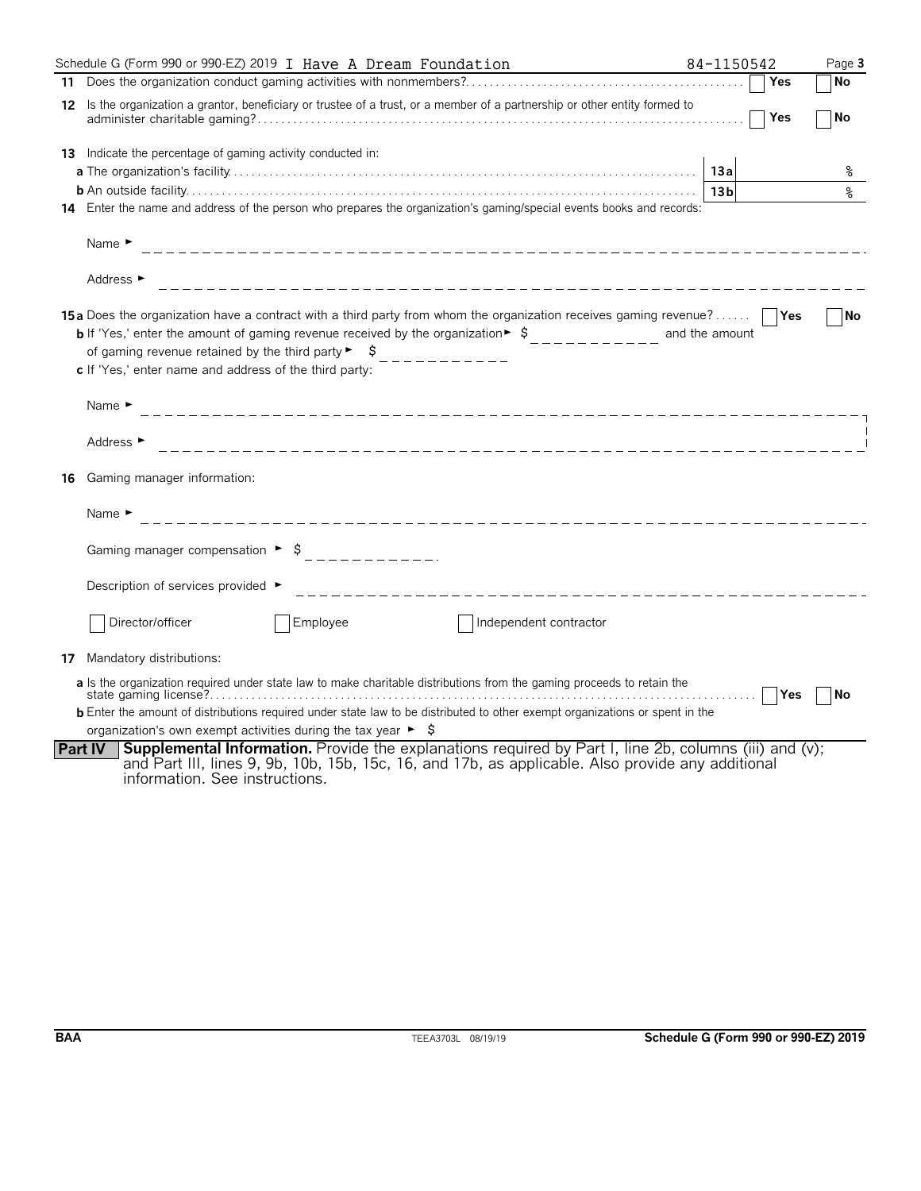Schedule G (Form 990 or 990-EZ) 2019 I Have A Dream Foundation 84-1150542

**11** Does the organization conduct gaming activities with nonmembers? ☐ Yes ☐ No

**12** Is the organization a grantor, beneficiary or trustee of a trust, or a member of a partnership or other entity formed to administer charitable gaming? ☐ Yes ☐ No

**13** Indicate the percentage of gaming activity conducted in:

**a** The organization's facility **13a** %

**b** An outside facility **13b** %

**14** Enter the name and address of the person who prepares the organization's gaming/special events books and records:

Name ►

Address ►

**15a** Does the organization have a contract with a third party from whom the organization receives gaming revenue? ☐ Yes ☐ No

**b** If 'Yes,' enter the amount of gaming revenue received by the organization ► $ ________ and the amount of gaming revenue retained by the third party ► $ ________

**c** If 'Yes,' enter name and address of the third party:

Name ►

Address ►

**16** Gaming manager information:

Name ►

Gaming manager compensation ► $ ________

Description of services provided ►

☐ Director/officer ☐ Employee ☐ Independent contractor

**17** Mandatory distributions:

**a** Is the organization required under state law to make charitable distributions from the gaming proceeds to retain the state gaming license? ☐ Yes ☐ No

**b** Enter the amount of distributions required under state law to be distributed to other exempt organizations or spent in the organization's own exempt activities during the tax year ► $

**Part IV** **Supplemental Information.** Provide the explanations required by Part I, line 2b, columns (iii) and (v); and Part III, lines 9, 9b, 10b, 15b, 15c, 16, and 17b, as applicable. Also provide any additional information. See instructions.

BAA TEEA3703L 08/19/19 **Schedule G (Form 990 or 990-EZ) 2019**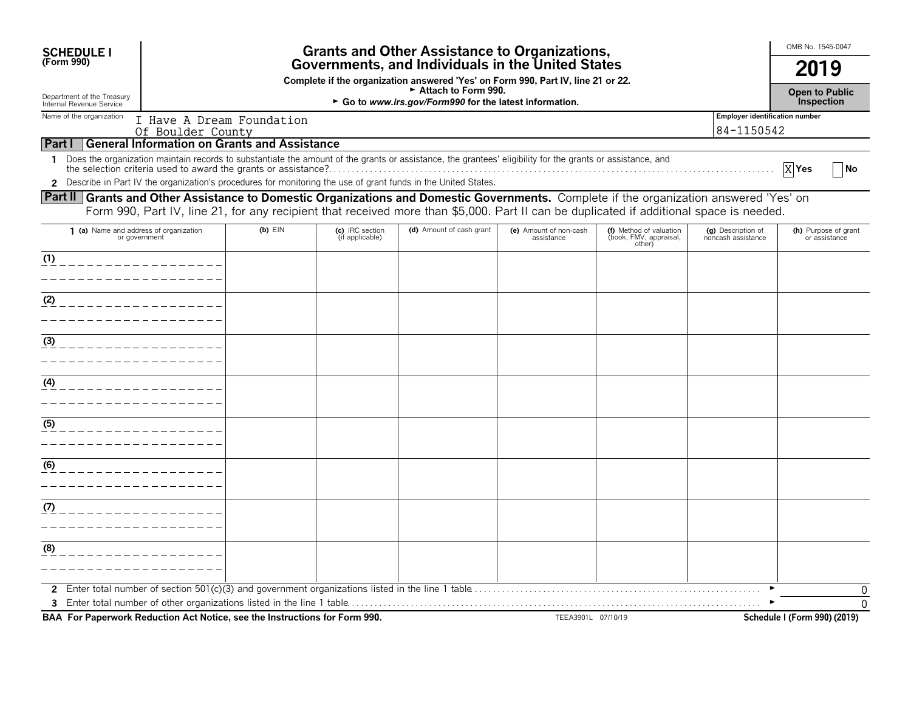**SCHEDULE I**
**(Form 990)**

Department of the Treasury
Internal Revenue Service

# Grants and Other Assistance to Organizations, Governments, and Individuals in the United States

**Complete if the organization answered 'Yes' on Form 990, Part IV, line 21 or 22.**
► **Attach to Form 990.**
► **Go to *www.irs.gov/Form990* for the latest information.**

OMB No. 1545-0047

**2019**

**Open to Public Inspection**

Name of the organization: I Have A Dream Foundation Of Boulder County

Employer identification number: 84-1150542

## Part I General Information on Grants and Assistance

**1** Does the organization maintain records to substantiate the amount of the grants or assistance, the grantees' eligibility for the grants or assistance, and the selection criteria used to award the grants or assistance? ..... X Yes ☐ No

**2** Describe in Part IV the organization's procedures for monitoring the use of grant funds in the United States.

## Part II Grants and Other Assistance to Domestic Organizations and Domestic Governments.

Complete if the organization answered 'Yes' on Form 990, Part IV, line 21, for any recipient that received more than $5,000. Part II can be duplicated if additional space is needed.

| 1 (a) Name and address of organization or government | (b) EIN | (c) IRC section (if applicable) | (d) Amount of cash grant | (e) Amount of non-cash assistance | (f) Method of valuation (book, FMV, appraisal, other) | (g) Description of noncash assistance | (h) Purpose of grant or assistance |
|---|---|---|---|---|---|---|---|
| (1) | | | | | | | |
| (2) | | | | | | | |
| (3) | | | | | | | |
| (4) | | | | | | | |
| (5) | | | | | | | |
| (6) | | | | | | | |
| (7) | | | | | | | |
| (8) | | | | | | | |

**2** Enter total number of section 501(c)(3) and government organizations listed in the line 1 table ..... ► 0

**3** Enter total number of other organizations listed in the line 1 table ..... ► 0

**BAA For Paperwork Reduction Act Notice, see the Instructions for Form 990.** TEEA3901L 07/10/19 **Schedule I (Form 990) (2019)**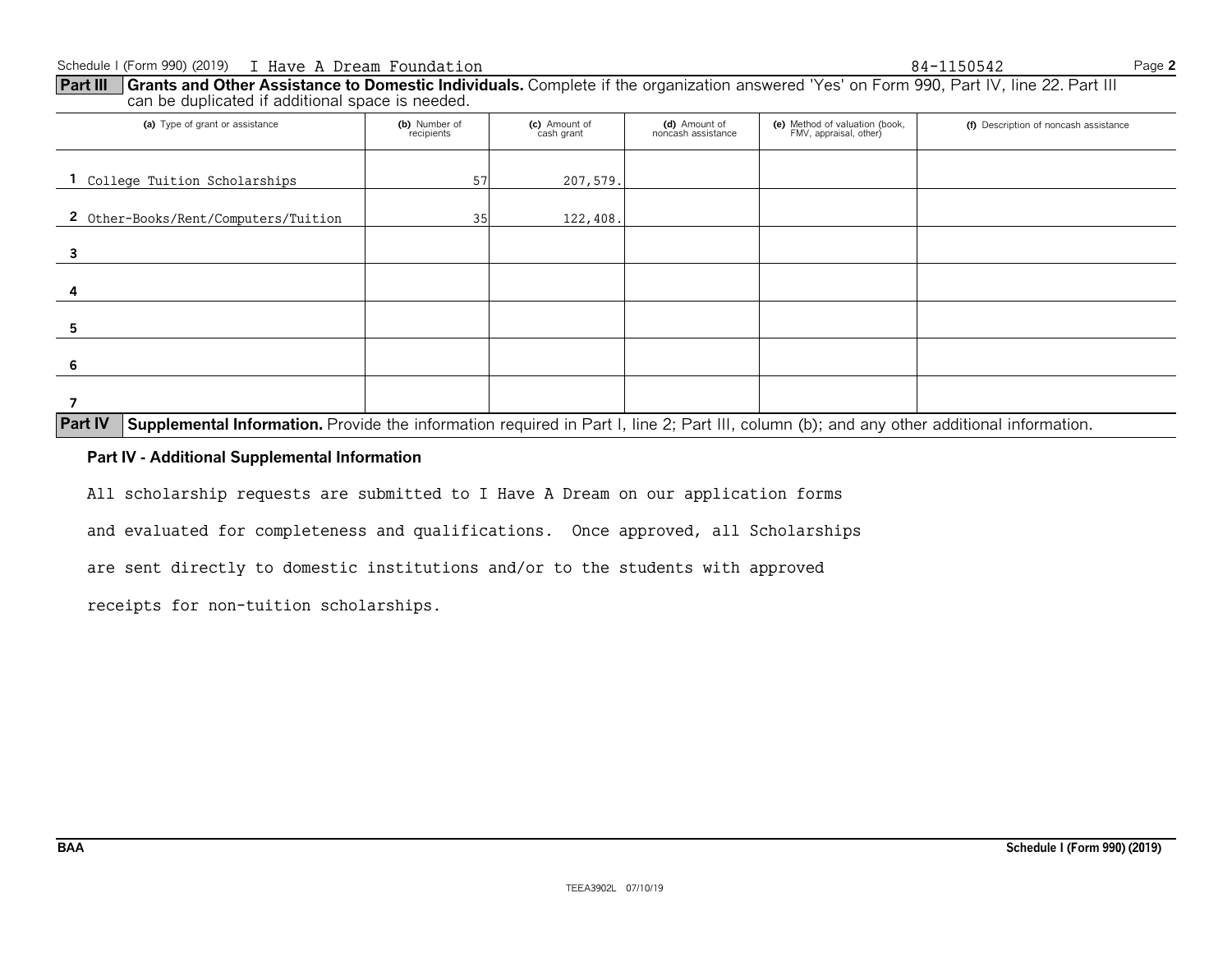Schedule I (Form 990) (2019) I Have A Dream Foundation 84-1150542

**Part III** **Grants and Other Assistance to Domestic Individuals.** Complete if the organization answered 'Yes' on Form 990, Part IV, line 22. Part III can be duplicated if additional space is needed.

| | (a) Type of grant or assistance | (b) Number of recipients | (c) Amount of cash grant | (d) Amount of noncash assistance | (e) Method of valuation (book, FMV, appraisal, other) | (f) Description of noncash assistance |
|---|---|---|---|---|---|---|
| 1 | College Tuition Scholarships | 57 | 207,579. | | | |
| 2 | Other-Books/Rent/Computers/Tuition | 35 | 122,408. | | | |
| 3 | | | | | | |
| 4 | | | | | | |
| 5 | | | | | | |
| 6 | | | | | | |
| 7 | | | | | | |

**Part IV** **Supplemental Information.** Provide the information required in Part I, line 2; Part III, column (b); and any other additional information.

**Part IV - Additional Supplemental Information**

All scholarship requests are submitted to I Have A Dream on our application forms and evaluated for completeness and qualifications. Once approved, all Scholarships are sent directly to domestic institutions and/or to the students with approved receipts for non-tuition scholarships.

BAA Schedule I (Form 990) (2019)

TEEA3902L 07/10/19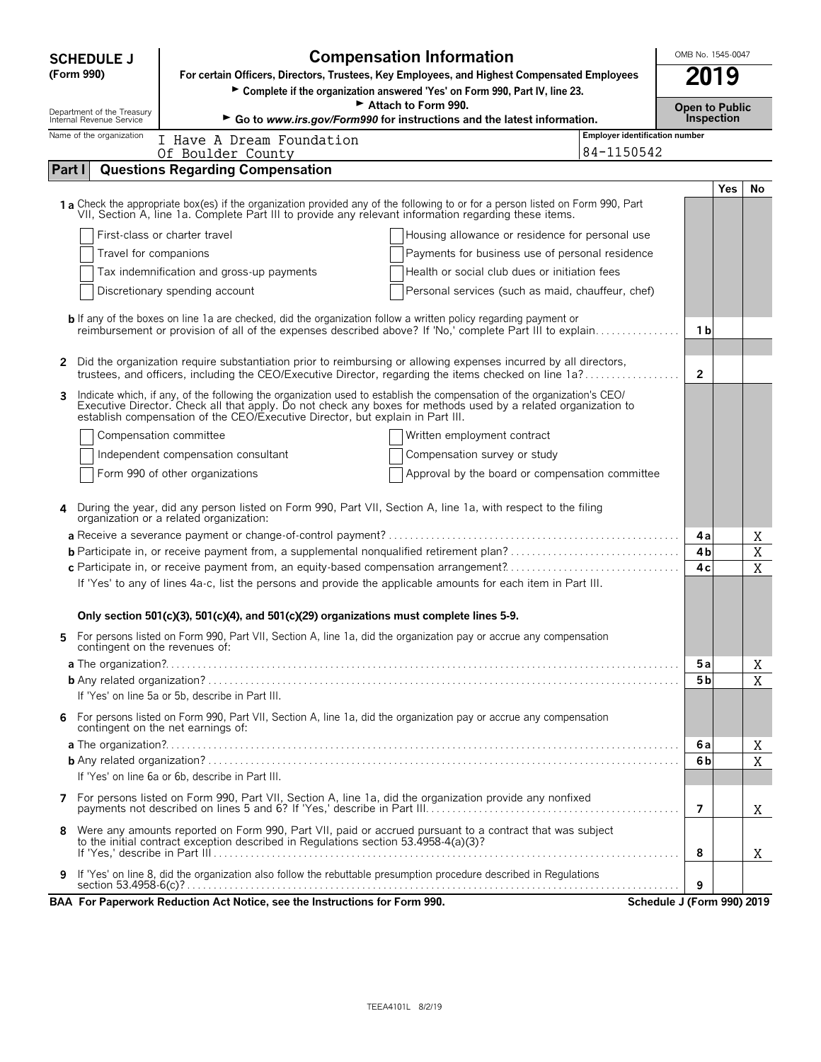**SCHEDULE J (Form 990)**

Department of the Treasury
Internal Revenue Service

# Compensation Information

**For certain Officers, Directors, Trustees, Key Employees, and Highest Compensated Employees**

► Complete if the organization answered 'Yes' on Form 990, Part IV, line 23.

► Attach to Form 990.

► Go to *www.irs.gov/Form990* for instructions and the latest information.

OMB No. 1545-0047

**2019**

**Open to Public Inspection**

Name of the organization: I Have A Dream Foundation Of Boulder County

Employer identification number: 84-1150542

## Part I Questions Regarding Compensation

| | | Yes | No |
|---|---|---|---|
| **1a** Check the appropriate box(es) if the organization provided any of the following to or for a person listed on Form 990, Part VII, Section A, line 1a. Complete Part III to provide any relevant information regarding these items. | | | |
| ☐ First-class or charter travel ☐ Housing allowance or residence for personal use | | | |
| ☐ Travel for companions ☐ Payments for business use of personal residence | | | |
| ☐ Tax indemnification and gross-up payments ☐ Health or social club dues or initiation fees | | | |
| ☐ Discretionary spending account ☐ Personal services (such as maid, chauffeur, chef) | | | |
| **b** If any of the boxes on line 1a are checked, did the organization follow a written policy regarding payment or reimbursement or provision of all of the expenses described above? If 'No,' complete Part III to explain | 1b | | |
| **2** Did the organization require substantiation prior to reimbursing or allowing expenses incurred by all directors, trustees, and officers, including the CEO/Executive Director, regarding the items checked on line 1a? | 2 | | |
| **3** Indicate which, if any, of the following the organization used to establish the compensation of the organization's CEO/Executive Director. Check all that apply. Do not check any boxes for methods used by a related organization to establish compensation of the CEO/Executive Director, but explain in Part III. | | | |
| ☐ Compensation committee ☐ Written employment contract | | | |
| ☐ Independent compensation consultant ☐ Compensation survey or study | | | |
| ☐ Form 990 of other organizations ☐ Approval by the board or compensation committee | | | |
| **4** During the year, did any person listed on Form 990, Part VII, Section A, line 1a, with respect to the filing organization or a related organization: | | | |
| **a** Receive a severance payment or change-of-control payment? | 4a | | X |
| **b** Participate in, or receive payment from, a supplemental nonqualified retirement plan? | 4b | | X |
| **c** Participate in, or receive payment from, an equity-based compensation arrangement? | 4c | | X |
| If 'Yes' to any of lines 4a-c, list the persons and provide the applicable amounts for each item in Part III. | | | |
| **Only section 501(c)(3), 501(c)(4), and 501(c)(29) organizations must complete lines 5-9.** | | | |
| **5** For persons listed on Form 990, Part VII, Section A, line 1a, did the organization pay or accrue any compensation contingent on the revenues of: | | | |
| **a** The organization? | 5a | | X |
| **b** Any related organization? | 5b | | X |
| If 'Yes' on line 5a or 5b, describe in Part III. | | | |
| **6** For persons listed on Form 990, Part VII, Section A, line 1a, did the organization pay or accrue any compensation contingent on the net earnings of: | | | |
| **a** The organization? | 6a | | X |
| **b** Any related organization? | 6b | | X |
| If 'Yes' on line 6a or 6b, describe in Part III. | | | |
| **7** For persons listed on Form 990, Part VII, Section A, line 1a, did the organization provide any nonfixed payments not described on lines 5 and 6? If 'Yes,' describe in Part III | 7 | | X |
| **8** Were any amounts reported on Form 990, Part VII, paid or accrued pursuant to a contract that was subject to the initial contract exception described in Regulations section 53.4958-4(a)(3)? If 'Yes,' describe in Part III | 8 | | X |
| **9** If 'Yes' on line 8, did the organization also follow the rebuttable presumption procedure described in Regulations section 53.4958-6(c)? | 9 | | |

**BAA For Paperwork Reduction Act Notice, see the Instructions for Form 990.** **Schedule J (Form 990) 2019**

TEEA4101L 8/2/19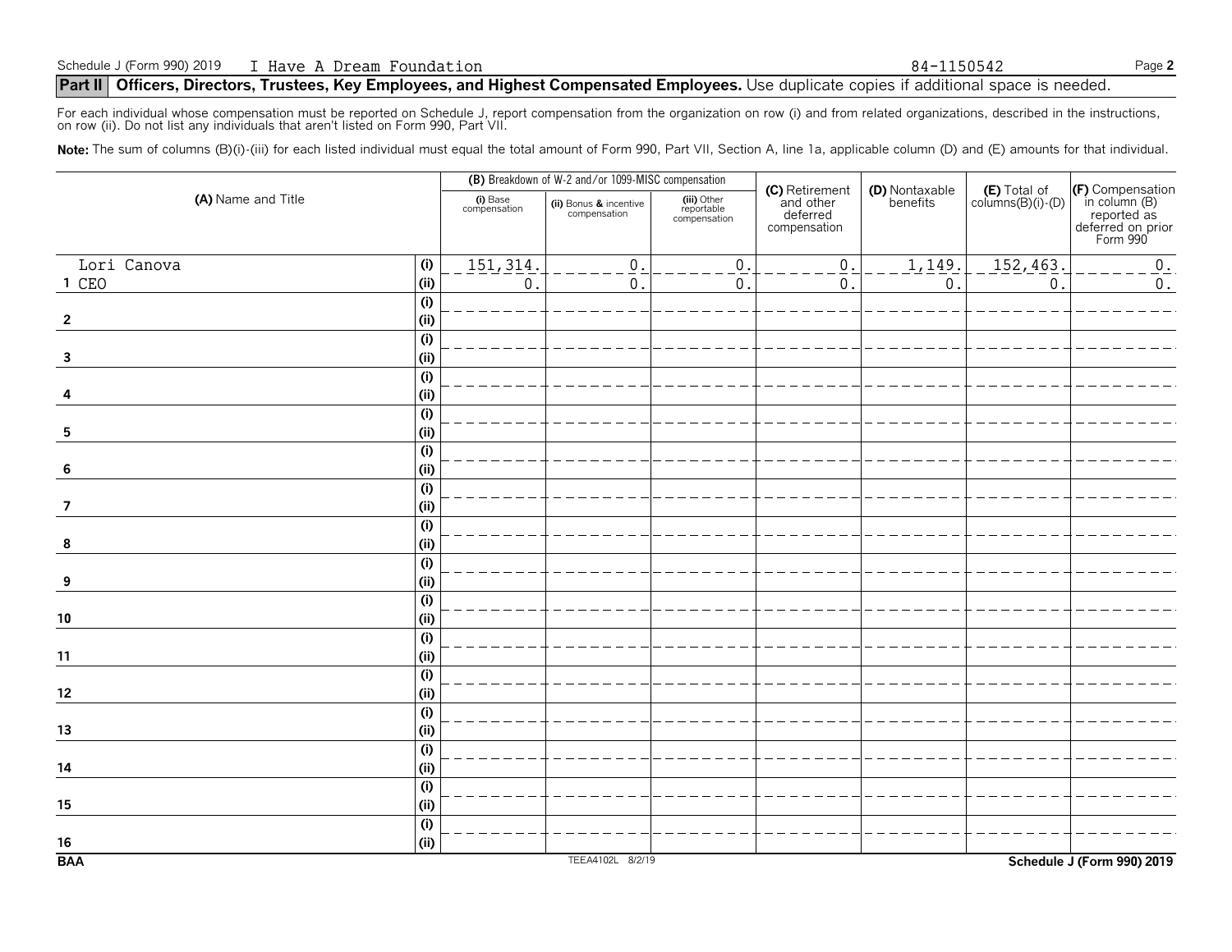Schedule J (Form 990) 2019 I Have A Dream Foundation 84-1150542

## Part II Officers, Directors, Trustees, Key Employees, and Highest Compensated Employees. Use duplicate copies if additional space is needed.

For each individual whose compensation must be reported on Schedule J, report compensation from the organization on row (i) and from related organizations, described in the instructions, on row (ii). Do not list any individuals that aren't listed on Form 990, Part VII.

**Note:** The sum of columns (B)(i)-(iii) for each listed individual must equal the total amount of Form 990, Part VII, Section A, line 1a, applicable column (D) and (E) amounts for that individual.

| (A) Name and Title | | (B) Breakdown of W-2 and/or 1099-MISC compensation | | | (C) Retirement and other deferred compensation | (D) Nontaxable benefits | (E) Total of columns(B)(i)-(D) | (F) Compensation in column (B) reported as deferred on prior Form 990 |
|---|---|---|---|---|---|---|---|---|
| | | (i) Base compensation | (ii) Bonus & incentive compensation | (iii) Other reportable compensation | | | | |
| 1 Lori Canova CEO | (i) | 151,314. | 0. | 0. | 0. | 1,149. | 152,463. | 0. |
| | (ii) | 0. | 0. | 0. | 0. | 0. | 0. | 0. |
| 2 | (i) | | | | | | | |
| | (ii) | | | | | | | |
| 3 | (i) | | | | | | | |
| | (ii) | | | | | | | |
| 4 | (i) | | | | | | | |
| | (ii) | | | | | | | |
| 5 | (i) | | | | | | | |
| | (ii) | | | | | | | |
| 6 | (i) | | | | | | | |
| | (ii) | | | | | | | |
| 7 | (i) | | | | | | | |
| | (ii) | | | | | | | |
| 8 | (i) | | | | | | | |
| | (ii) | | | | | | | |
| 9 | (i) | | | | | | | |
| | (ii) | | | | | | | |
| 10 | (i) | | | | | | | |
| | (ii) | | | | | | | |
| 11 | (i) | | | | | | | |
| | (ii) | | | | | | | |
| 12 | (i) | | | | | | | |
| | (ii) | | | | | | | |
| 13 | (i) | | | | | | | |
| | (ii) | | | | | | | |
| 14 | (i) | | | | | | | |
| | (ii) | | | | | | | |
| 15 | (i) | | | | | | | |
| | (ii) | | | | | | | |
| 16 | (i) | | | | | | | |
| | (ii) | | | | | | | |

BAA TEEA4102L 8/2/19 Schedule J (Form 990) 2019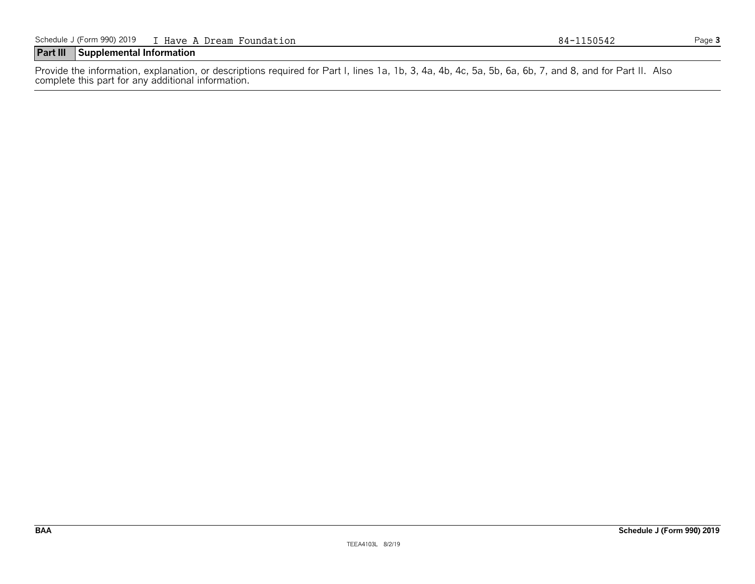## Part III Supplemental Information

Provide the information, explanation, or descriptions required for Part I, lines 1a, 1b, 3, 4a, 4b, 4c, 5a, 5b, 6a, 6b, 7, and 8, and for Part II. Also complete this part for any additional information.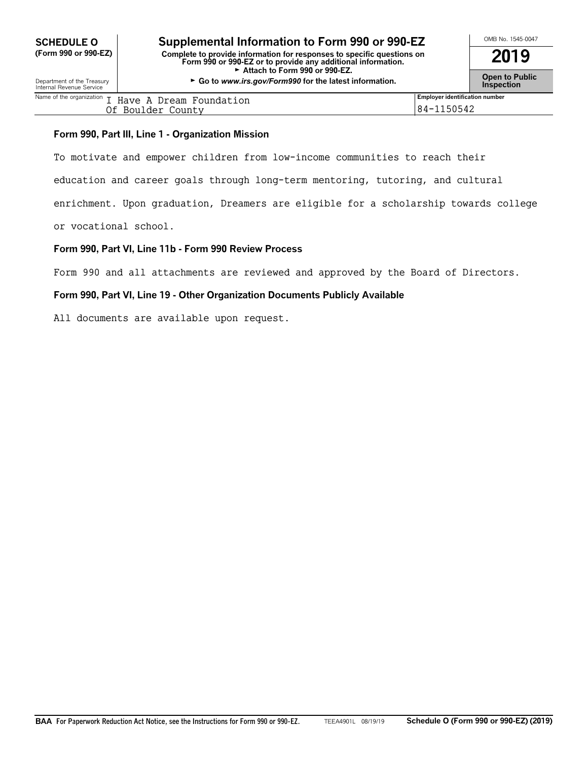**SCHEDULE O (Form 990 or 990-EZ)**

Department of the Treasury
Internal Revenue Service

# Supplemental Information to Form 990 or 990-EZ

**Complete to provide information for responses to specific questions on Form 990 or 990-EZ or to provide any additional information.**
**► Attach to Form 990 or 990-EZ.**
**► Go to *www.irs.gov/Form990* for the latest information.**

OMB No. 1545-0047

**2019**

**Open to Public Inspection**

| Name of the organization | Employer identification number |
|---|---|
| I Have A Dream Foundation Of Boulder County | 84-1150542 |

**Form 990, Part III, Line 1 - Organization Mission**

To motivate and empower children from low-income communities to reach their education and career goals through long-term mentoring, tutoring, and cultural enrichment. Upon graduation, Dreamers are eligible for a scholarship towards college or vocational school.

**Form 990, Part VI, Line 11b - Form 990 Review Process**

Form 990 and all attachments are reviewed and approved by the Board of Directors.

**Form 990, Part VI, Line 19 - Other Organization Documents Publicly Available**

All documents are available upon request.

**BAA** For Paperwork Reduction Act Notice, see the Instructions for Form 990 or 990-EZ. TEEA4901L 08/19/19 **Schedule O (Form 990 or 990-EZ) (2019)**